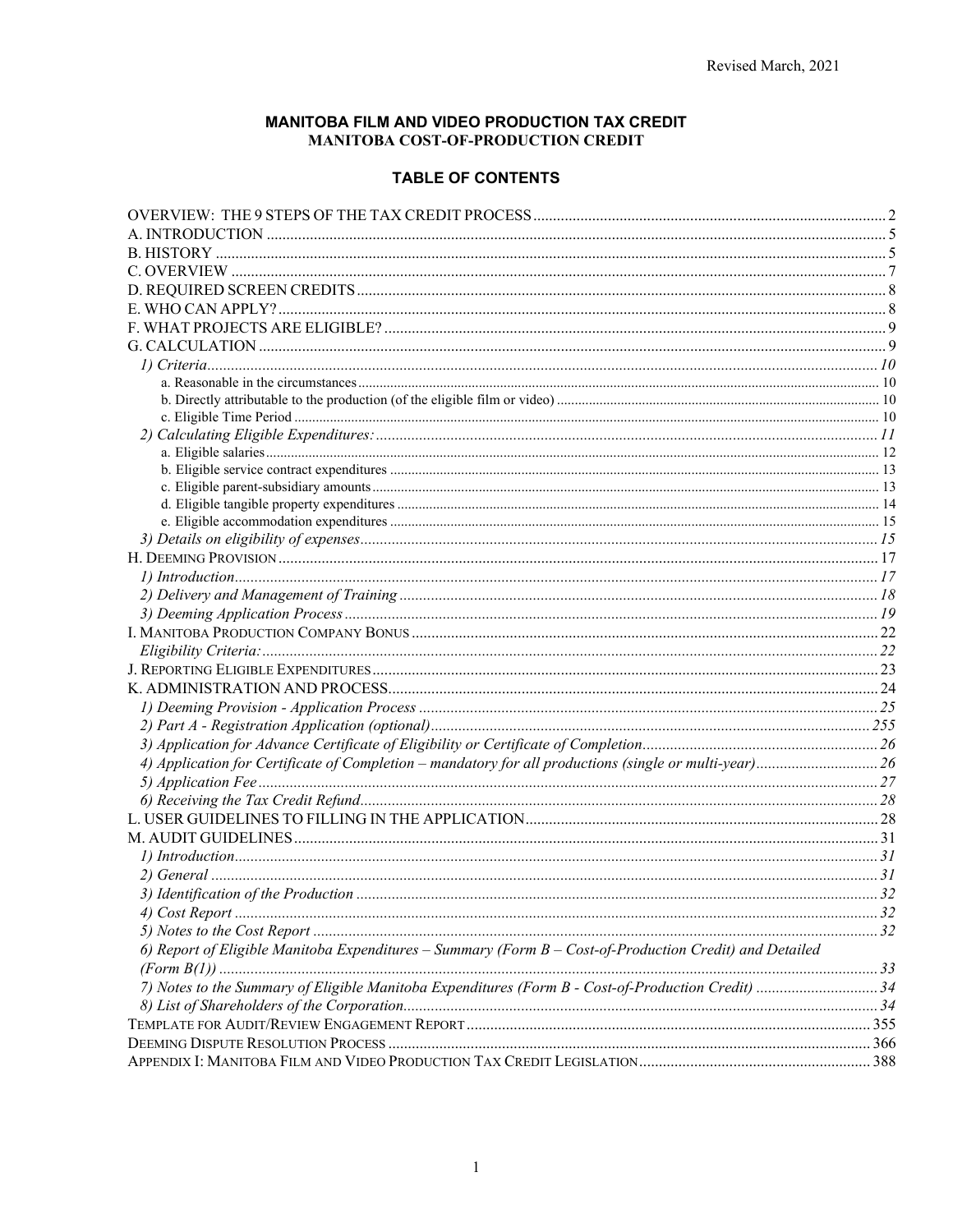Revised March, 2021

# MANITOBA FILM AND VIDEO PRODUCTION TAX CREDIT
## MANITOBA COST-OF-PRODUCTION CREDIT

## TABLE OF CONTENTS

OVERVIEW: THE 9 STEPS OF THE TAX CREDIT PROCESS .......... 2
A. INTRODUCTION .......... 5
B. HISTORY .......... 5
C. OVERVIEW .......... 7
D. REQUIRED SCREEN CREDITS .......... 8
E. WHO CAN APPLY? .......... 8
F. WHAT PROJECTS ARE ELIGIBLE? .......... 9
G. CALCULATION .......... 9
*1) Criteria* .......... 10
a. Reasonable in the circumstances .......... 10
b. Directly attributable to the production (of the eligible film or video) .......... 10
c. Eligible Time Period .......... 10
*2) Calculating Eligible Expenditures:* .......... 11
a. Eligible salaries .......... 12
b. Eligible service contract expenditures .......... 13
c. Eligible parent-subsidiary amounts .......... 13
d. Eligible tangible property expenditures .......... 14
e. Eligible accommodation expenditures .......... 15
*3) Details on eligibility of expenses* .......... 15
H. DEEMING PROVISION .......... 17
*1) Introduction* .......... 17
*2) Delivery and Management of Training* .......... 18
*3) Deeming Application Process* .......... 19
I. MANITOBA PRODUCTION COMPANY BONUS .......... 22
*Eligibility Criteria:* .......... 22
J. REPORTING ELIGIBLE EXPENDITURES .......... 23
K. ADMINISTRATION AND PROCESS .......... 24
*1) Deeming Provision - Application Process* .......... 25
*2) Part A - Registration Application (optional)* .......... 255
*3) Application for Advance Certificate of Eligibility or Certificate of Completion* .......... 26
*4) Application for Certificate of Completion – mandatory for all productions (single or multi-year)* .......... 26
*5) Application Fee* .......... 27
*6) Receiving the Tax Credit Refund* .......... 28
L. USER GUIDELINES TO FILLING IN THE APPLICATION .......... 28
M. AUDIT GUIDELINES .......... 31
*1) Introduction* .......... 31
*2) General* .......... 31
*3) Identification of the Production* .......... 32
*4) Cost Report* .......... 32
*5) Notes to the Cost Report* .......... 32
*6) Report of Eligible Manitoba Expenditures – Summary (Form B – Cost-of-Production Credit) and Detailed (Form B(1))* .......... 33
*7) Notes to the Summary of Eligible Manitoba Expenditures (Form B - Cost-of-Production Credit)* .......... 34
*8) List of Shareholders of the Corporation* .......... 34
TEMPLATE FOR AUDIT/REVIEW ENGAGEMENT REPORT .......... 355
DEEMING DISPUTE RESOLUTION PROCESS .......... 366
APPENDIX I: MANITOBA FILM AND VIDEO PRODUCTION TAX CREDIT LEGISLATION .......... 388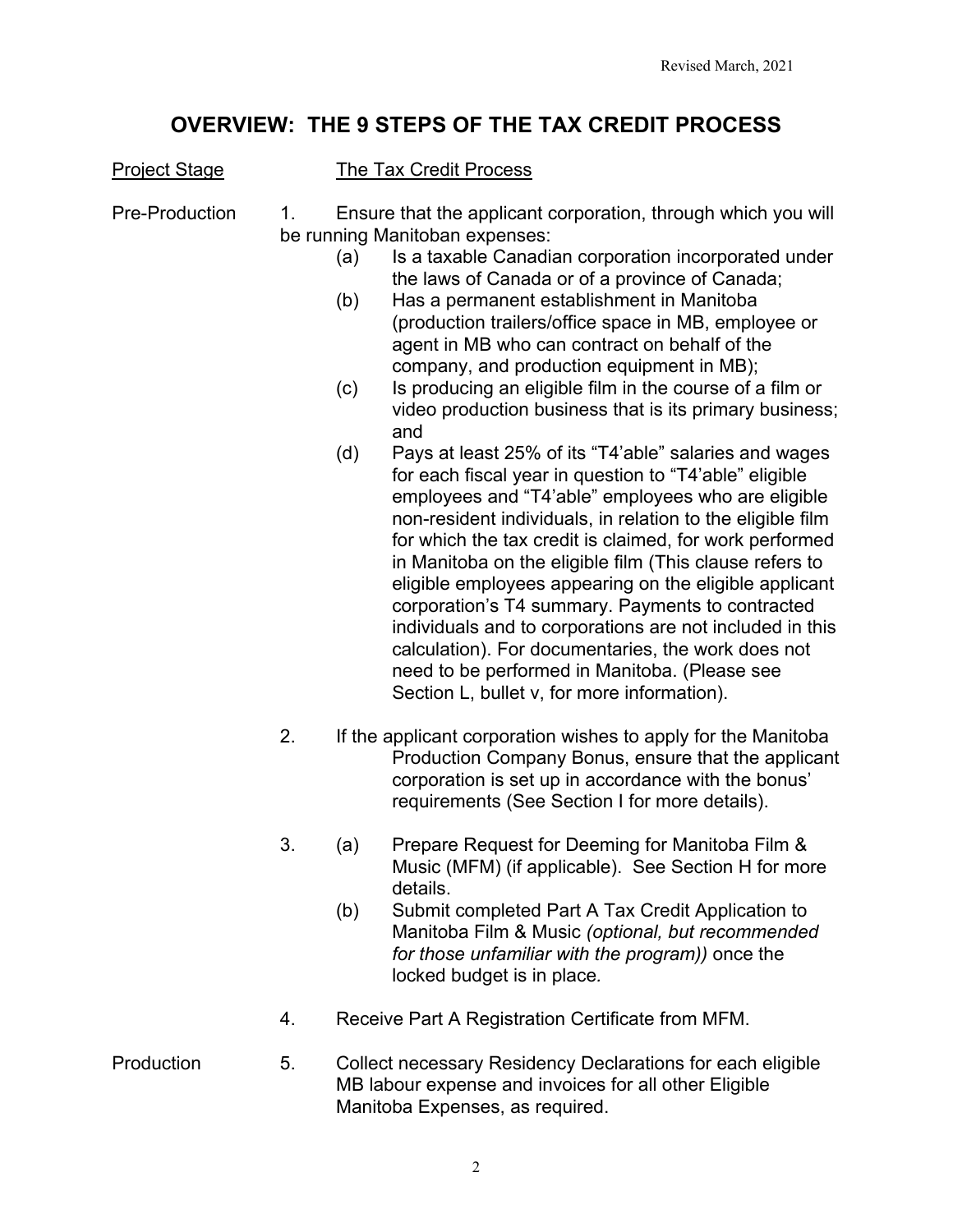Revised March, 2021

# OVERVIEW: THE 9 STEPS OF THE TAX CREDIT PROCESS

| Project Stage | The Tax Credit Process |
|---|---|

**Pre-Production**

1. Ensure that the applicant corporation, through which you will be running Manitoban expenses:
   - (a) Is a taxable Canadian corporation incorporated under the laws of Canada or of a province of Canada;
   - (b) Has a permanent establishment in Manitoba (production trailers/office space in MB, employee or agent in MB who can contract on behalf of the company, and production equipment in MB);
   - (c) Is producing an eligible film in the course of a film or video production business that is its primary business; and
   - (d) Pays at least 25% of its "T4'able" salaries and wages for each fiscal year in question to "T4'able" eligible employees and "T4'able" employees who are eligible non-resident individuals, in relation to the eligible film for which the tax credit is claimed, for work performed in Manitoba on the eligible film (This clause refers to eligible employees appearing on the eligible applicant corporation's T4 summary. Payments to contracted individuals and to corporations are not included in this calculation). For documentaries, the work does not need to be performed in Manitoba. (Please see Section L, bullet v, for more information).

2. If the applicant corporation wishes to apply for the Manitoba Production Company Bonus, ensure that the applicant corporation is set up in accordance with the bonus' requirements (See Section I for more details).

3. 
   - (a) Prepare Request for Deeming for Manitoba Film & Music (MFM) (if applicable). See Section H for more details.
   - (b) Submit completed Part A Tax Credit Application to Manitoba Film & Music *(optional, but recommended for those unfamiliar with the program))* once the locked budget is in place.

4. Receive Part A Registration Certificate from MFM.

**Production**

5. Collect necessary Residency Declarations for each eligible MB labour expense and invoices for all other Eligible Manitoba Expenses, as required.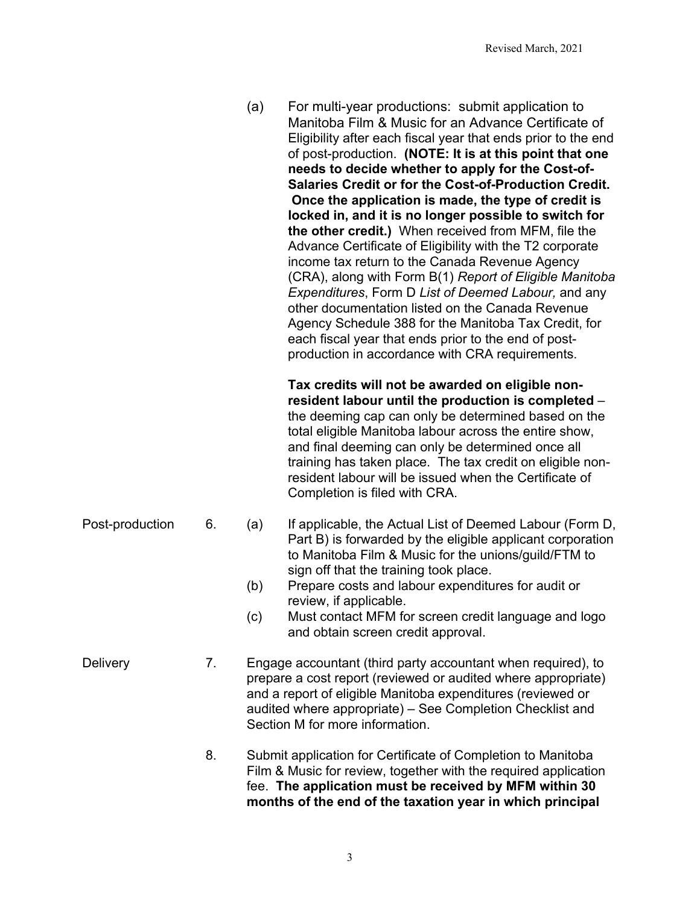(a) For multi-year productions: submit application to Manitoba Film & Music for an Advance Certificate of Eligibility after each fiscal year that ends prior to the end of post-production. **(NOTE: It is at this point that one needs to decide whether to apply for the Cost-of-Salaries Credit or for the Cost-of-Production Credit. Once the application is made, the type of credit is locked in, and it is no longer possible to switch for the other credit.)** When received from MFM, file the Advance Certificate of Eligibility with the T2 corporate income tax return to the Canada Revenue Agency (CRA), along with Form B(1) *Report of Eligible Manitoba Expenditures*, Form D *List of Deemed Labour,* and any other documentation listed on the Canada Revenue Agency Schedule 388 for the Manitoba Tax Credit, for each fiscal year that ends prior to the end of post-production in accordance with CRA requirements.

**Tax credits will not be awarded on eligible non-resident labour until the production is completed** – the deeming cap can only be determined based on the total eligible Manitoba labour across the entire show, and final deeming can only be determined once all training has taken place. The tax credit on eligible non-resident labour will be issued when the Certificate of Completion is filed with CRA.

Post-production

6. (a) If applicable, the Actual List of Deemed Labour (Form D, Part B) is forwarded by the eligible applicant corporation to Manitoba Film & Music for the unions/guild/FTM to sign off that the training took place.
   (b) Prepare costs and labour expenditures for audit or review, if applicable.
   (c) Must contact MFM for screen credit language and logo and obtain screen credit approval.

Delivery

7. Engage accountant (third party accountant when required), to prepare a cost report (reviewed or audited where appropriate) and a report of eligible Manitoba expenditures (reviewed or audited where appropriate) – See Completion Checklist and Section M for more information.

8. Submit application for Certificate of Completion to Manitoba Film & Music for review, together with the required application fee. **The application must be received by MFM within 30 months of the end of the taxation year in which principal**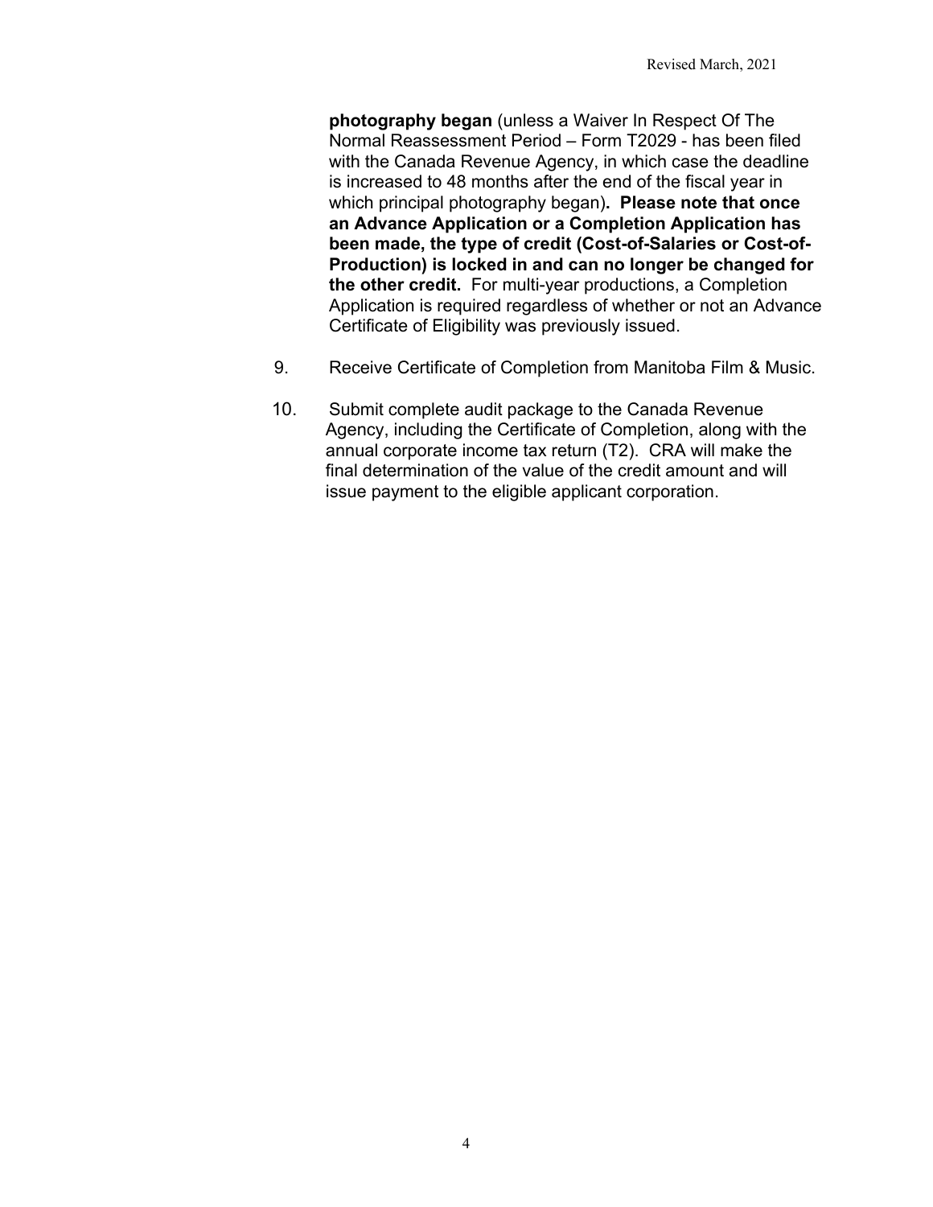**photography began** (unless a Waiver In Respect Of The Normal Reassessment Period – Form T2029 - has been filed with the Canada Revenue Agency, in which case the deadline is increased to 48 months after the end of the fiscal year in which principal photography began)**. Please note that once an Advance Application or a Completion Application has been made, the type of credit (Cost-of-Salaries or Cost-of-Production) is locked in and can no longer be changed for the other credit.** For multi-year productions, a Completion Application is required regardless of whether or not an Advance Certificate of Eligibility was previously issued.

9. Receive Certificate of Completion from Manitoba Film & Music.

10. Submit complete audit package to the Canada Revenue Agency, including the Certificate of Completion, along with the annual corporate income tax return (T2). CRA will make the final determination of the value of the credit amount and will issue payment to the eligible applicant corporation.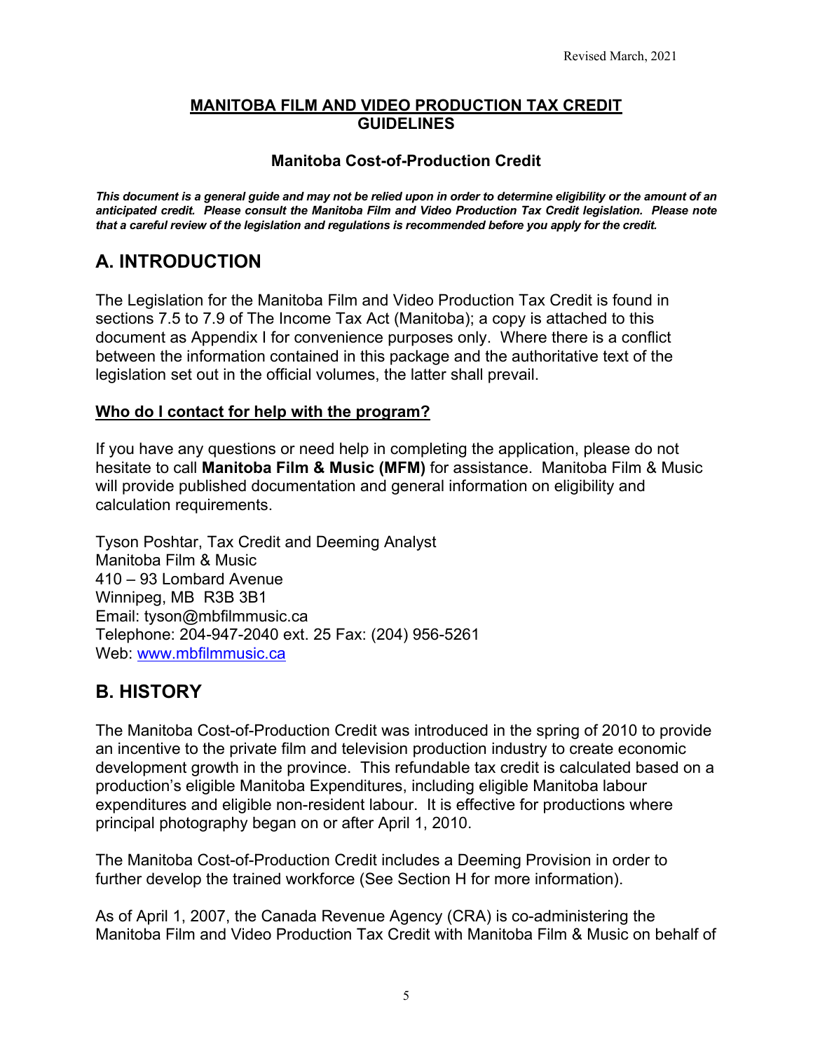Revised March, 2021

**MANITOBA FILM AND VIDEO PRODUCTION TAX CREDIT GUIDELINES**

**Manitoba Cost-of-Production Credit**

***This document is a general guide and may not be relied upon in order to determine eligibility or the amount of an anticipated credit. Please consult the Manitoba Film and Video Production Tax Credit legislation. Please note that a careful review of the legislation and regulations is recommended before you apply for the credit.***

## A. INTRODUCTION

The Legislation for the Manitoba Film and Video Production Tax Credit is found in sections 7.5 to 7.9 of The Income Tax Act (Manitoba); a copy is attached to this document as Appendix I for convenience purposes only. Where there is a conflict between the information contained in this package and the authoritative text of the legislation set out in the official volumes, the latter shall prevail.

**Who do I contact for help with the program?**

If you have any questions or need help in completing the application, please do not hesitate to call **Manitoba Film & Music (MFM)** for assistance. Manitoba Film & Music will provide published documentation and general information on eligibility and calculation requirements.

Tyson Poshtar, Tax Credit and Deeming Analyst
Manitoba Film & Music
410 – 93 Lombard Avenue
Winnipeg, MB R3B 3B1
Email: tyson@mbfilmmusic.ca
Telephone: 204-947-2040 ext. 25 Fax: (204) 956-5261
Web: www.mbfilmmusic.ca

## B. HISTORY

The Manitoba Cost-of-Production Credit was introduced in the spring of 2010 to provide an incentive to the private film and television production industry to create economic development growth in the province. This refundable tax credit is calculated based on a production's eligible Manitoba Expenditures, including eligible Manitoba labour expenditures and eligible non-resident labour. It is effective for productions where principal photography began on or after April 1, 2010.

The Manitoba Cost-of-Production Credit includes a Deeming Provision in order to further develop the trained workforce (See Section H for more information).

As of April 1, 2007, the Canada Revenue Agency (CRA) is co-administering the Manitoba Film and Video Production Tax Credit with Manitoba Film & Music on behalf of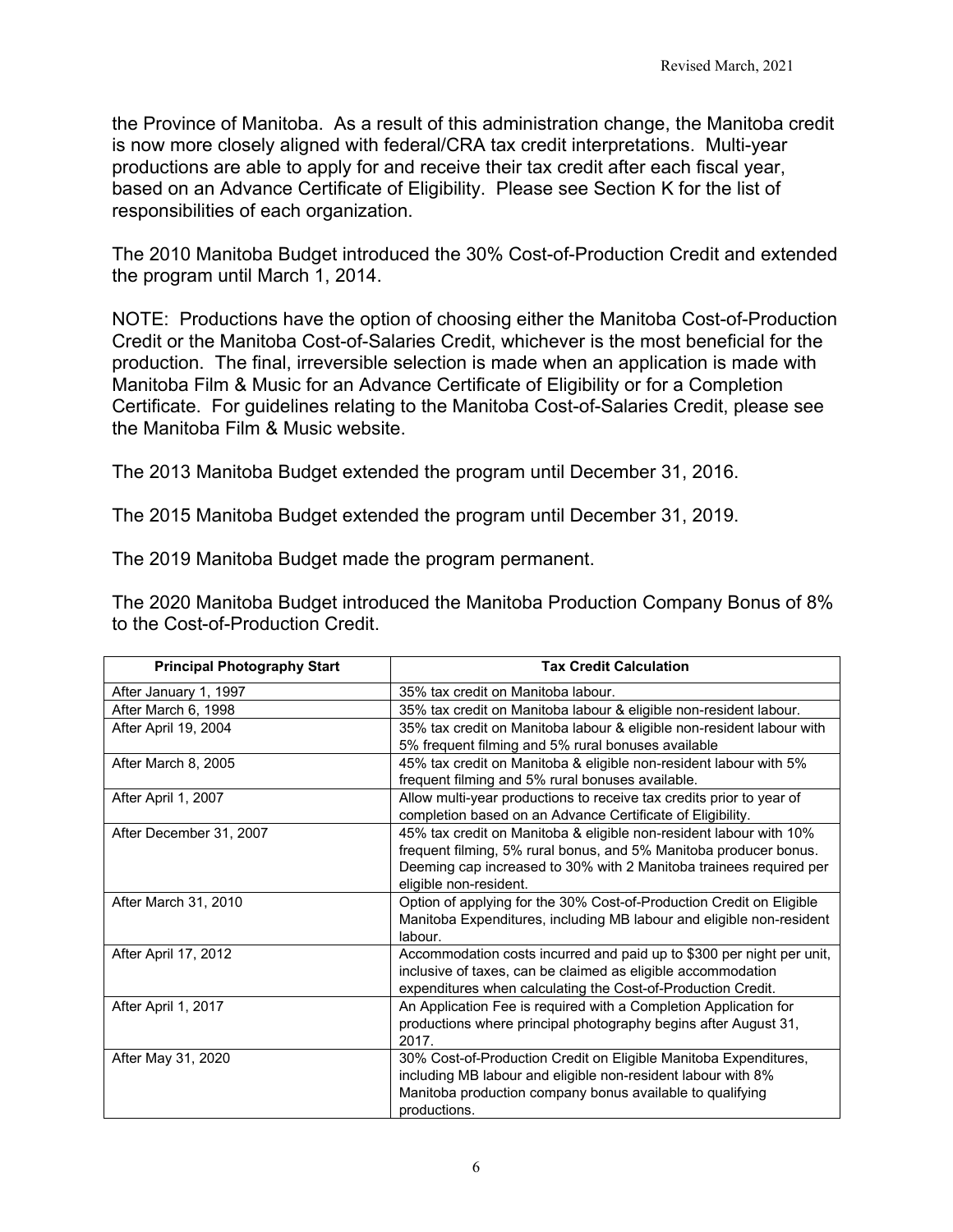the Province of Manitoba. As a result of this administration change, the Manitoba credit is now more closely aligned with federal/CRA tax credit interpretations. Multi-year productions are able to apply for and receive their tax credit after each fiscal year, based on an Advance Certificate of Eligibility. Please see Section K for the list of responsibilities of each organization.

The 2010 Manitoba Budget introduced the 30% Cost-of-Production Credit and extended the program until March 1, 2014.

NOTE: Productions have the option of choosing either the Manitoba Cost-of-Production Credit or the Manitoba Cost-of-Salaries Credit, whichever is the most beneficial for the production. The final, irreversible selection is made when an application is made with Manitoba Film & Music for an Advance Certificate of Eligibility or for a Completion Certificate. For guidelines relating to the Manitoba Cost-of-Salaries Credit, please see the Manitoba Film & Music website.

The 2013 Manitoba Budget extended the program until December 31, 2016.

The 2015 Manitoba Budget extended the program until December 31, 2019.

The 2019 Manitoba Budget made the program permanent.

The 2020 Manitoba Budget introduced the Manitoba Production Company Bonus of 8% to the Cost-of-Production Credit.

| Principal Photography Start | Tax Credit Calculation |
|---|---|
| After January 1, 1997 | 35% tax credit on Manitoba labour. |
| After March 6, 1998 | 35% tax credit on Manitoba labour & eligible non-resident labour. |
| After April 19, 2004 | 35% tax credit on Manitoba labour & eligible non-resident labour with 5% frequent filming and 5% rural bonuses available |
| After March 8, 2005 | 45% tax credit on Manitoba & eligible non-resident labour with 5% frequent filming and 5% rural bonuses available. |
| After April 1, 2007 | Allow multi-year productions to receive tax credits prior to year of completion based on an Advance Certificate of Eligibility. |
| After December 31, 2007 | 45% tax credit on Manitoba & eligible non-resident labour with 10% frequent filming, 5% rural bonus, and 5% Manitoba producer bonus. Deeming cap increased to 30% with 2 Manitoba trainees required per eligible non-resident. |
| After March 31, 2010 | Option of applying for the 30% Cost-of-Production Credit on Eligible Manitoba Expenditures, including MB labour and eligible non-resident labour. |
| After April 17, 2012 | Accommodation costs incurred and paid up to $300 per night per unit, inclusive of taxes, can be claimed as eligible accommodation expenditures when calculating the Cost-of-Production Credit. |
| After April 1, 2017 | An Application Fee is required with a Completion Application for productions where principal photography begins after August 31, 2017. |
| After May 31, 2020 | 30% Cost-of-Production Credit on Eligible Manitoba Expenditures, including MB labour and eligible non-resident labour with 8% Manitoba production company bonus available to qualifying productions. |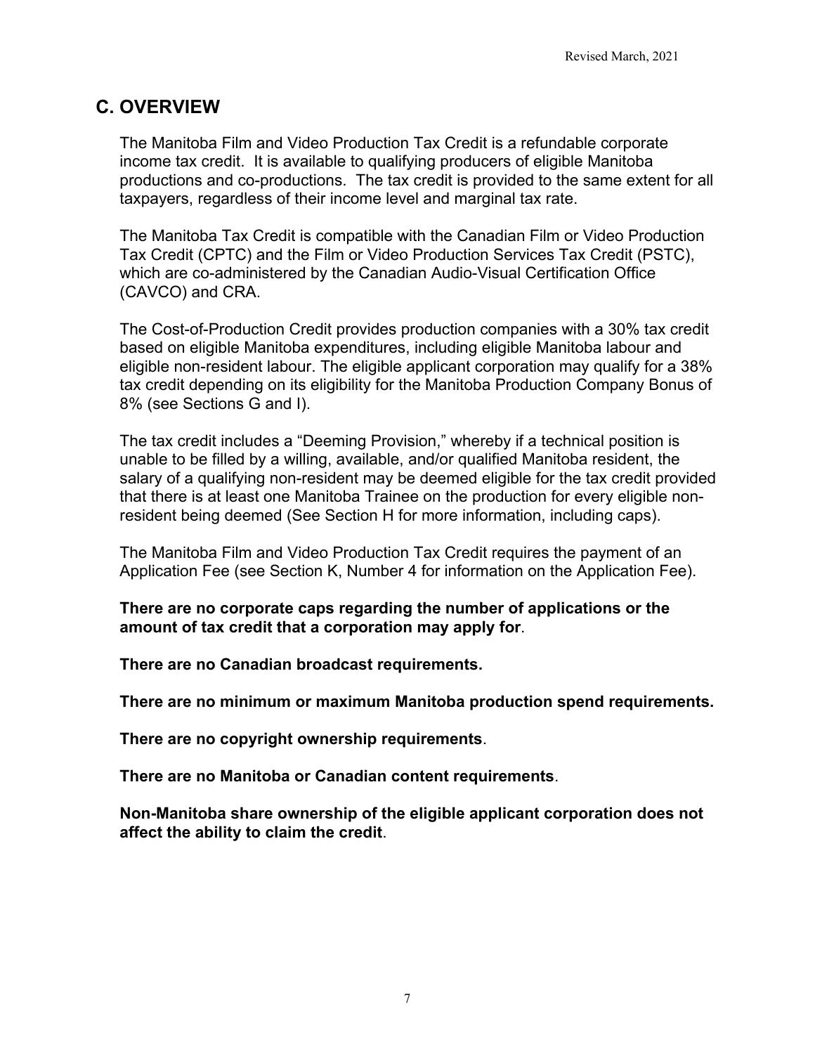## C. OVERVIEW

The Manitoba Film and Video Production Tax Credit is a refundable corporate income tax credit. It is available to qualifying producers of eligible Manitoba productions and co-productions. The tax credit is provided to the same extent for all taxpayers, regardless of their income level and marginal tax rate.

The Manitoba Tax Credit is compatible with the Canadian Film or Video Production Tax Credit (CPTC) and the Film or Video Production Services Tax Credit (PSTC), which are co-administered by the Canadian Audio-Visual Certification Office (CAVCO) and CRA.

The Cost-of-Production Credit provides production companies with a 30% tax credit based on eligible Manitoba expenditures, including eligible Manitoba labour and eligible non-resident labour. The eligible applicant corporation may qualify for a 38% tax credit depending on its eligibility for the Manitoba Production Company Bonus of 8% (see Sections G and I).

The tax credit includes a "Deeming Provision," whereby if a technical position is unable to be filled by a willing, available, and/or qualified Manitoba resident, the salary of a qualifying non-resident may be deemed eligible for the tax credit provided that there is at least one Manitoba Trainee on the production for every eligible non-resident being deemed (See Section H for more information, including caps).

The Manitoba Film and Video Production Tax Credit requires the payment of an Application Fee (see Section K, Number 4 for information on the Application Fee).

**There are no corporate caps regarding the number of applications or the amount of tax credit that a corporation may apply for**.

**There are no Canadian broadcast requirements.**

**There are no minimum or maximum Manitoba production spend requirements.**

**There are no copyright ownership requirements**.

**There are no Manitoba or Canadian content requirements**.

**Non-Manitoba share ownership of the eligible applicant corporation does not affect the ability to claim the credit**.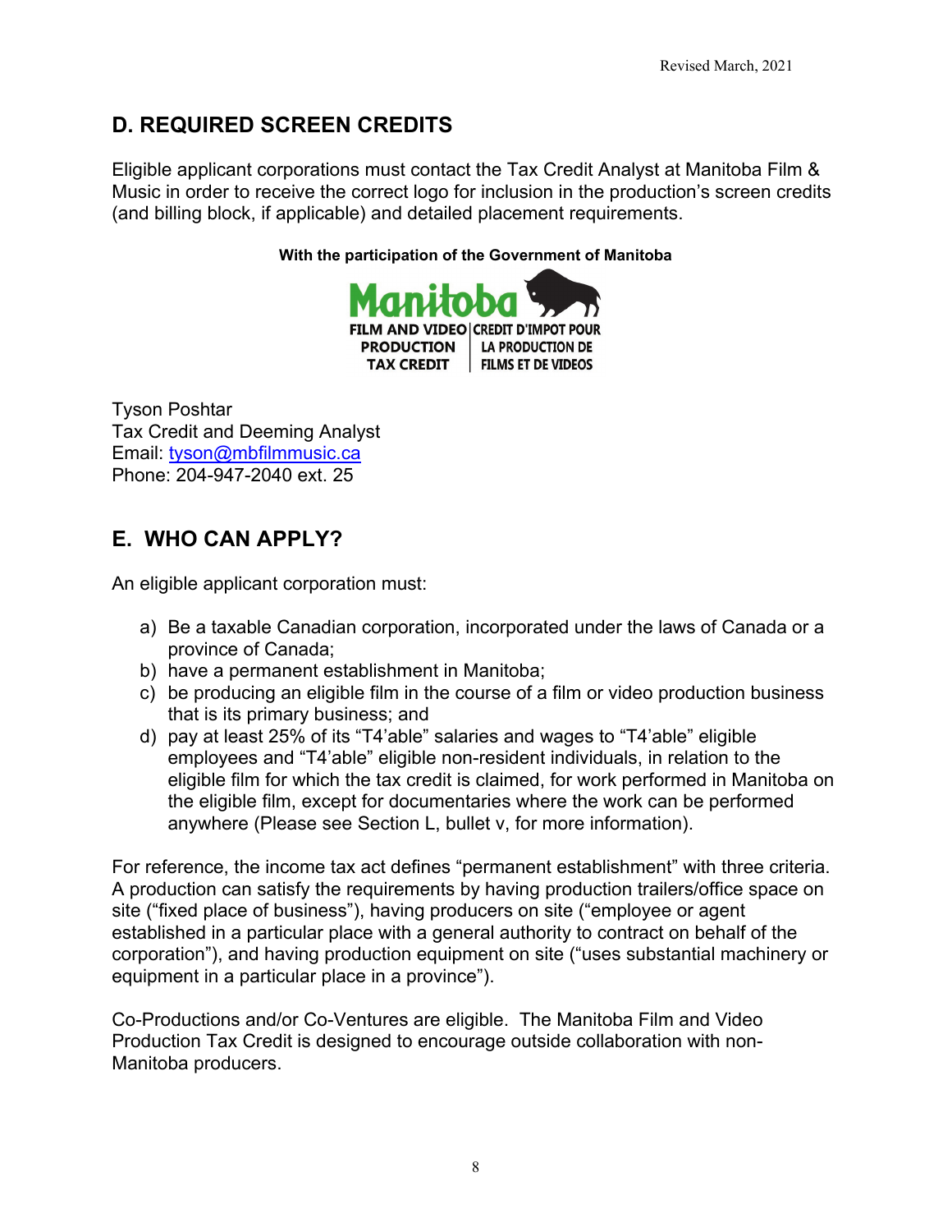## D. REQUIRED SCREEN CREDITS

Eligible applicant corporations must contact the Tax Credit Analyst at Manitoba Film & Music in order to receive the correct logo for inclusion in the production's screen credits (and billing block, if applicable) and detailed placement requirements.

**With the participation of the Government of Manitoba**

Manitoba

FILM AND VIDEO PRODUCTION TAX CREDIT | CREDIT D'IMPOT POUR LA PRODUCTION DE FILMS ET DE VIDEOS

Tyson Poshtar
Tax Credit and Deeming Analyst
Email: tyson@mbfilmmusic.ca
Phone: 204-947-2040 ext. 25

## E. WHO CAN APPLY?

An eligible applicant corporation must:

a) Be a taxable Canadian corporation, incorporated under the laws of Canada or a province of Canada;
b) have a permanent establishment in Manitoba;
c) be producing an eligible film in the course of a film or video production business that is its primary business; and
d) pay at least 25% of its "T4'able" salaries and wages to "T4'able" eligible employees and "T4'able" eligible non-resident individuals, in relation to the eligible film for which the tax credit is claimed, for work performed in Manitoba on the eligible film, except for documentaries where the work can be performed anywhere (Please see Section L, bullet v, for more information).

For reference, the income tax act defines "permanent establishment" with three criteria. A production can satisfy the requirements by having production trailers/office space on site ("fixed place of business"), having producers on site ("employee or agent established in a particular place with a general authority to contract on behalf of the corporation"), and having production equipment on site ("uses substantial machinery or equipment in a particular place in a province").

Co-Productions and/or Co-Ventures are eligible. The Manitoba Film and Video Production Tax Credit is designed to encourage outside collaboration with non-Manitoba producers.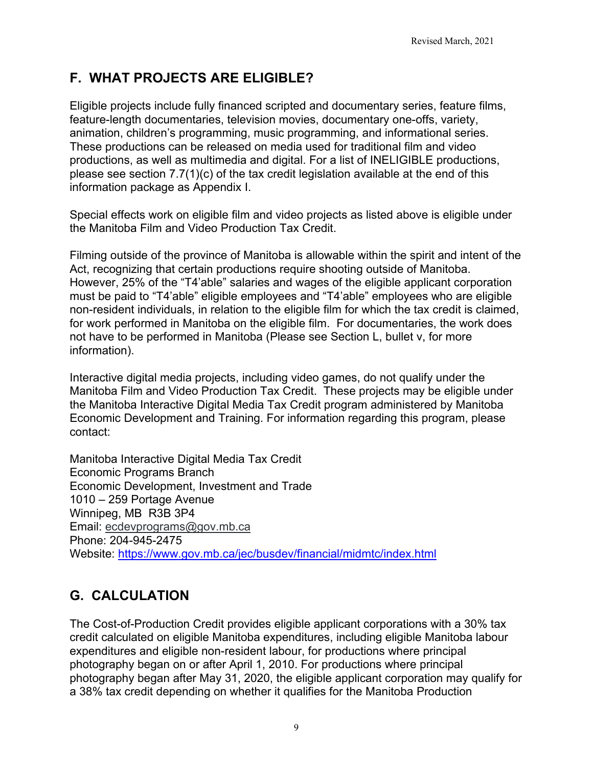## F. WHAT PROJECTS ARE ELIGIBLE?

Eligible projects include fully financed scripted and documentary series, feature films, feature-length documentaries, television movies, documentary one-offs, variety, animation, children's programming, music programming, and informational series. These productions can be released on media used for traditional film and video productions, as well as multimedia and digital. For a list of INELIGIBLE productions, please see section 7.7(1)(c) of the tax credit legislation available at the end of this information package as Appendix I.

Special effects work on eligible film and video projects as listed above is eligible under the Manitoba Film and Video Production Tax Credit.

Filming outside of the province of Manitoba is allowable within the spirit and intent of the Act, recognizing that certain productions require shooting outside of Manitoba. However, 25% of the "T4'able" salaries and wages of the eligible applicant corporation must be paid to "T4'able" eligible employees and "T4'able" employees who are eligible non-resident individuals, in relation to the eligible film for which the tax credit is claimed, for work performed in Manitoba on the eligible film. For documentaries, the work does not have to be performed in Manitoba (Please see Section L, bullet v, for more information).

Interactive digital media projects, including video games, do not qualify under the Manitoba Film and Video Production Tax Credit. These projects may be eligible under the Manitoba Interactive Digital Media Tax Credit program administered by Manitoba Economic Development and Training. For information regarding this program, please contact:

Manitoba Interactive Digital Media Tax Credit
Economic Programs Branch
Economic Development, Investment and Trade
1010 – 259 Portage Avenue
Winnipeg, MB R3B 3P4
Email: ecdevprograms@gov.mb.ca
Phone: 204-945-2475
Website: https://www.gov.mb.ca/jec/busdev/financial/midmtc/index.html

## G. CALCULATION

The Cost-of-Production Credit provides eligible applicant corporations with a 30% tax credit calculated on eligible Manitoba expenditures, including eligible Manitoba labour expenditures and eligible non-resident labour, for productions where principal photography began on or after April 1, 2010. For productions where principal photography began after May 31, 2020, the eligible applicant corporation may qualify for a 38% tax credit depending on whether it qualifies for the Manitoba Production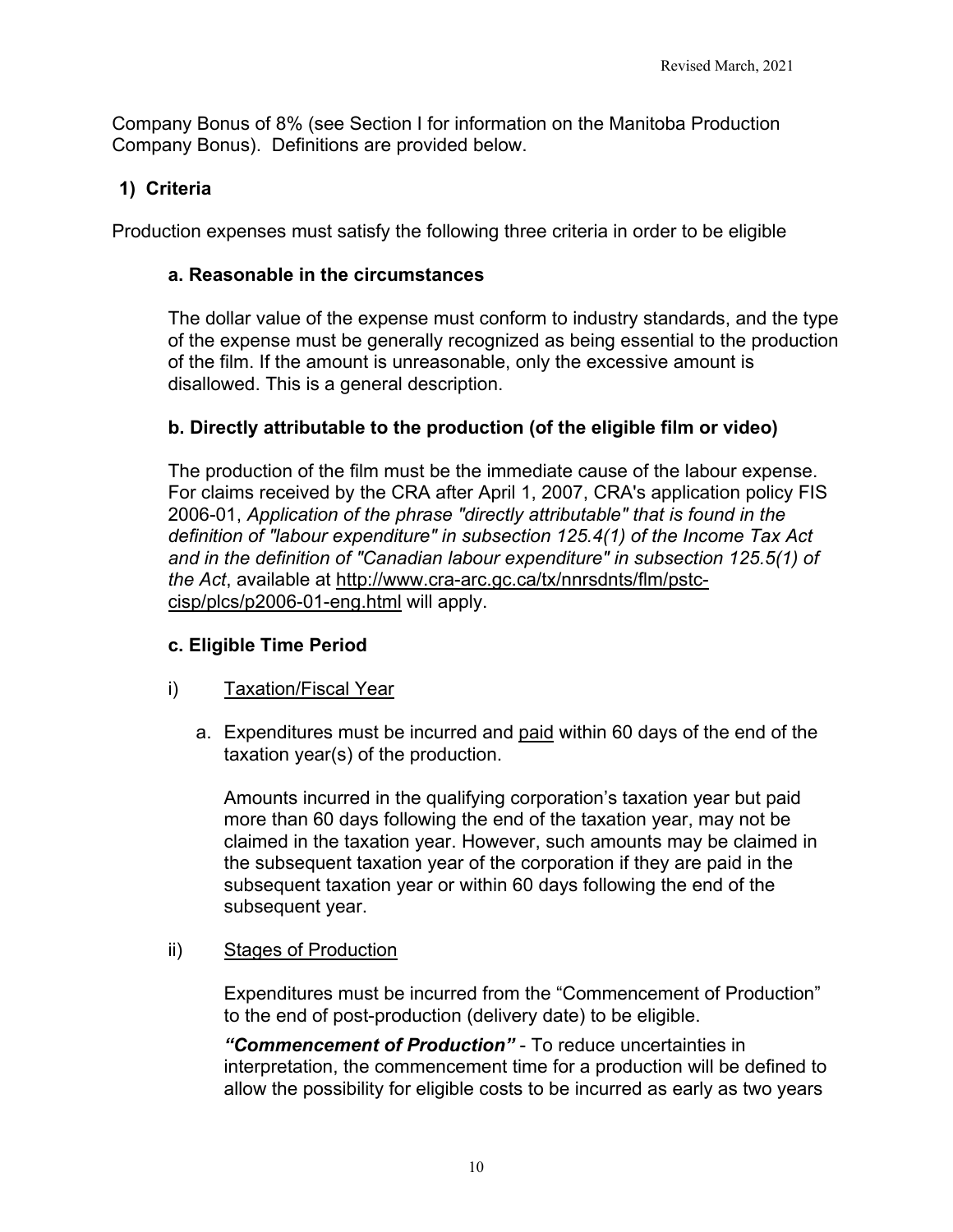Company Bonus of 8% (see Section I for information on the Manitoba Production Company Bonus). Definitions are provided below.

### 1) Criteria

Production expenses must satisfy the following three criteria in order to be eligible

#### a. Reasonable in the circumstances

The dollar value of the expense must conform to industry standards, and the type of the expense must be generally recognized as being essential to the production of the film. If the amount is unreasonable, only the excessive amount is disallowed. This is a general description.

#### b. Directly attributable to the production (of the eligible film or video)

The production of the film must be the immediate cause of the labour expense. For claims received by the CRA after April 1, 2007, CRA's application policy FIS 2006-01, *Application of the phrase "directly attributable" that is found in the definition of "labour expenditure" in subsection 125.4(1) of the Income Tax Act and in the definition of "Canadian labour expenditure" in subsection 125.5(1) of the Act*, available at http://www.cra-arc.gc.ca/tx/nnrsdnts/flm/pstc-cisp/plcs/p2006-01-eng.html will apply.

#### c. Eligible Time Period

i) Taxation/Fiscal Year

a. Expenditures must be incurred and paid within 60 days of the end of the taxation year(s) of the production.

Amounts incurred in the qualifying corporation's taxation year but paid more than 60 days following the end of the taxation year, may not be claimed in the taxation year. However, such amounts may be claimed in the subsequent taxation year of the corporation if they are paid in the subsequent taxation year or within 60 days following the end of the subsequent year.

ii) Stages of Production

Expenditures must be incurred from the "Commencement of Production" to the end of post-production (delivery date) to be eligible.

***"Commencement of Production"*** - To reduce uncertainties in interpretation, the commencement time for a production will be defined to allow the possibility for eligible costs to be incurred as early as two years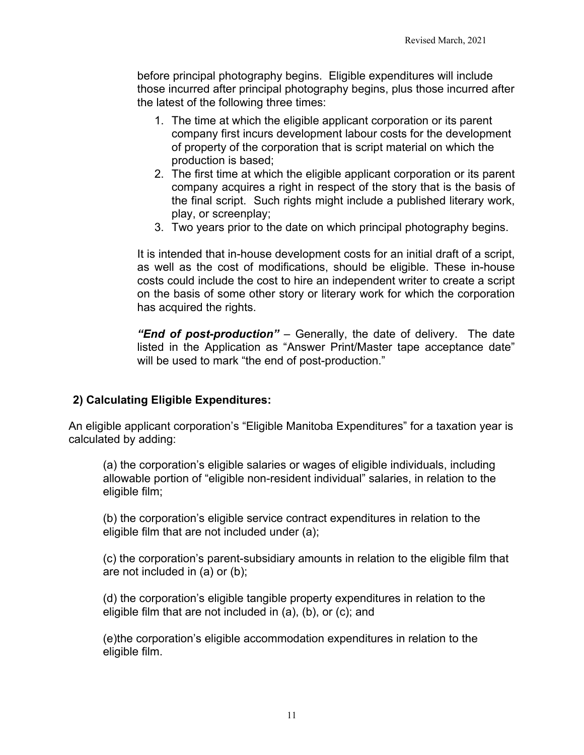before principal photography begins. Eligible expenditures will include those incurred after principal photography begins, plus those incurred after the latest of the following three times:

1. The time at which the eligible applicant corporation or its parent company first incurs development labour costs for the development of property of the corporation that is script material on which the production is based;
2. The first time at which the eligible applicant corporation or its parent company acquires a right in respect of the story that is the basis of the final script. Such rights might include a published literary work, play, or screenplay;
3. Two years prior to the date on which principal photography begins.

It is intended that in-house development costs for an initial draft of a script, as well as the cost of modifications, should be eligible. These in-house costs could include the cost to hire an independent writer to create a script on the basis of some other story or literary work for which the corporation has acquired the rights.

***"End of post-production"*** – Generally, the date of delivery. The date listed in the Application as "Answer Print/Master tape acceptance date" will be used to mark "the end of post-production."

## 2) Calculating Eligible Expenditures:

An eligible applicant corporation's "Eligible Manitoba Expenditures" for a taxation year is calculated by adding:

(a) the corporation's eligible salaries or wages of eligible individuals, including allowable portion of "eligible non-resident individual" salaries, in relation to the eligible film;

(b) the corporation's eligible service contract expenditures in relation to the eligible film that are not included under (a);

(c) the corporation's parent-subsidiary amounts in relation to the eligible film that are not included in (a) or (b);

(d) the corporation's eligible tangible property expenditures in relation to the eligible film that are not included in (a), (b), or (c); and

(e)the corporation's eligible accommodation expenditures in relation to the eligible film.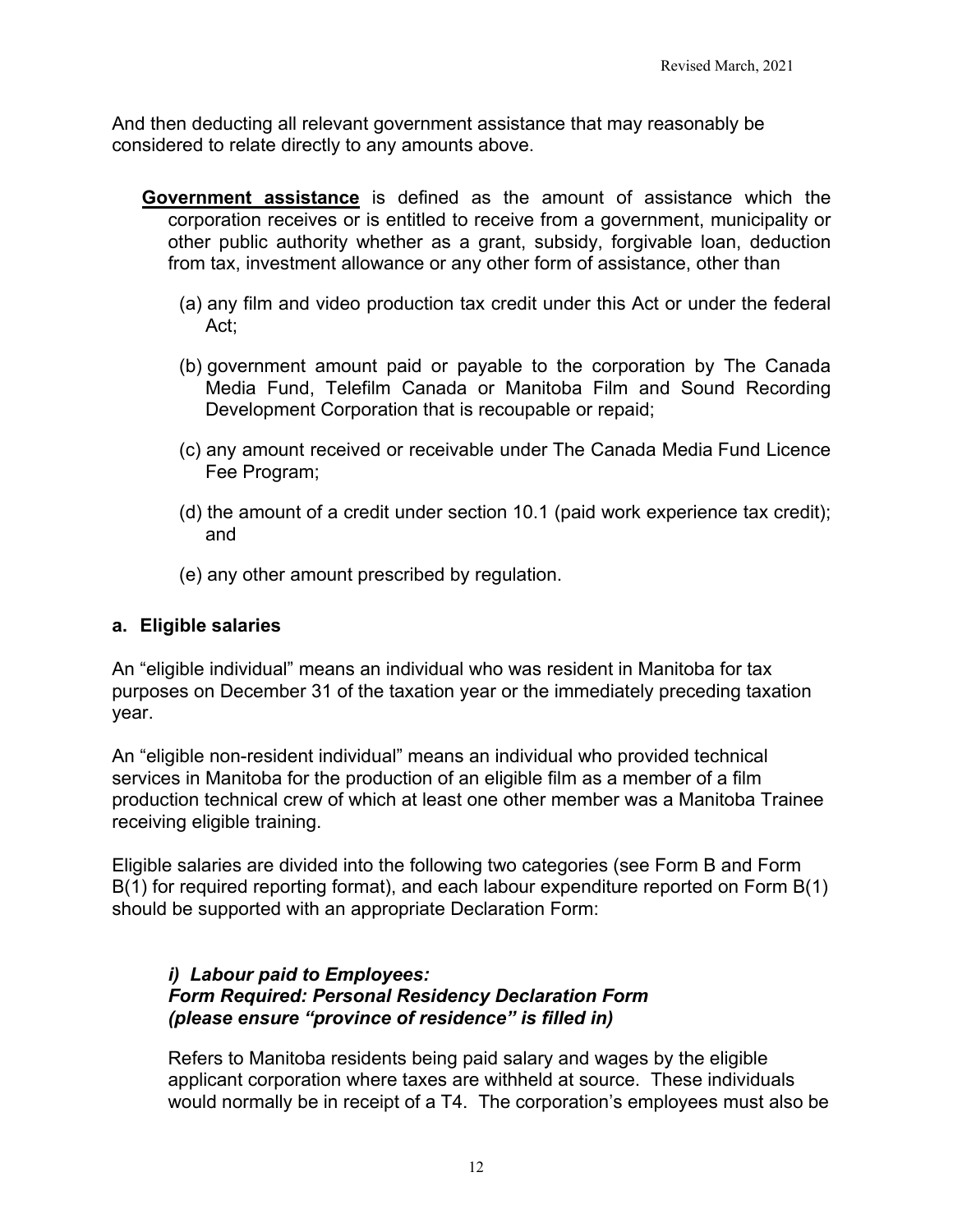And then deducting all relevant government assistance that may reasonably be considered to relate directly to any amounts above.

**Government assistance** is defined as the amount of assistance which the corporation receives or is entitled to receive from a government, municipality or other public authority whether as a grant, subsidy, forgivable loan, deduction from tax, investment allowance or any other form of assistance, other than

(a) any film and video production tax credit under this Act or under the federal Act;

(b) government amount paid or payable to the corporation by The Canada Media Fund, Telefilm Canada or Manitoba Film and Sound Recording Development Corporation that is recoupable or repaid;

(c) any amount received or receivable under The Canada Media Fund Licence Fee Program;

(d) the amount of a credit under section 10.1 (paid work experience tax credit); and

(e) any other amount prescribed by regulation.

### a. Eligible salaries

An "eligible individual" means an individual who was resident in Manitoba for tax purposes on December 31 of the taxation year or the immediately preceding taxation year.

An "eligible non-resident individual" means an individual who provided technical services in Manitoba for the production of an eligible film as a member of a film production technical crew of which at least one other member was a Manitoba Trainee receiving eligible training.

Eligible salaries are divided into the following two categories (see Form B and Form B(1) for required reporting format), and each labour expenditure reported on Form B(1) should be supported with an appropriate Declaration Form:

***i) Labour paid to Employees:***
***Form Required: Personal Residency Declaration Form***
***(please ensure "province of residence" is filled in)***

Refers to Manitoba residents being paid salary and wages by the eligible applicant corporation where taxes are withheld at source. These individuals would normally be in receipt of a T4. The corporation's employees must also be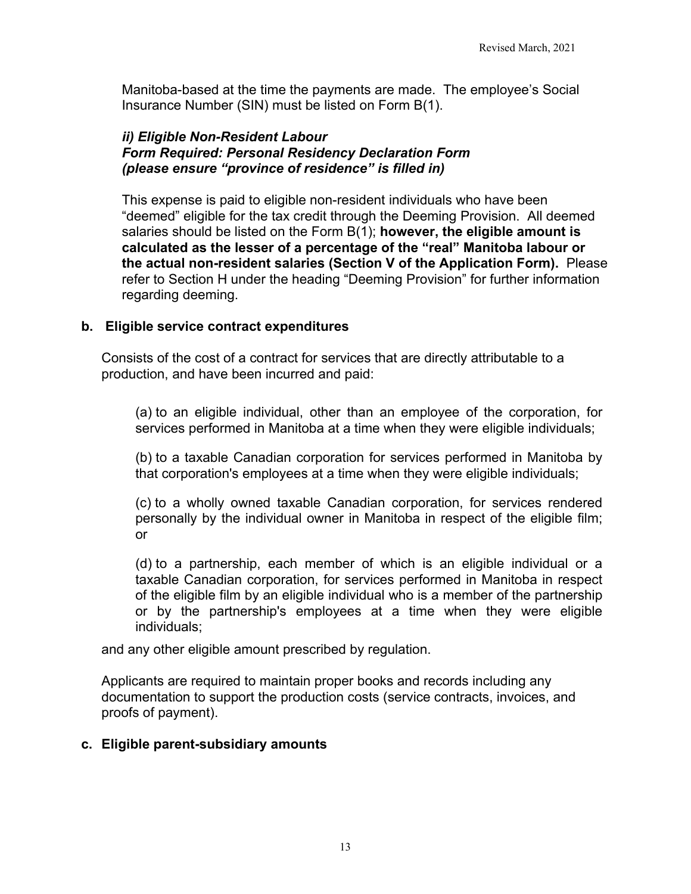Manitoba-based at the time the payments are made. The employee's Social Insurance Number (SIN) must be listed on Form B(1).

***ii) Eligible Non-Resident Labour***
***Form Required: Personal Residency Declaration Form***
***(please ensure "province of residence" is filled in)***

This expense is paid to eligible non-resident individuals who have been "deemed" eligible for the tax credit through the Deeming Provision. All deemed salaries should be listed on the Form B(1); **however, the eligible amount is calculated as the lesser of a percentage of the "real" Manitoba labour or the actual non-resident salaries (Section V of the Application Form).** Please refer to Section H under the heading "Deeming Provision" for further information regarding deeming.

**b. Eligible service contract expenditures**

Consists of the cost of a contract for services that are directly attributable to a production, and have been incurred and paid:

(a) to an eligible individual, other than an employee of the corporation, for services performed in Manitoba at a time when they were eligible individuals;

(b) to a taxable Canadian corporation for services performed in Manitoba by that corporation's employees at a time when they were eligible individuals;

(c) to a wholly owned taxable Canadian corporation, for services rendered personally by the individual owner in Manitoba in respect of the eligible film; or

(d) to a partnership, each member of which is an eligible individual or a taxable Canadian corporation, for services performed in Manitoba in respect of the eligible film by an eligible individual who is a member of the partnership or by the partnership's employees at a time when they were eligible individuals;

and any other eligible amount prescribed by regulation.

Applicants are required to maintain proper books and records including any documentation to support the production costs (service contracts, invoices, and proofs of payment).

**c. Eligible parent-subsidiary amounts**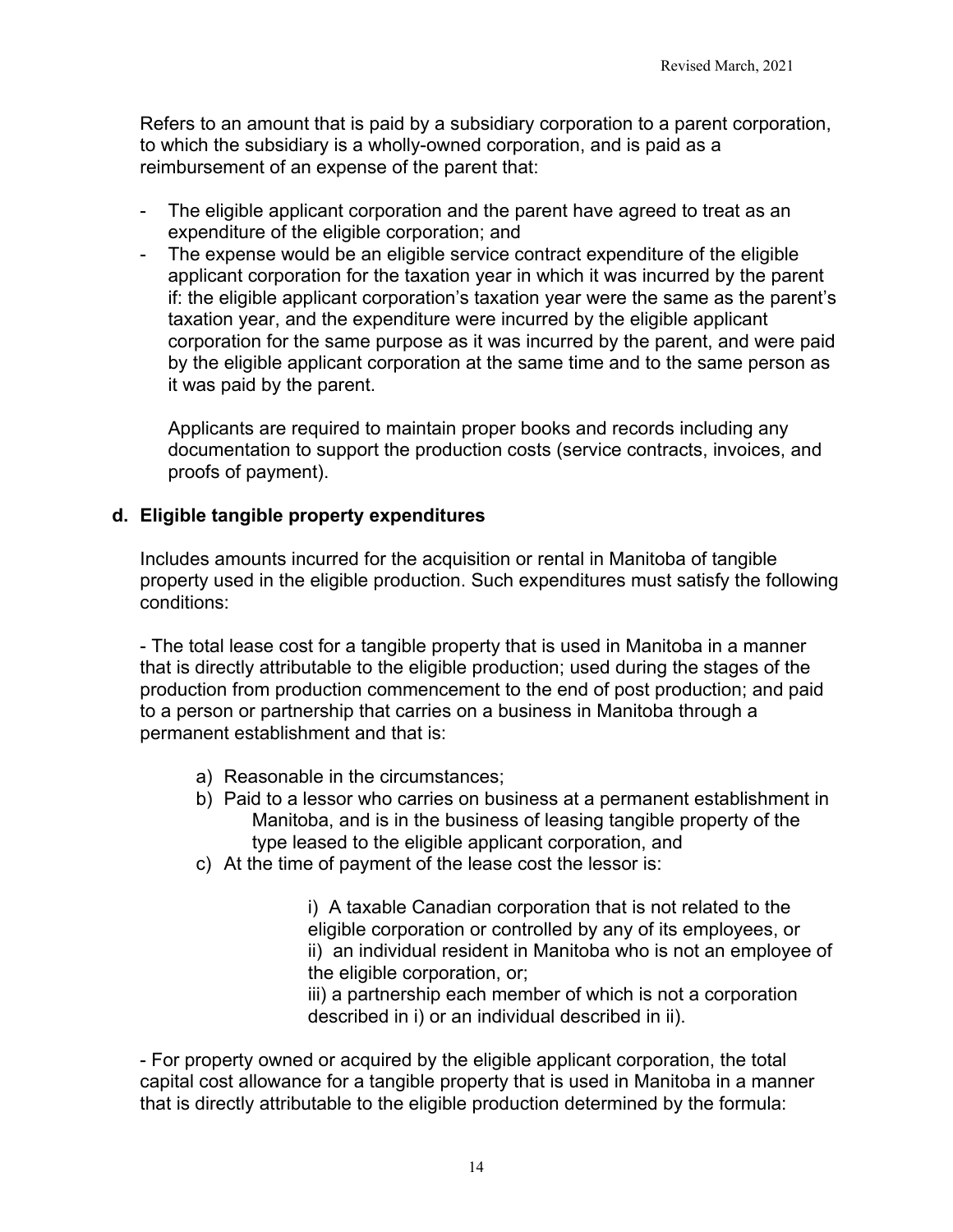Refers to an amount that is paid by a subsidiary corporation to a parent corporation, to which the subsidiary is a wholly-owned corporation, and is paid as a reimbursement of an expense of the parent that:

- The eligible applicant corporation and the parent have agreed to treat as an expenditure of the eligible corporation; and
- The expense would be an eligible service contract expenditure of the eligible applicant corporation for the taxation year in which it was incurred by the parent if: the eligible applicant corporation's taxation year were the same as the parent's taxation year, and the expenditure were incurred by the eligible applicant corporation for the same purpose as it was incurred by the parent, and were paid by the eligible applicant corporation at the same time and to the same person as it was paid by the parent.

  Applicants are required to maintain proper books and records including any documentation to support the production costs (service contracts, invoices, and proofs of payment).

**d. Eligible tangible property expenditures**

Includes amounts incurred for the acquisition or rental in Manitoba of tangible property used in the eligible production. Such expenditures must satisfy the following conditions:

- The total lease cost for a tangible property that is used in Manitoba in a manner that is directly attributable to the eligible production; used during the stages of the production from production commencement to the end of post production; and paid to a person or partnership that carries on a business in Manitoba through a permanent establishment and that is:

a) Reasonable in the circumstances;
b) Paid to a lessor who carries on business at a permanent establishment in Manitoba, and is in the business of leasing tangible property of the type leased to the eligible applicant corporation, and
c) At the time of payment of the lease cost the lessor is:

   i) A taxable Canadian corporation that is not related to the eligible corporation or controlled by any of its employees, or
   ii) an individual resident in Manitoba who is not an employee of the eligible corporation, or;
   iii) a partnership each member of which is not a corporation described in i) or an individual described in ii).

- For property owned or acquired by the eligible applicant corporation, the total capital cost allowance for a tangible property that is used in Manitoba in a manner that is directly attributable to the eligible production determined by the formula: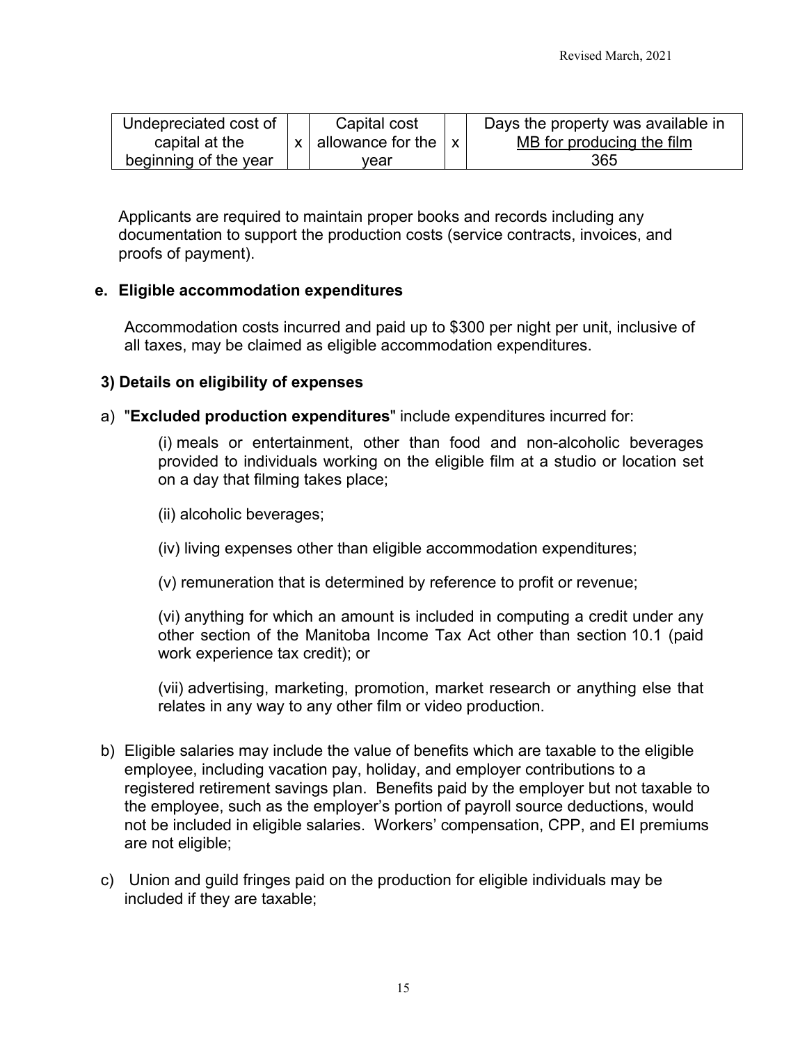| Undepreciated cost of capital at the beginning of the year | x | Capital cost allowance for the year | x | Days the property was available in MB for producing the film / 365 |
|---|---|---|---|---|

Applicants are required to maintain proper books and records including any documentation to support the production costs (service contracts, invoices, and proofs of payment).

**e. Eligible accommodation expenditures**

Accommodation costs incurred and paid up to $300 per night per unit, inclusive of all taxes, may be claimed as eligible accommodation expenditures.

**3) Details on eligibility of expenses**

a) "**Excluded production expenditures**" include expenditures incurred for:

(i) meals or entertainment, other than food and non-alcoholic beverages provided to individuals working on the eligible film at a studio or location set on a day that filming takes place;

(ii) alcoholic beverages;

(iv) living expenses other than eligible accommodation expenditures;

(v) remuneration that is determined by reference to profit or revenue;

(vi) anything for which an amount is included in computing a credit under any other section of the Manitoba Income Tax Act other than section 10.1 (paid work experience tax credit); or

(vii) advertising, marketing, promotion, market research or anything else that relates in any way to any other film or video production.

b) Eligible salaries may include the value of benefits which are taxable to the eligible employee, including vacation pay, holiday, and employer contributions to a registered retirement savings plan. Benefits paid by the employer but not taxable to the employee, such as the employer's portion of payroll source deductions, would not be included in eligible salaries. Workers' compensation, CPP, and EI premiums are not eligible;

c) Union and guild fringes paid on the production for eligible individuals may be included if they are taxable;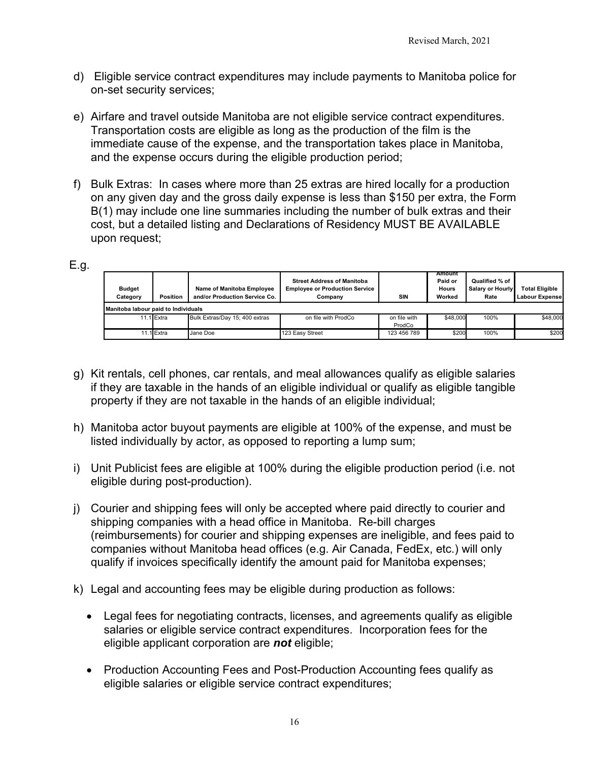d) Eligible service contract expenditures may include payments to Manitoba police for on-set security services;

e) Airfare and travel outside Manitoba are not eligible service contract expenditures. Transportation costs are eligible as long as the production of the film is the immediate cause of the expense, and the transportation takes place in Manitoba, and the expense occurs during the eligible production period;

f) Bulk Extras: In cases where more than 25 extras are hired locally for a production on any given day and the gross daily expense is less than $150 per extra, the Form B(1) may include one line summaries including the number of bulk extras and their cost, but a detailed listing and Declarations of Residency MUST BE AVAILABLE upon request;

E.g.

| Budget Category | Position | Name of Manitoba Employee and/or Production Service Co. | Street Address of Manitoba Employee or Production Service Company | SIN | Amount Paid or Hours Worked | Qualified % of Salary or Hourly Rate | Total Eligible Labour Expense |
|---|---|---|---|---|---|---|---|
| Manitoba labour paid to Individuals | | | | | | | |
| 11.1 | Extra | Bulk Extras/Day 15; 400 extras | on file with ProdCo | on file with ProdCo | $48,000 | 100% | $48,000 |
| 11.1 | Extra | Jane Doe | 123 Easy Street | 123 456 789 | $200 | 100% | $200 |

g) Kit rentals, cell phones, car rentals, and meal allowances qualify as eligible salaries if they are taxable in the hands of an eligible individual or qualify as eligible tangible property if they are not taxable in the hands of an eligible individual;

h) Manitoba actor buyout payments are eligible at 100% of the expense, and must be listed individually by actor, as opposed to reporting a lump sum;

i) Unit Publicist fees are eligible at 100% during the eligible production period (i.e. not eligible during post-production).

j) Courier and shipping fees will only be accepted where paid directly to courier and shipping companies with a head office in Manitoba. Re-bill charges (reimbursements) for courier and shipping expenses are ineligible, and fees paid to companies without Manitoba head offices (e.g. Air Canada, FedEx, etc.) will only qualify if invoices specifically identify the amount paid for Manitoba expenses;

k) Legal and accounting fees may be eligible during production as follows:

- Legal fees for negotiating contracts, licenses, and agreements qualify as eligible salaries or eligible service contract expenditures. Incorporation fees for the eligible applicant corporation are ***not*** eligible;

- Production Accounting Fees and Post-Production Accounting fees qualify as eligible salaries or eligible service contract expenditures;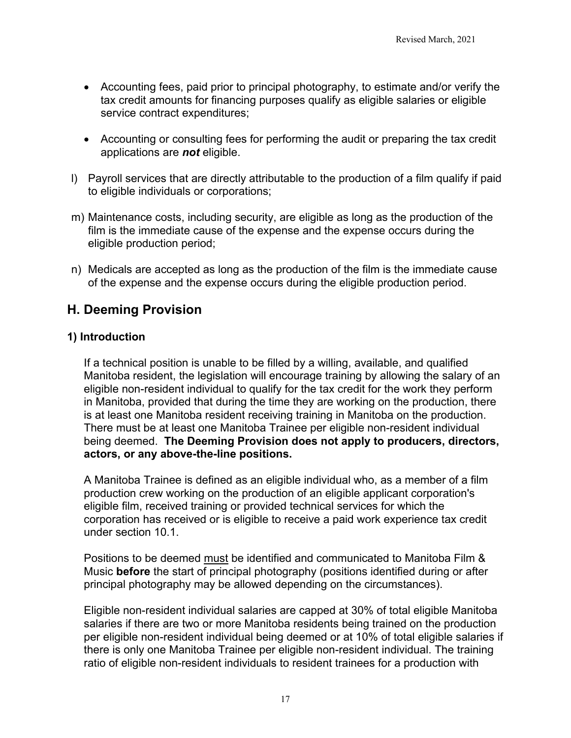- Accounting fees, paid prior to principal photography, to estimate and/or verify the tax credit amounts for financing purposes qualify as eligible salaries or eligible service contract expenditures;

- Accounting or consulting fees for performing the audit or preparing the tax credit applications are ***not*** eligible.

l) Payroll services that are directly attributable to the production of a film qualify if paid to eligible individuals or corporations;

m) Maintenance costs, including security, are eligible as long as the production of the film is the immediate cause of the expense and the expense occurs during the eligible production period;

n) Medicals are accepted as long as the production of the film is the immediate cause of the expense and the expense occurs during the eligible production period.

## H. Deeming Provision

### 1) Introduction

If a technical position is unable to be filled by a willing, available, and qualified Manitoba resident, the legislation will encourage training by allowing the salary of an eligible non-resident individual to qualify for the tax credit for the work they perform in Manitoba, provided that during the time they are working on the production, there is at least one Manitoba resident receiving training in Manitoba on the production. There must be at least one Manitoba Trainee per eligible non-resident individual being deemed. **The Deeming Provision does not apply to producers, directors, actors, or any above-the-line positions.**

A Manitoba Trainee is defined as an eligible individual who, as a member of a film production crew working on the production of an eligible applicant corporation's eligible film, received training or provided technical services for which the corporation has received or is eligible to receive a paid work experience tax credit under section 10.1.

Positions to be deemed <u>must</u> be identified and communicated to Manitoba Film & Music **before** the start of principal photography (positions identified during or after principal photography may be allowed depending on the circumstances).

Eligible non-resident individual salaries are capped at 30% of total eligible Manitoba salaries if there are two or more Manitoba residents being trained on the production per eligible non-resident individual being deemed or at 10% of total eligible salaries if there is only one Manitoba Trainee per eligible non-resident individual. The training ratio of eligible non-resident individuals to resident trainees for a production with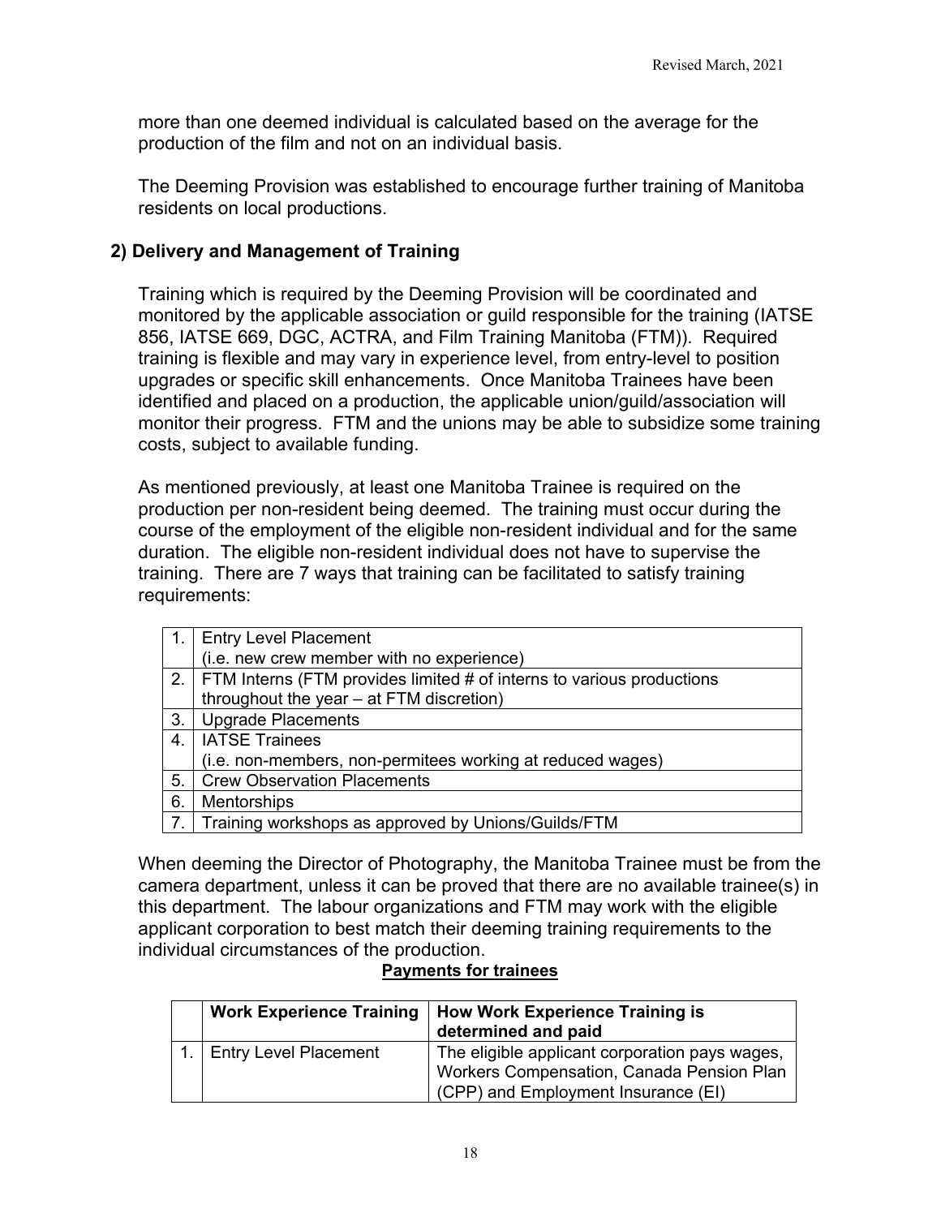more than one deemed individual is calculated based on the average for the production of the film and not on an individual basis.

The Deeming Provision was established to encourage further training of Manitoba residents on local productions.

## 2) Delivery and Management of Training

Training which is required by the Deeming Provision will be coordinated and monitored by the applicable association or guild responsible for the training (IATSE 856, IATSE 669, DGC, ACTRA, and Film Training Manitoba (FTM)). Required training is flexible and may vary in experience level, from entry-level to position upgrades or specific skill enhancements. Once Manitoba Trainees have been identified and placed on a production, the applicable union/guild/association will monitor their progress. FTM and the unions may be able to subsidize some training costs, subject to available funding.

As mentioned previously, at least one Manitoba Trainee is required on the production per non-resident being deemed. The training must occur during the course of the employment of the eligible non-resident individual and for the same duration. The eligible non-resident individual does not have to supervise the training. There are 7 ways that training can be facilitated to satisfy training requirements:

| | |
|---|---|
| 1. | Entry Level Placement (i.e. new crew member with no experience) |
| 2. | FTM Interns (FTM provides limited # of interns to various productions throughout the year – at FTM discretion) |
| 3. | Upgrade Placements |
| 4. | IATSE Trainees (i.e. non-members, non-permitees working at reduced wages) |
| 5. | Crew Observation Placements |
| 6. | Mentorships |
| 7. | Training workshops as approved by Unions/Guilds/FTM |

When deeming the Director of Photography, the Manitoba Trainee must be from the camera department, unless it can be proved that there are no available trainee(s) in this department. The labour organizations and FTM may work with the eligible applicant corporation to best match their deeming training requirements to the individual circumstances of the production.

**<u>Payments for trainees</u>**

| | Work Experience Training | How Work Experience Training is determined and paid |
|---|---|---|
| 1. | Entry Level Placement | The eligible applicant corporation pays wages, Workers Compensation, Canada Pension Plan (CPP) and Employment Insurance (EI) |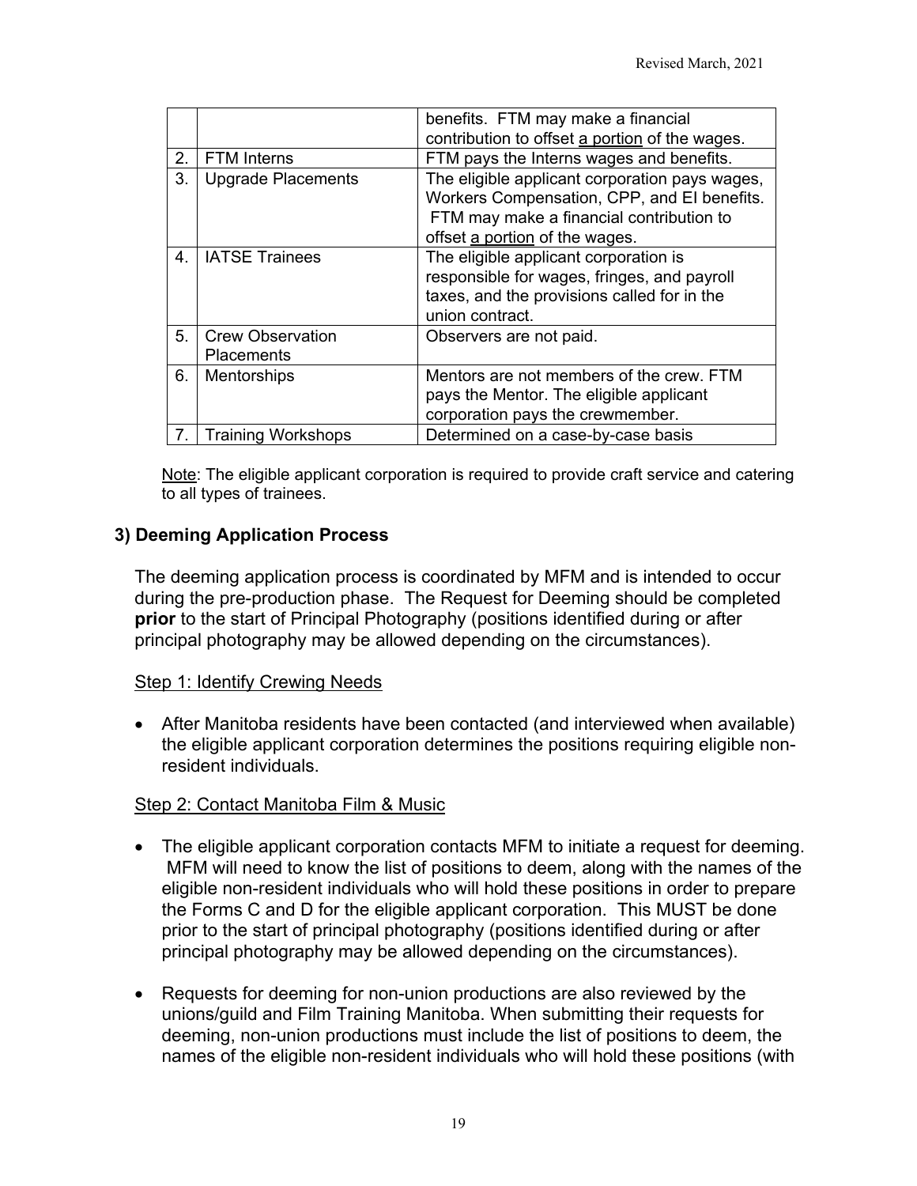| | | |
|---|---|---|
| | | benefits. FTM may make a financial contribution to offset a portion of the wages. |
| 2. | FTM Interns | FTM pays the Interns wages and benefits. |
| 3. | Upgrade Placements | The eligible applicant corporation pays wages, Workers Compensation, CPP, and EI benefits. FTM may make a financial contribution to offset a portion of the wages. |
| 4. | IATSE Trainees | The eligible applicant corporation is responsible for wages, fringes, and payroll taxes, and the provisions called for in the union contract. |
| 5. | Crew Observation Placements | Observers are not paid. |
| 6. | Mentorships | Mentors are not members of the crew. FTM pays the Mentor. The eligible applicant corporation pays the crewmember. |
| 7. | Training Workshops | Determined on a case-by-case basis |

Note: The eligible applicant corporation is required to provide craft service and catering to all types of trainees.

### 3) Deeming Application Process

The deeming application process is coordinated by MFM and is intended to occur during the pre-production phase. The Request for Deeming should be completed **prior** to the start of Principal Photography (positions identified during or after principal photography may be allowed depending on the circumstances).

Step 1: Identify Crewing Needs

- After Manitoba residents have been contacted (and interviewed when available) the eligible applicant corporation determines the positions requiring eligible non-resident individuals.

Step 2: Contact Manitoba Film & Music

- The eligible applicant corporation contacts MFM to initiate a request for deeming. MFM will need to know the list of positions to deem, along with the names of the eligible non-resident individuals who will hold these positions in order to prepare the Forms C and D for the eligible applicant corporation. This MUST be done prior to the start of principal photography (positions identified during or after principal photography may be allowed depending on the circumstances).

- Requests for deeming for non-union productions are also reviewed by the unions/guild and Film Training Manitoba. When submitting their requests for deeming, non-union productions must include the list of positions to deem, the names of the eligible non-resident individuals who will hold these positions (with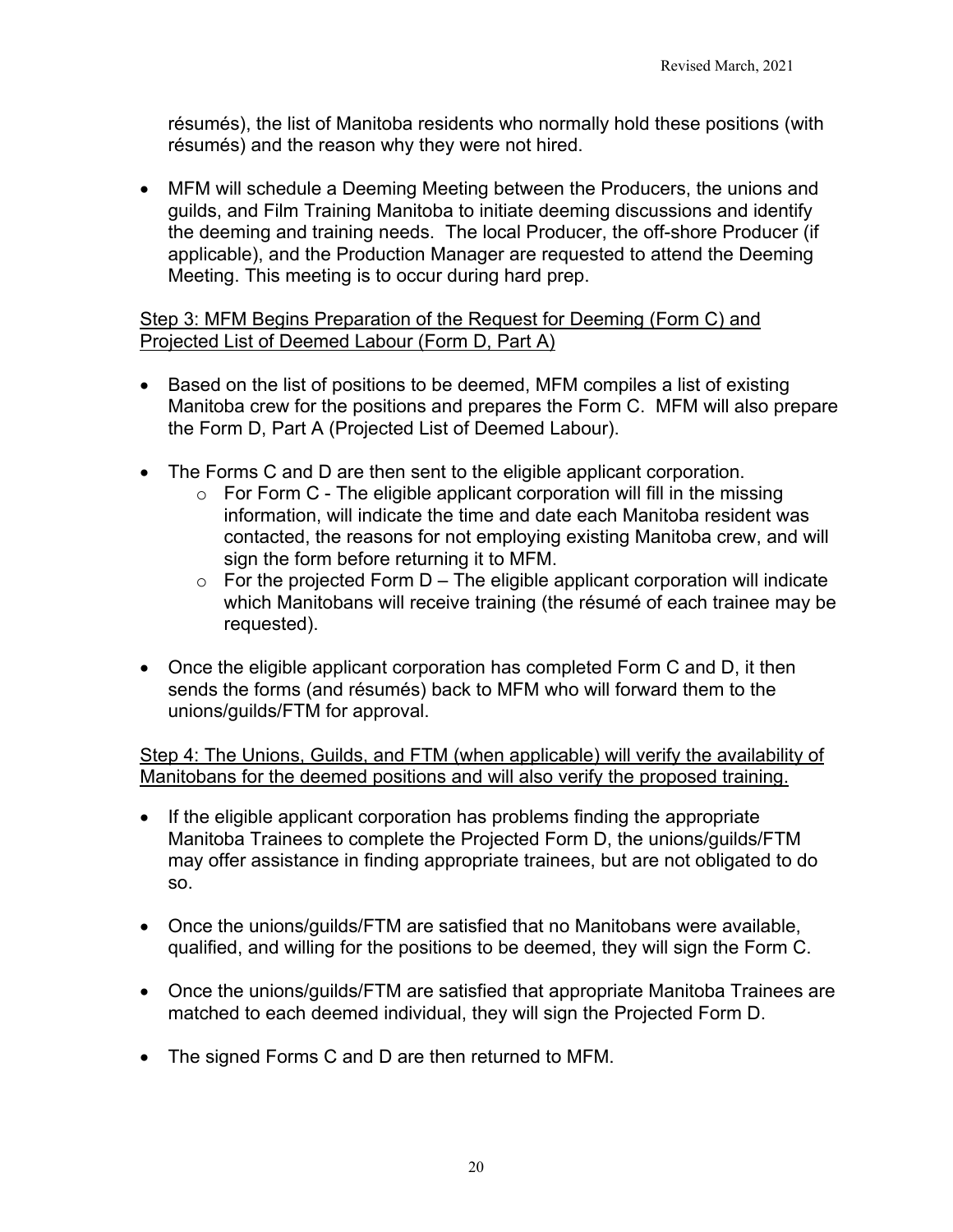résumés), the list of Manitoba residents who normally hold these positions (with résumés) and the reason why they were not hired.

- MFM will schedule a Deeming Meeting between the Producers, the unions and guilds, and Film Training Manitoba to initiate deeming discussions and identify the deeming and training needs. The local Producer, the off-shore Producer (if applicable), and the Production Manager are requested to attend the Deeming Meeting. This meeting is to occur during hard prep.

Step 3: MFM Begins Preparation of the Request for Deeming (Form C) and Projected List of Deemed Labour (Form D, Part A)

- Based on the list of positions to be deemed, MFM compiles a list of existing Manitoba crew for the positions and prepares the Form C. MFM will also prepare the Form D, Part A (Projected List of Deemed Labour).
- The Forms C and D are then sent to the eligible applicant corporation.
  - For Form C - The eligible applicant corporation will fill in the missing information, will indicate the time and date each Manitoba resident was contacted, the reasons for not employing existing Manitoba crew, and will sign the form before returning it to MFM.
  - For the projected Form D – The eligible applicant corporation will indicate which Manitobans will receive training (the résumé of each trainee may be requested).
- Once the eligible applicant corporation has completed Form C and D, it then sends the forms (and résumés) back to MFM who will forward them to the unions/guilds/FTM for approval.

Step 4: The Unions, Guilds, and FTM (when applicable) will verify the availability of Manitobans for the deemed positions and will also verify the proposed training.

- If the eligible applicant corporation has problems finding the appropriate Manitoba Trainees to complete the Projected Form D, the unions/guilds/FTM may offer assistance in finding appropriate trainees, but are not obligated to do so.
- Once the unions/guilds/FTM are satisfied that no Manitobans were available, qualified, and willing for the positions to be deemed, they will sign the Form C.
- Once the unions/guilds/FTM are satisfied that appropriate Manitoba Trainees are matched to each deemed individual, they will sign the Projected Form D.
- The signed Forms C and D are then returned to MFM.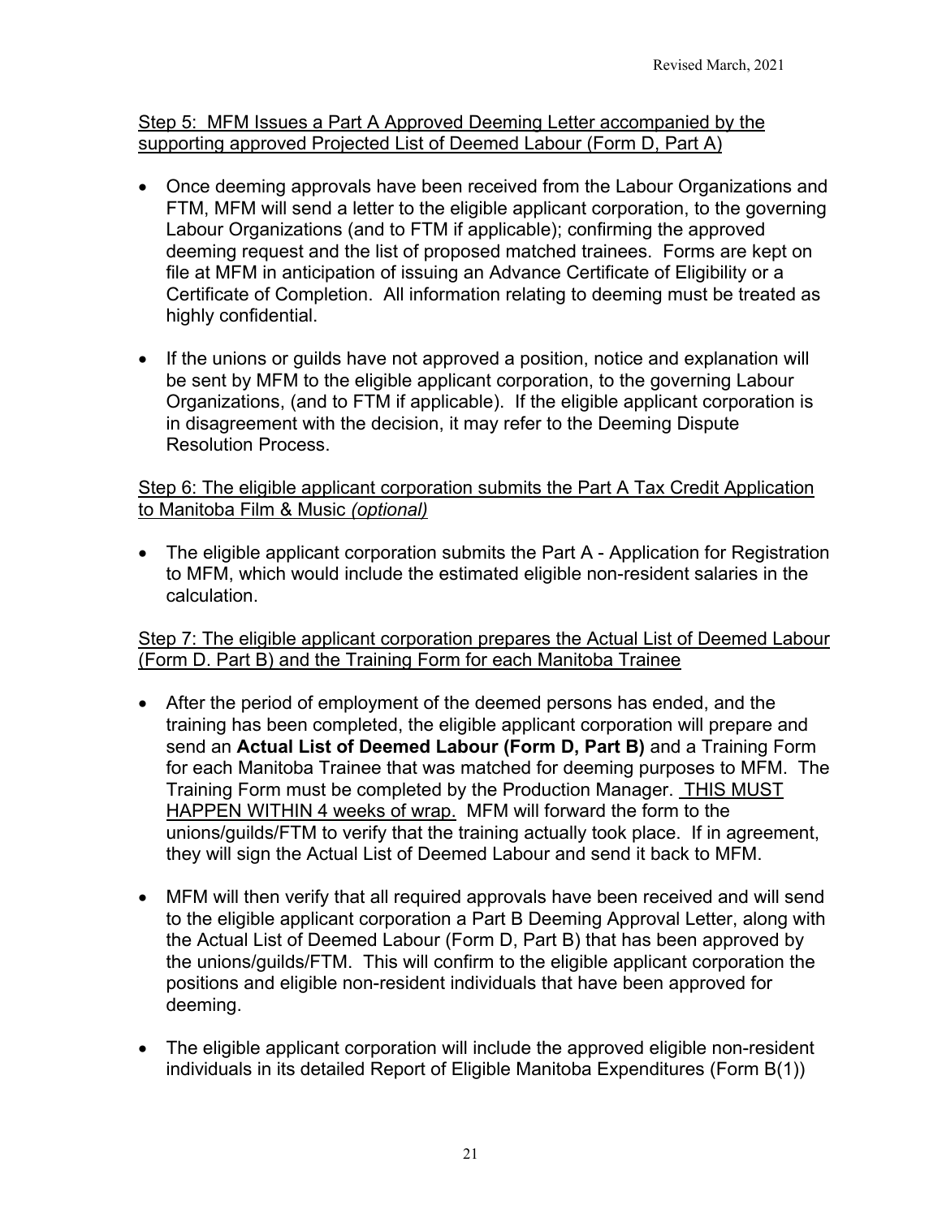Step 5: MFM Issues a Part A Approved Deeming Letter accompanied by the supporting approved Projected List of Deemed Labour (Form D, Part A)

- Once deeming approvals have been received from the Labour Organizations and FTM, MFM will send a letter to the eligible applicant corporation, to the governing Labour Organizations (and to FTM if applicable); confirming the approved deeming request and the list of proposed matched trainees. Forms are kept on file at MFM in anticipation of issuing an Advance Certificate of Eligibility or a Certificate of Completion. All information relating to deeming must be treated as highly confidential.
- If the unions or guilds have not approved a position, notice and explanation will be sent by MFM to the eligible applicant corporation, to the governing Labour Organizations, (and to FTM if applicable). If the eligible applicant corporation is in disagreement with the decision, it may refer to the Deeming Dispute Resolution Process.

Step 6: The eligible applicant corporation submits the Part A Tax Credit Application to Manitoba Film & Music *(optional)*

- The eligible applicant corporation submits the Part A - Application for Registration to MFM, which would include the estimated eligible non-resident salaries in the calculation.

Step 7: The eligible applicant corporation prepares the Actual List of Deemed Labour (Form D. Part B) and the Training Form for each Manitoba Trainee

- After the period of employment of the deemed persons has ended, and the training has been completed, the eligible applicant corporation will prepare and send an **Actual List of Deemed Labour (Form D, Part B)** and a Training Form for each Manitoba Trainee that was matched for deeming purposes to MFM. The Training Form must be completed by the Production Manager. THIS MUST HAPPEN WITHIN 4 weeks of wrap. MFM will forward the form to the unions/guilds/FTM to verify that the training actually took place. If in agreement, they will sign the Actual List of Deemed Labour and send it back to MFM.
- MFM will then verify that all required approvals have been received and will send to the eligible applicant corporation a Part B Deeming Approval Letter, along with the Actual List of Deemed Labour (Form D, Part B) that has been approved by the unions/guilds/FTM. This will confirm to the eligible applicant corporation the positions and eligible non-resident individuals that have been approved for deeming.
- The eligible applicant corporation will include the approved eligible non-resident individuals in its detailed Report of Eligible Manitoba Expenditures (Form B(1))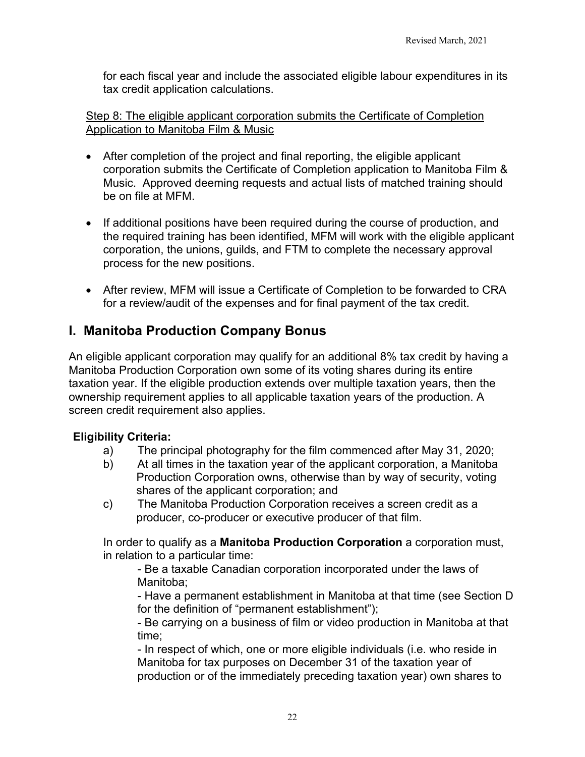for each fiscal year and include the associated eligible labour expenditures in its tax credit application calculations.

<u>Step 8: The eligible applicant corporation submits the Certificate of Completion Application to Manitoba Film & Music</u>

- After completion of the project and final reporting, the eligible applicant corporation submits the Certificate of Completion application to Manitoba Film & Music. Approved deeming requests and actual lists of matched training should be on file at MFM.
- If additional positions have been required during the course of production, and the required training has been identified, MFM will work with the eligible applicant corporation, the unions, guilds, and FTM to complete the necessary approval process for the new positions.
- After review, MFM will issue a Certificate of Completion to be forwarded to CRA for a review/audit of the expenses and for final payment of the tax credit.

## I. Manitoba Production Company Bonus

An eligible applicant corporation may qualify for an additional 8% tax credit by having a Manitoba Production Corporation own some of its voting shares during its entire taxation year. If the eligible production extends over multiple taxation years, then the ownership requirement applies to all applicable taxation years of the production. A screen credit requirement also applies.

**Eligibility Criteria:**

a) The principal photography for the film commenced after May 31, 2020;

b) At all times in the taxation year of the applicant corporation, a Manitoba Production Corporation owns, otherwise than by way of security, voting shares of the applicant corporation; and

c) The Manitoba Production Corporation receives a screen credit as a producer, co-producer or executive producer of that film.

In order to qualify as a **Manitoba Production Corporation** a corporation must, in relation to a particular time:

- Be a taxable Canadian corporation incorporated under the laws of Manitoba;
- Have a permanent establishment in Manitoba at that time (see Section D for the definition of "permanent establishment");
- Be carrying on a business of film or video production in Manitoba at that time;
- In respect of which, one or more eligible individuals (i.e. who reside in Manitoba for tax purposes on December 31 of the taxation year of production or of the immediately preceding taxation year) own shares to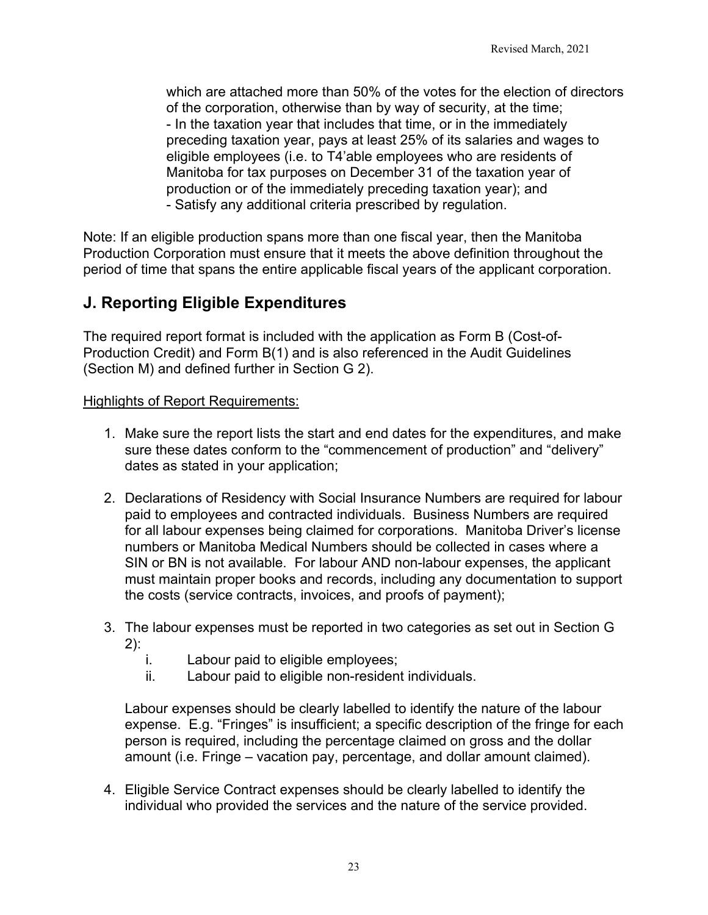which are attached more than 50% of the votes for the election of directors of the corporation, otherwise than by way of security, at the time;
- In the taxation year that includes that time, or in the immediately preceding taxation year, pays at least 25% of its salaries and wages to eligible employees (i.e. to T4'able employees who are residents of Manitoba for tax purposes on December 31 of the taxation year of production or of the immediately preceding taxation year); and
- Satisfy any additional criteria prescribed by regulation.

Note: If an eligible production spans more than one fiscal year, then the Manitoba Production Corporation must ensure that it meets the above definition throughout the period of time that spans the entire applicable fiscal years of the applicant corporation.

## J. Reporting Eligible Expenditures

The required report format is included with the application as Form B (Cost-of-Production Credit) and Form B(1) and is also referenced in the Audit Guidelines (Section M) and defined further in Section G 2).

Highlights of Report Requirements:

1. Make sure the report lists the start and end dates for the expenditures, and make sure these dates conform to the "commencement of production" and "delivery" dates as stated in your application;

2. Declarations of Residency with Social Insurance Numbers are required for labour paid to employees and contracted individuals. Business Numbers are required for all labour expenses being claimed for corporations. Manitoba Driver's license numbers or Manitoba Medical Numbers should be collected in cases where a SIN or BN is not available. For labour AND non-labour expenses, the applicant must maintain proper books and records, including any documentation to support the costs (service contracts, invoices, and proofs of payment);

3. The labour expenses must be reported in two categories as set out in Section G 2):
   i. Labour paid to eligible employees;
   ii. Labour paid to eligible non-resident individuals.

   Labour expenses should be clearly labelled to identify the nature of the labour expense. E.g. "Fringes" is insufficient; a specific description of the fringe for each person is required, including the percentage claimed on gross and the dollar amount (i.e. Fringe – vacation pay, percentage, and dollar amount claimed).

4. Eligible Service Contract expenses should be clearly labelled to identify the individual who provided the services and the nature of the service provided.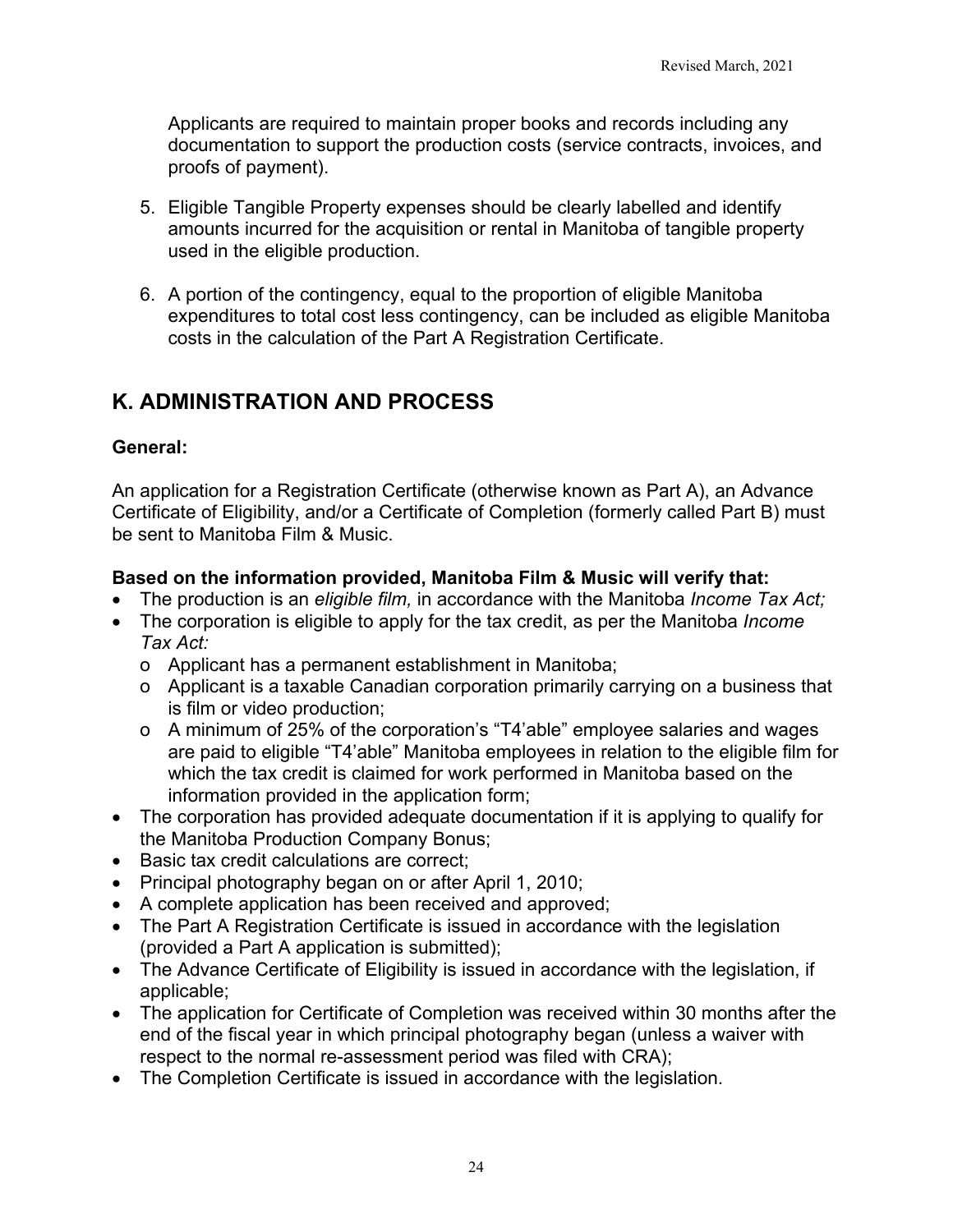Applicants are required to maintain proper books and records including any documentation to support the production costs (service contracts, invoices, and proofs of payment).

5. Eligible Tangible Property expenses should be clearly labelled and identify amounts incurred for the acquisition or rental in Manitoba of tangible property used in the eligible production.

6. A portion of the contingency, equal to the proportion of eligible Manitoba expenditures to total cost less contingency, can be included as eligible Manitoba costs in the calculation of the Part A Registration Certificate.

## K. ADMINISTRATION AND PROCESS

**General:**

An application for a Registration Certificate (otherwise known as Part A), an Advance Certificate of Eligibility, and/or a Certificate of Completion (formerly called Part B) must be sent to Manitoba Film & Music.

**Based on the information provided, Manitoba Film & Music will verify that:**

- The production is an *eligible film,* in accordance with the Manitoba *Income Tax Act;*
- The corporation is eligible to apply for the tax credit, as per the Manitoba *Income Tax Act:*
  - Applicant has a permanent establishment in Manitoba;
  - Applicant is a taxable Canadian corporation primarily carrying on a business that is film or video production;
  - A minimum of 25% of the corporation's "T4'able" employee salaries and wages are paid to eligible "T4'able" Manitoba employees in relation to the eligible film for which the tax credit is claimed for work performed in Manitoba based on the information provided in the application form;
- The corporation has provided adequate documentation if it is applying to qualify for the Manitoba Production Company Bonus;
- Basic tax credit calculations are correct;
- Principal photography began on or after April 1, 2010;
- A complete application has been received and approved;
- The Part A Registration Certificate is issued in accordance with the legislation (provided a Part A application is submitted);
- The Advance Certificate of Eligibility is issued in accordance with the legislation, if applicable;
- The application for Certificate of Completion was received within 30 months after the end of the fiscal year in which principal photography began (unless a waiver with respect to the normal re-assessment period was filed with CRA);
- The Completion Certificate is issued in accordance with the legislation.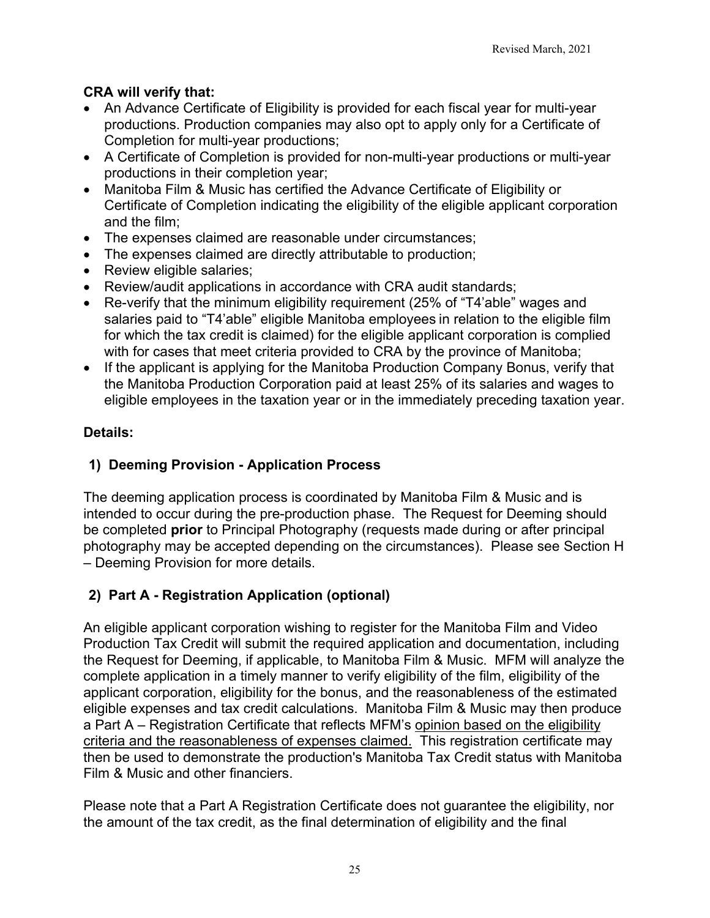**CRA will verify that:**

- An Advance Certificate of Eligibility is provided for each fiscal year for multi-year productions. Production companies may also opt to apply only for a Certificate of Completion for multi-year productions;
- A Certificate of Completion is provided for non-multi-year productions or multi-year productions in their completion year;
- Manitoba Film & Music has certified the Advance Certificate of Eligibility or Certificate of Completion indicating the eligibility of the eligible applicant corporation and the film;
- The expenses claimed are reasonable under circumstances;
- The expenses claimed are directly attributable to production;
- Review eligible salaries;
- Review/audit applications in accordance with CRA audit standards;
- Re-verify that the minimum eligibility requirement (25% of "T4'able" wages and salaries paid to "T4'able" eligible Manitoba employees in relation to the eligible film for which the tax credit is claimed) for the eligible applicant corporation is complied with for cases that meet criteria provided to CRA by the province of Manitoba;
- If the applicant is applying for the Manitoba Production Company Bonus, verify that the Manitoba Production Corporation paid at least 25% of its salaries and wages to eligible employees in the taxation year or in the immediately preceding taxation year.

**Details:**

**1) Deeming Provision - Application Process**

The deeming application process is coordinated by Manitoba Film & Music and is intended to occur during the pre-production phase. The Request for Deeming should be completed **prior** to Principal Photography (requests made during or after principal photography may be accepted depending on the circumstances). Please see Section H – Deeming Provision for more details.

**2) Part A - Registration Application (optional)**

An eligible applicant corporation wishing to register for the Manitoba Film and Video Production Tax Credit will submit the required application and documentation, including the Request for Deeming, if applicable, to Manitoba Film & Music. MFM will analyze the complete application in a timely manner to verify eligibility of the film, eligibility of the applicant corporation, eligibility for the bonus, and the reasonableness of the estimated eligible expenses and tax credit calculations. Manitoba Film & Music may then produce a Part A – Registration Certificate that reflects MFM's <u>opinion based on the eligibility criteria and the reasonableness of expenses claimed.</u> This registration certificate may then be used to demonstrate the production's Manitoba Tax Credit status with Manitoba Film & Music and other financiers.

Please note that a Part A Registration Certificate does not guarantee the eligibility, nor the amount of the tax credit, as the final determination of eligibility and the final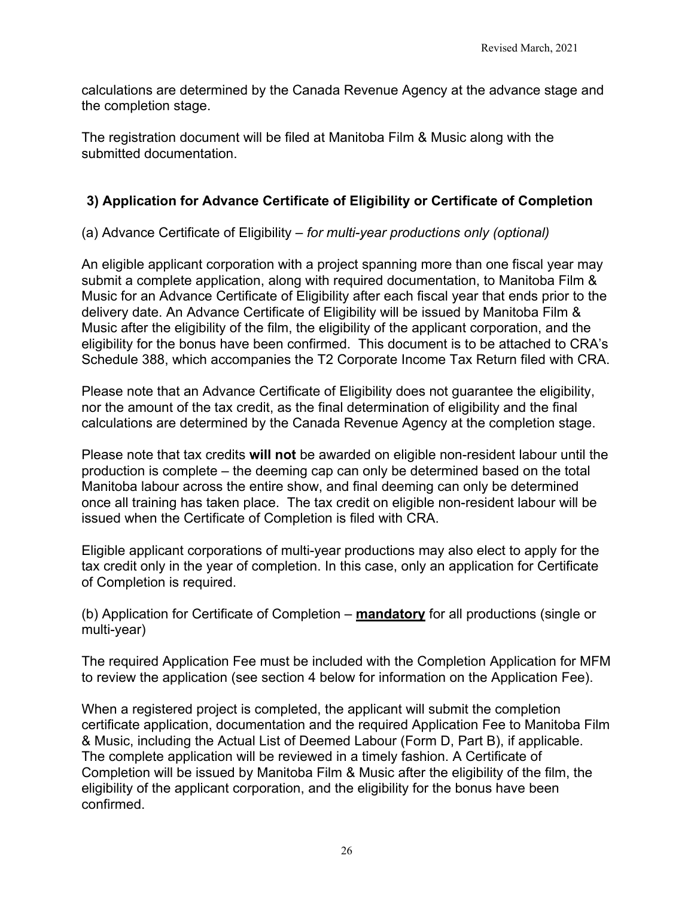calculations are determined by the Canada Revenue Agency at the advance stage and the completion stage.

The registration document will be filed at Manitoba Film & Music along with the submitted documentation.

### 3) Application for Advance Certificate of Eligibility or Certificate of Completion

(a) Advance Certificate of Eligibility – *for multi-year productions only (optional)*

An eligible applicant corporation with a project spanning more than one fiscal year may submit a complete application, along with required documentation, to Manitoba Film & Music for an Advance Certificate of Eligibility after each fiscal year that ends prior to the delivery date. An Advance Certificate of Eligibility will be issued by Manitoba Film & Music after the eligibility of the film, the eligibility of the applicant corporation, and the eligibility for the bonus have been confirmed. This document is to be attached to CRA's Schedule 388, which accompanies the T2 Corporate Income Tax Return filed with CRA.

Please note that an Advance Certificate of Eligibility does not guarantee the eligibility, nor the amount of the tax credit, as the final determination of eligibility and the final calculations are determined by the Canada Revenue Agency at the completion stage.

Please note that tax credits **will not** be awarded on eligible non-resident labour until the production is complete – the deeming cap can only be determined based on the total Manitoba labour across the entire show, and final deeming can only be determined once all training has taken place. The tax credit on eligible non-resident labour will be issued when the Certificate of Completion is filed with CRA.

Eligible applicant corporations of multi-year productions may also elect to apply for the tax credit only in the year of completion. In this case, only an application for Certificate of Completion is required.

(b) Application for Certificate of Completion – **mandatory** for all productions (single or multi-year)

The required Application Fee must be included with the Completion Application for MFM to review the application (see section 4 below for information on the Application Fee).

When a registered project is completed, the applicant will submit the completion certificate application, documentation and the required Application Fee to Manitoba Film & Music, including the Actual List of Deemed Labour (Form D, Part B), if applicable. The complete application will be reviewed in a timely fashion. A Certificate of Completion will be issued by Manitoba Film & Music after the eligibility of the film, the eligibility of the applicant corporation, and the eligibility for the bonus have been confirmed.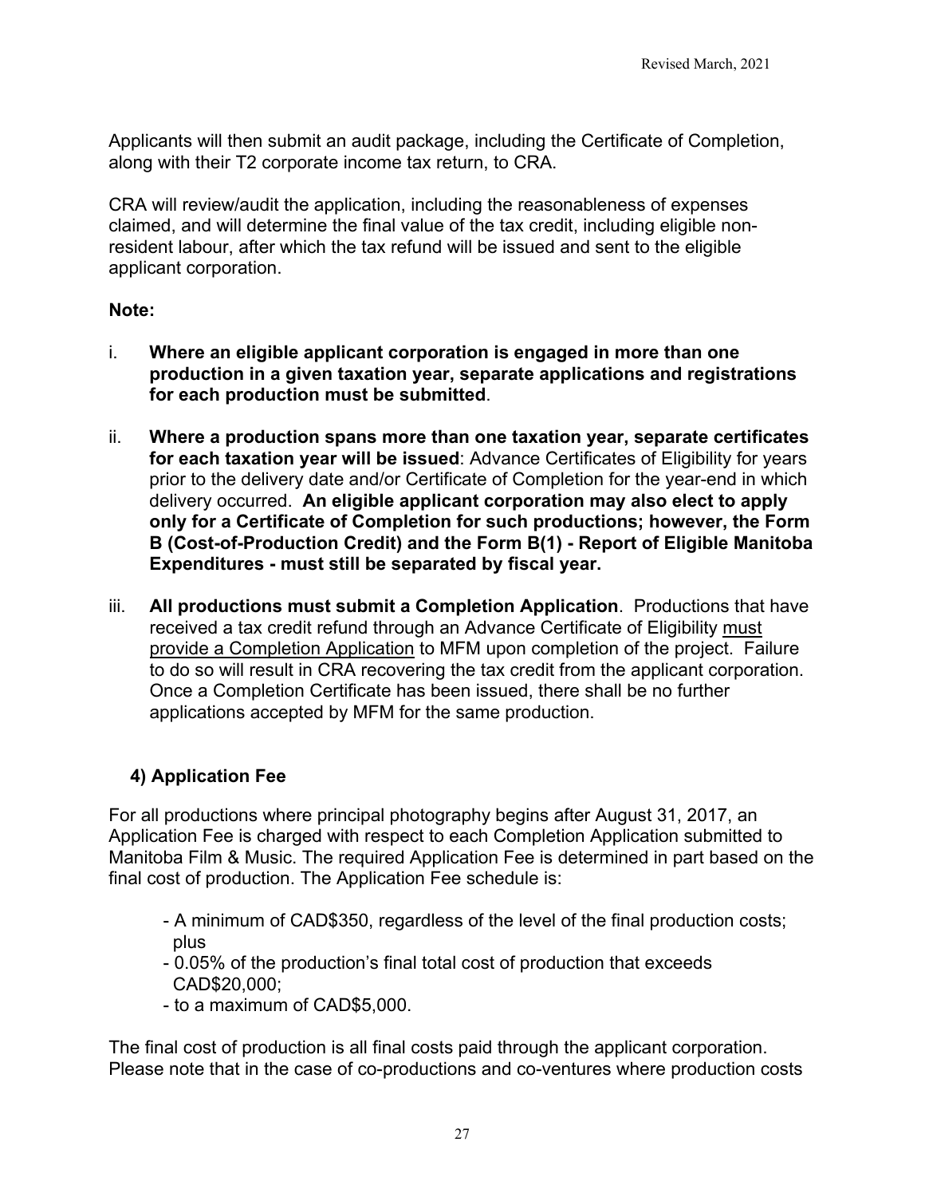Applicants will then submit an audit package, including the Certificate of Completion, along with their T2 corporate income tax return, to CRA.

CRA will review/audit the application, including the reasonableness of expenses claimed, and will determine the final value of the tax credit, including eligible non-resident labour, after which the tax refund will be issued and sent to the eligible applicant corporation.

**Note:**

i. **Where an eligible applicant corporation is engaged in more than one production in a given taxation year, separate applications and registrations for each production must be submitted**.

ii. **Where a production spans more than one taxation year, separate certificates for each taxation year will be issued**: Advance Certificates of Eligibility for years prior to the delivery date and/or Certificate of Completion for the year-end in which delivery occurred. **An eligible applicant corporation may also elect to apply only for a Certificate of Completion for such productions; however, the Form B (Cost-of-Production Credit) and the Form B(1) - Report of Eligible Manitoba Expenditures - must still be separated by fiscal year.**

iii. **All productions must submit a Completion Application**. Productions that have received a tax credit refund through an Advance Certificate of Eligibility must provide a Completion Application to MFM upon completion of the project. Failure to do so will result in CRA recovering the tax credit from the applicant corporation. Once a Completion Certificate has been issued, there shall be no further applications accepted by MFM for the same production.

### 4) Application Fee

For all productions where principal photography begins after August 31, 2017, an Application Fee is charged with respect to each Completion Application submitted to Manitoba Film & Music. The required Application Fee is determined in part based on the final cost of production. The Application Fee schedule is:

- A minimum of CAD$350, regardless of the level of the final production costs; plus
- 0.05% of the production's final total cost of production that exceeds CAD$20,000;
- to a maximum of CAD$5,000.

The final cost of production is all final costs paid through the applicant corporation. Please note that in the case of co-productions and co-ventures where production costs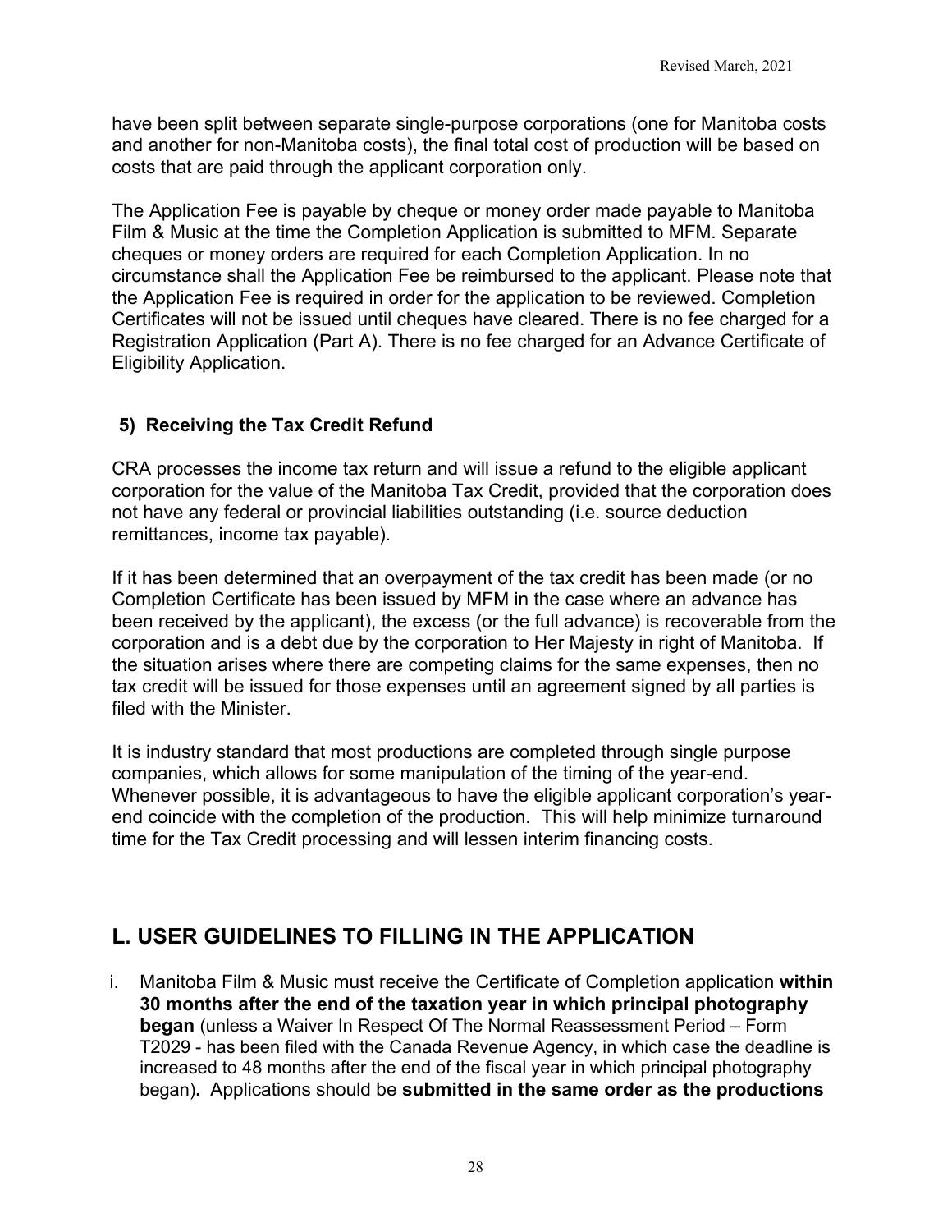have been split between separate single-purpose corporations (one for Manitoba costs and another for non-Manitoba costs), the final total cost of production will be based on costs that are paid through the applicant corporation only.

The Application Fee is payable by cheque or money order made payable to Manitoba Film & Music at the time the Completion Application is submitted to MFM. Separate cheques or money orders are required for each Completion Application. In no circumstance shall the Application Fee be reimbursed to the applicant. Please note that the Application Fee is required in order for the application to be reviewed. Completion Certificates will not be issued until cheques have cleared. There is no fee charged for a Registration Application (Part A). There is no fee charged for an Advance Certificate of Eligibility Application.

### 5) Receiving the Tax Credit Refund

CRA processes the income tax return and will issue a refund to the eligible applicant corporation for the value of the Manitoba Tax Credit, provided that the corporation does not have any federal or provincial liabilities outstanding (i.e. source deduction remittances, income tax payable).

If it has been determined that an overpayment of the tax credit has been made (or no Completion Certificate has been issued by MFM in the case where an advance has been received by the applicant), the excess (or the full advance) is recoverable from the corporation and is a debt due by the corporation to Her Majesty in right of Manitoba. If the situation arises where there are competing claims for the same expenses, then no tax credit will be issued for those expenses until an agreement signed by all parties is filed with the Minister.

It is industry standard that most productions are completed through single purpose companies, which allows for some manipulation of the timing of the year-end. Whenever possible, it is advantageous to have the eligible applicant corporation's year-end coincide with the completion of the production. This will help minimize turnaround time for the Tax Credit processing and will lessen interim financing costs.

## L. USER GUIDELINES TO FILLING IN THE APPLICATION

i. Manitoba Film & Music must receive the Certificate of Completion application **within 30 months after the end of the taxation year in which principal photography began** (unless a Waiver In Respect Of The Normal Reassessment Period – Form T2029 - has been filed with the Canada Revenue Agency, in which case the deadline is increased to 48 months after the end of the fiscal year in which principal photography began)**.** Applications should be **submitted in the same order as the productions**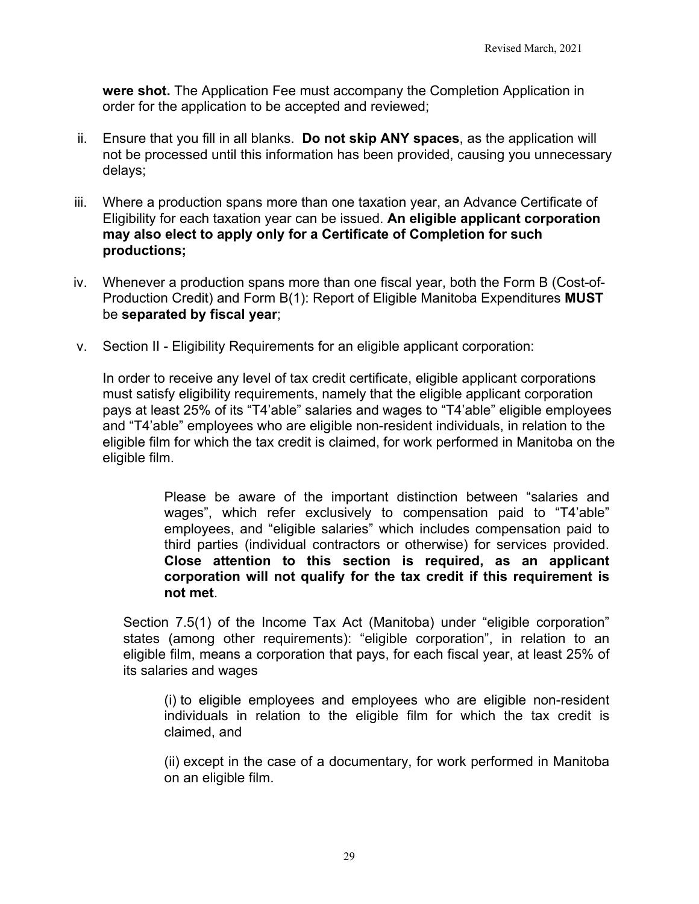**were shot.** The Application Fee must accompany the Completion Application in order for the application to be accepted and reviewed;

ii. Ensure that you fill in all blanks. **Do not skip ANY spaces**, as the application will not be processed until this information has been provided, causing you unnecessary delays;

iii. Where a production spans more than one taxation year, an Advance Certificate of Eligibility for each taxation year can be issued. **An eligible applicant corporation may also elect to apply only for a Certificate of Completion for such productions;**

iv. Whenever a production spans more than one fiscal year, both the Form B (Cost-of-Production Credit) and Form B(1): Report of Eligible Manitoba Expenditures **MUST** be **separated by fiscal year**;

v. Section II - Eligibility Requirements for an eligible applicant corporation:

In order to receive any level of tax credit certificate, eligible applicant corporations must satisfy eligibility requirements, namely that the eligible applicant corporation pays at least 25% of its "T4'able" salaries and wages to "T4'able" eligible employees and "T4'able" employees who are eligible non-resident individuals, in relation to the eligible film for which the tax credit is claimed, for work performed in Manitoba on the eligible film.

> Please be aware of the important distinction between "salaries and wages", which refer exclusively to compensation paid to "T4'able" employees, and "eligible salaries" which includes compensation paid to third parties (individual contractors or otherwise) for services provided. **Close attention to this section is required, as an applicant corporation will not qualify for the tax credit if this requirement is not met**.

Section 7.5(1) of the Income Tax Act (Manitoba) under "eligible corporation" states (among other requirements): "eligible corporation", in relation to an eligible film, means a corporation that pays, for each fiscal year, at least 25% of its salaries and wages

> (i) to eligible employees and employees who are eligible non-resident individuals in relation to the eligible film for which the tax credit is claimed, and
>
> (ii) except in the case of a documentary, for work performed in Manitoba on an eligible film.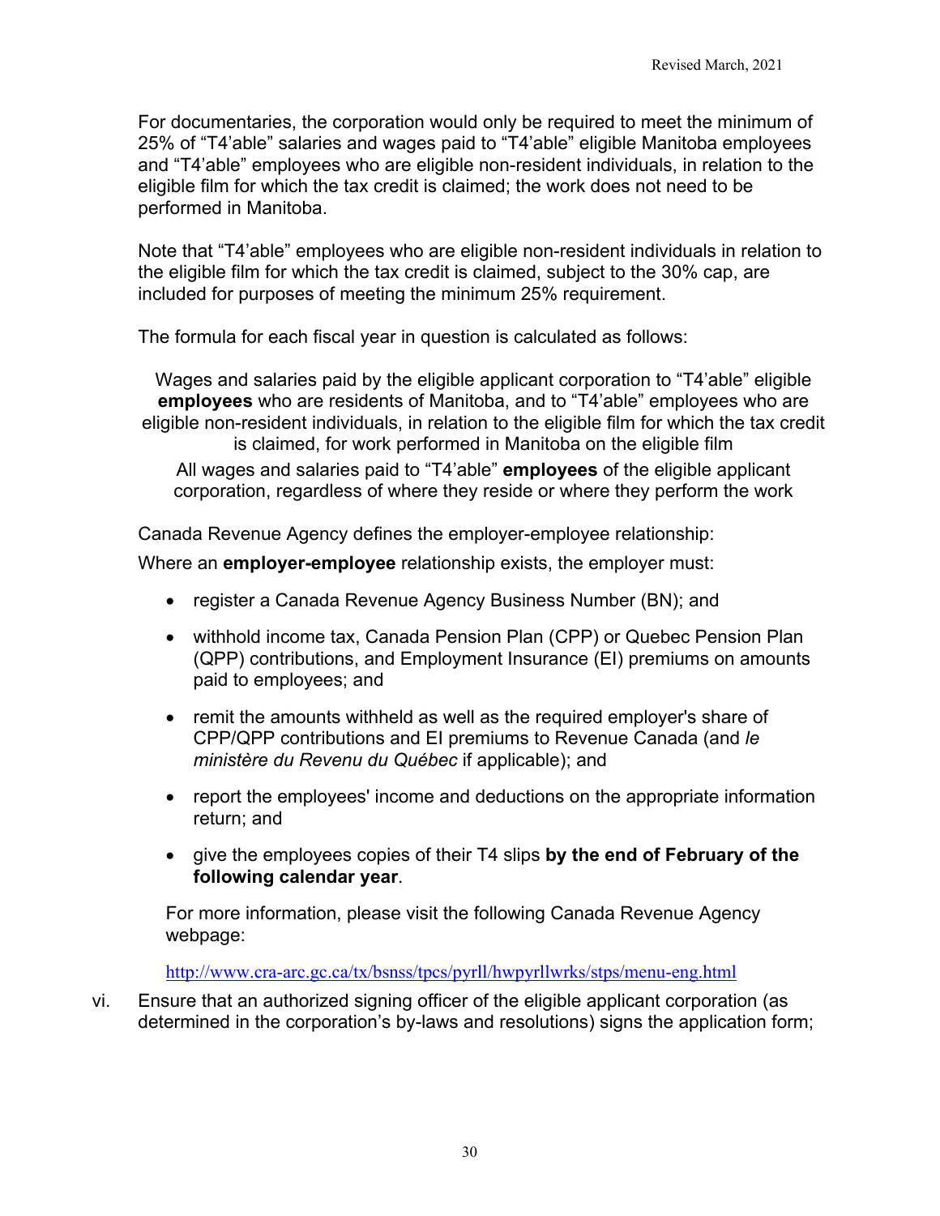For documentaries, the corporation would only be required to meet the minimum of 25% of “T4’able” salaries and wages paid to “T4’able” eligible Manitoba employees and “T4’able” employees who are eligible non-resident individuals, in relation to the eligible film for which the tax credit is claimed; the work does not need to be performed in Manitoba.

Note that “T4’able” employees who are eligible non-resident individuals in relation to the eligible film for which the tax credit is claimed, subject to the 30% cap, are included for purposes of meeting the minimum 25% requirement.

The formula for each fiscal year in question is calculated as follows:

Wages and salaries paid by the eligible applicant corporation to “T4’able” eligible **employees** who are residents of Manitoba, and to “T4’able” employees who are eligible non-resident individuals, in relation to the eligible film for which the tax credit is claimed, for work performed in Manitoba on the eligible film

All wages and salaries paid to “T4’able” **employees** of the eligible applicant corporation, regardless of where they reside or where they perform the work

Canada Revenue Agency defines the employer-employee relationship:

Where an **employer-employee** relationship exists, the employer must:

- register a Canada Revenue Agency Business Number (BN); and
- withhold income tax, Canada Pension Plan (CPP) or Quebec Pension Plan (QPP) contributions, and Employment Insurance (EI) premiums on amounts paid to employees; and
- remit the amounts withheld as well as the required employer's share of CPP/QPP contributions and EI premiums to Revenue Canada (and *le ministère du Revenu du Québec* if applicable); and
- report the employees' income and deductions on the appropriate information return; and
- give the employees copies of their T4 slips **by the end of February of the following calendar year**.

For more information, please visit the following Canada Revenue Agency webpage:

http://www.cra-arc.gc.ca/tx/bsnss/tpcs/pyrll/hwpyrllwrks/stps/menu-eng.html

vi. Ensure that an authorized signing officer of the eligible applicant corporation (as determined in the corporation’s by-laws and resolutions) signs the application form;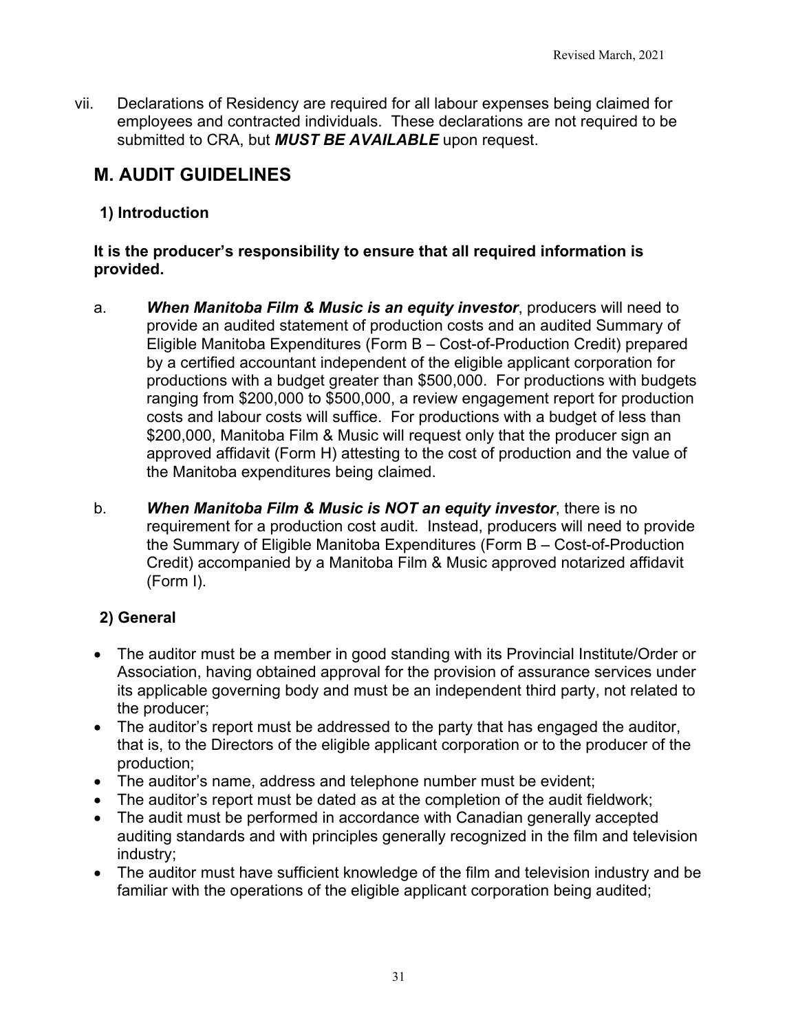vii. Declarations of Residency are required for all labour expenses being claimed for employees and contracted individuals. These declarations are not required to be submitted to CRA, but ***MUST BE AVAILABLE*** upon request.

## M. AUDIT GUIDELINES

### 1) Introduction

**It is the producer's responsibility to ensure that all required information is provided.**

a. ***When Manitoba Film & Music is an equity investor***, producers will need to provide an audited statement of production costs and an audited Summary of Eligible Manitoba Expenditures (Form B – Cost-of-Production Credit) prepared by a certified accountant independent of the eligible applicant corporation for productions with a budget greater than $500,000. For productions with budgets ranging from $200,000 to $500,000, a review engagement report for production costs and labour costs will suffice. For productions with a budget of less than $200,000, Manitoba Film & Music will request only that the producer sign an approved affidavit (Form H) attesting to the cost of production and the value of the Manitoba expenditures being claimed.

b. ***When Manitoba Film & Music is NOT an equity investor***, there is no requirement for a production cost audit. Instead, producers will need to provide the Summary of Eligible Manitoba Expenditures (Form B – Cost-of-Production Credit) accompanied by a Manitoba Film & Music approved notarized affidavit (Form I).

### 2) General

- The auditor must be a member in good standing with its Provincial Institute/Order or Association, having obtained approval for the provision of assurance services under its applicable governing body and must be an independent third party, not related to the producer;
- The auditor's report must be addressed to the party that has engaged the auditor, that is, to the Directors of the eligible applicant corporation or to the producer of the production;
- The auditor's name, address and telephone number must be evident;
- The auditor's report must be dated as at the completion of the audit fieldwork;
- The audit must be performed in accordance with Canadian generally accepted auditing standards and with principles generally recognized in the film and television industry;
- The auditor must have sufficient knowledge of the film and television industry and be familiar with the operations of the eligible applicant corporation being audited;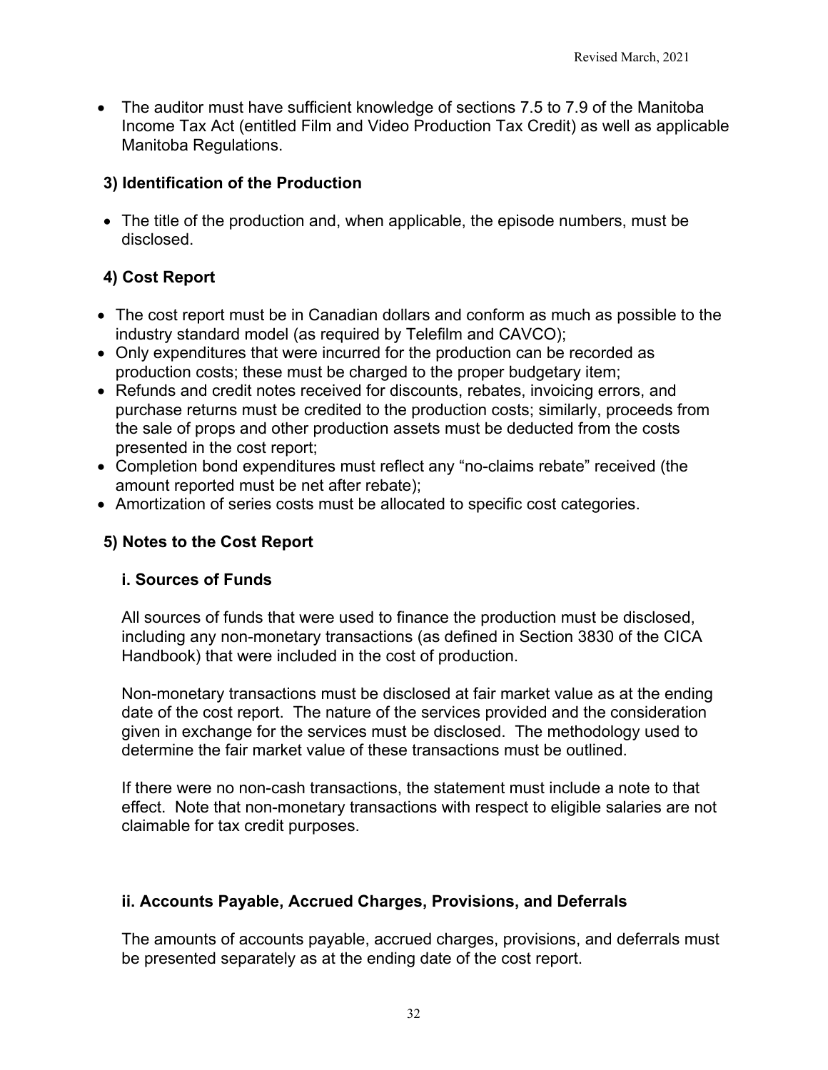- The auditor must have sufficient knowledge of sections 7.5 to 7.9 of the Manitoba Income Tax Act (entitled Film and Video Production Tax Credit) as well as applicable Manitoba Regulations.

### 3) Identification of the Production

- The title of the production and, when applicable, the episode numbers, must be disclosed.

### 4) Cost Report

- The cost report must be in Canadian dollars and conform as much as possible to the industry standard model (as required by Telefilm and CAVCO);
- Only expenditures that were incurred for the production can be recorded as production costs; these must be charged to the proper budgetary item;
- Refunds and credit notes received for discounts, rebates, invoicing errors, and purchase returns must be credited to the production costs; similarly, proceeds from the sale of props and other production assets must be deducted from the costs presented in the cost report;
- Completion bond expenditures must reflect any "no-claims rebate" received (the amount reported must be net after rebate);
- Amortization of series costs must be allocated to specific cost categories.

### 5) Notes to the Cost Report

#### i. Sources of Funds

All sources of funds that were used to finance the production must be disclosed, including any non-monetary transactions (as defined in Section 3830 of the CICA Handbook) that were included in the cost of production.

Non-monetary transactions must be disclosed at fair market value as at the ending date of the cost report. The nature of the services provided and the consideration given in exchange for the services must be disclosed. The methodology used to determine the fair market value of these transactions must be outlined.

If there were no non-cash transactions, the statement must include a note to that effect. Note that non-monetary transactions with respect to eligible salaries are not claimable for tax credit purposes.

#### ii. Accounts Payable, Accrued Charges, Provisions, and Deferrals

The amounts of accounts payable, accrued charges, provisions, and deferrals must be presented separately as at the ending date of the cost report.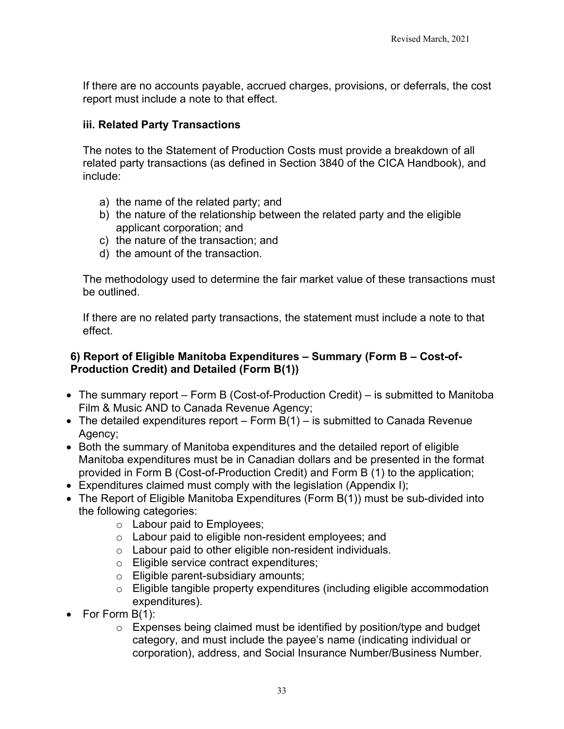If there are no accounts payable, accrued charges, provisions, or deferrals, the cost report must include a note to that effect.

### iii. Related Party Transactions

The notes to the Statement of Production Costs must provide a breakdown of all related party transactions (as defined in Section 3840 of the CICA Handbook), and include:

a) the name of the related party; and
b) the nature of the relationship between the related party and the eligible applicant corporation; and
c) the nature of the transaction; and
d) the amount of the transaction.

The methodology used to determine the fair market value of these transactions must be outlined.

If there are no related party transactions, the statement must include a note to that effect.

### 6) Report of Eligible Manitoba Expenditures – Summary (Form B – Cost-of-Production Credit) and Detailed (Form B(1))

- The summary report – Form B (Cost-of-Production Credit) – is submitted to Manitoba Film & Music AND to Canada Revenue Agency;
- The detailed expenditures report – Form B(1) – is submitted to Canada Revenue Agency;
- Both the summary of Manitoba expenditures and the detailed report of eligible Manitoba expenditures must be in Canadian dollars and be presented in the format provided in Form B (Cost-of-Production Credit) and Form B (1) to the application;
- Expenditures claimed must comply with the legislation (Appendix I);
- The Report of Eligible Manitoba Expenditures (Form B(1)) must be sub-divided into the following categories:
  - Labour paid to Employees;
  - Labour paid to eligible non-resident employees; and
  - Labour paid to other eligible non-resident individuals.
  - Eligible service contract expenditures;
  - Eligible parent-subsidiary amounts;
  - Eligible tangible property expenditures (including eligible accommodation expenditures).
- For Form B(1):
  - Expenses being claimed must be identified by position/type and budget category, and must include the payee's name (indicating individual or corporation), address, and Social Insurance Number/Business Number.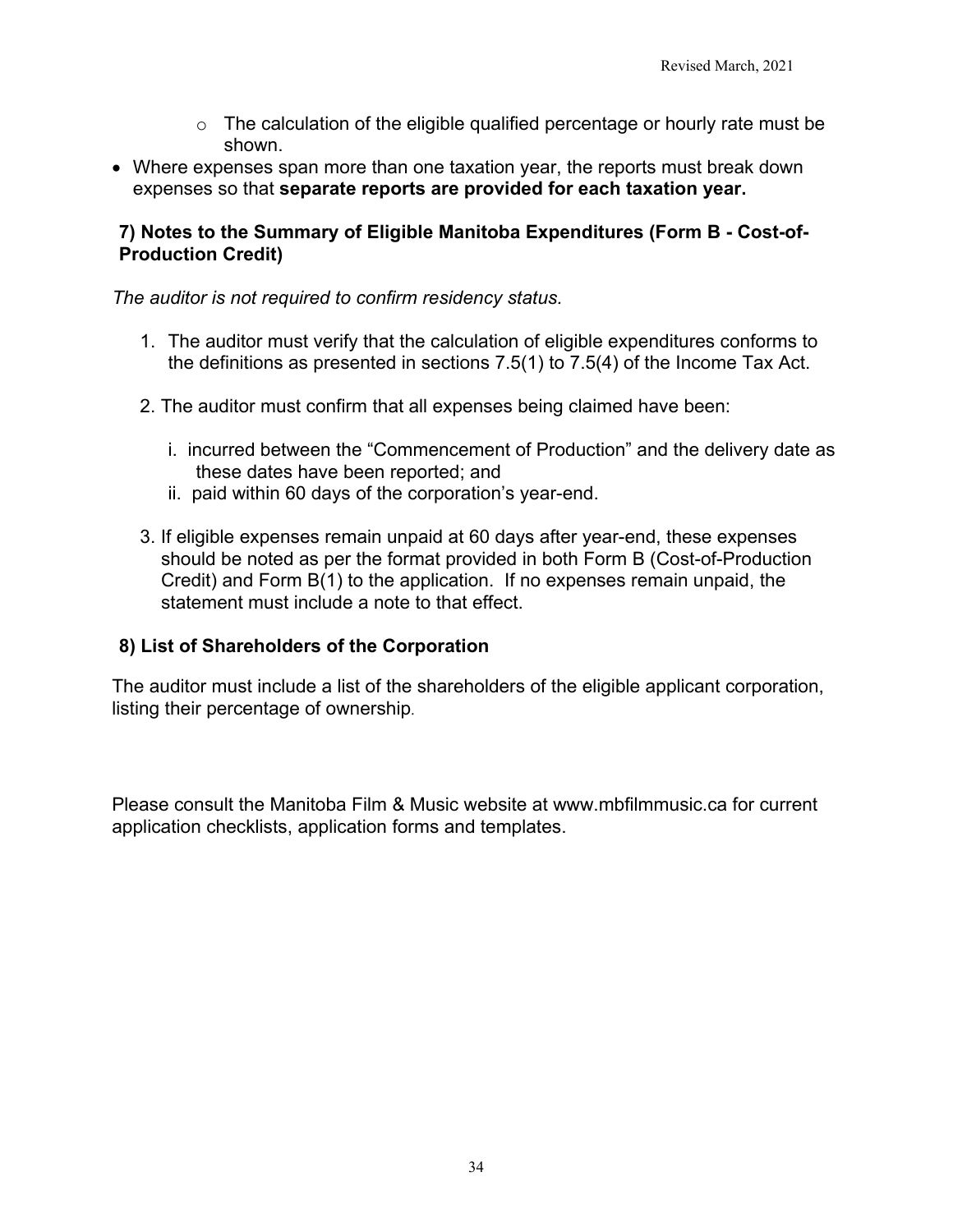- The calculation of the eligible qualified percentage or hourly rate must be shown.
- Where expenses span more than one taxation year, the reports must break down expenses so that **separate reports are provided for each taxation year.**

### 7) Notes to the Summary of Eligible Manitoba Expenditures (Form B - Cost-of-Production Credit)

*The auditor is not required to confirm residency status.*

1. The auditor must verify that the calculation of eligible expenditures conforms to the definitions as presented in sections 7.5(1) to 7.5(4) of the Income Tax Act.

2. The auditor must confirm that all expenses being claimed have been:

   i. incurred between the "Commencement of Production" and the delivery date as these dates have been reported; and
   ii. paid within 60 days of the corporation's year-end.

3. If eligible expenses remain unpaid at 60 days after year-end, these expenses should be noted as per the format provided in both Form B (Cost-of-Production Credit) and Form B(1) to the application. If no expenses remain unpaid, the statement must include a note to that effect.

### 8) List of Shareholders of the Corporation

The auditor must include a list of the shareholders of the eligible applicant corporation, listing their percentage of ownership.

Please consult the Manitoba Film & Music website at www.mbfilmmusic.ca for current application checklists, application forms and templates.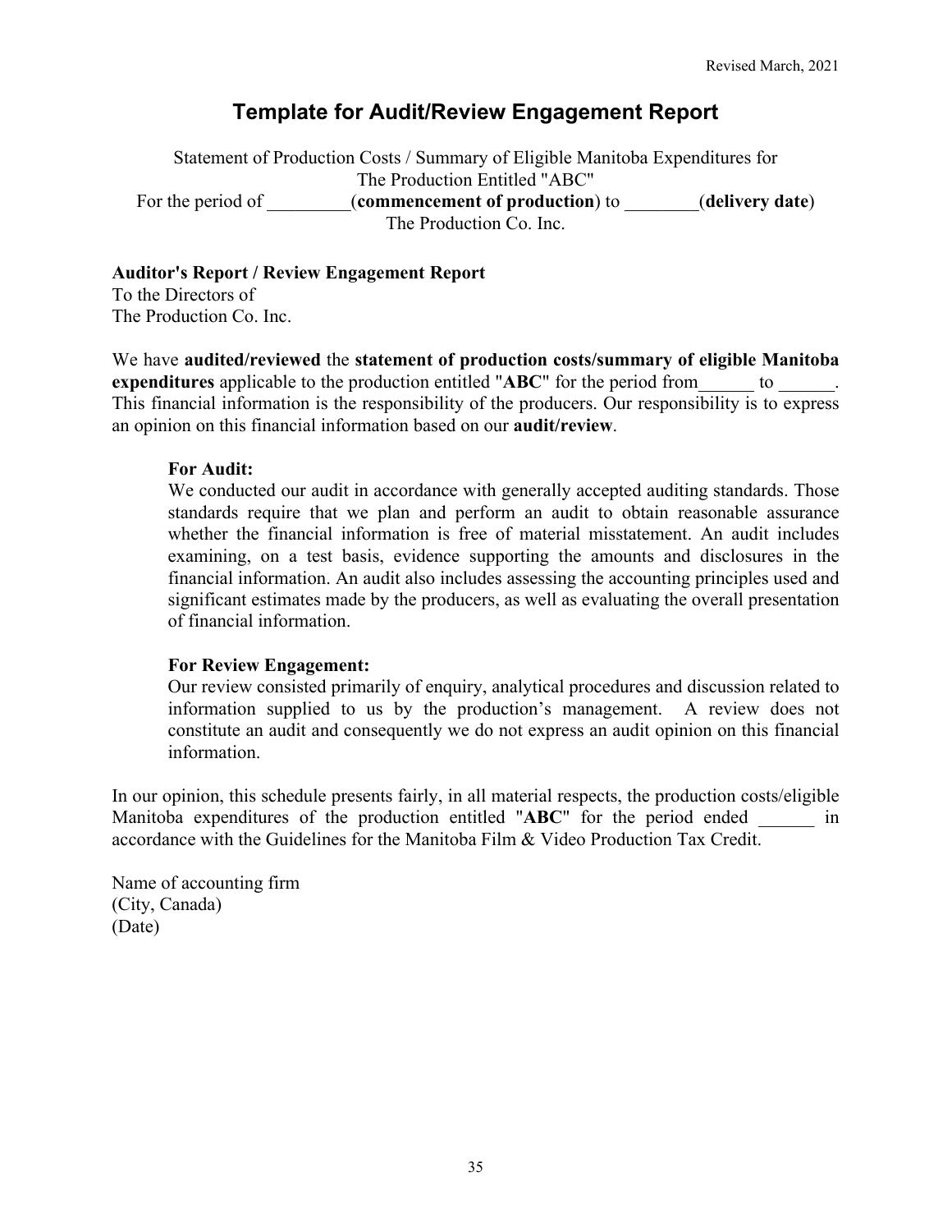# Template for Audit/Review Engagement Report

Statement of Production Costs / Summary of Eligible Manitoba Expenditures for
The Production Entitled "ABC"
For the period of _________(**commencement of production**) to ________(**delivery date**)
The Production Co. Inc.

**Auditor's Report / Review Engagement Report**
To the Directors of
The Production Co. Inc.

We have **audited/reviewed** the **statement of production costs/summary of eligible Manitoba expenditures** applicable to the production entitled "**ABC**" for the period from______ to ______. This financial information is the responsibility of the producers. Our responsibility is to express an opinion on this financial information based on our **audit/review**.

**For Audit:**
We conducted our audit in accordance with generally accepted auditing standards. Those standards require that we plan and perform an audit to obtain reasonable assurance whether the financial information is free of material misstatement. An audit includes examining, on a test basis, evidence supporting the amounts and disclosures in the financial information. An audit also includes assessing the accounting principles used and significant estimates made by the producers, as well as evaluating the overall presentation of financial information.

**For Review Engagement:**
Our review consisted primarily of enquiry, analytical procedures and discussion related to information supplied to us by the production's management. A review does not constitute an audit and consequently we do not express an audit opinion on this financial information.

In our opinion, this schedule presents fairly, in all material respects, the production costs/eligible Manitoba expenditures of the production entitled "**ABC**" for the period ended ______ in accordance with the Guidelines for the Manitoba Film & Video Production Tax Credit.

Name of accounting firm
(City, Canada)
(Date)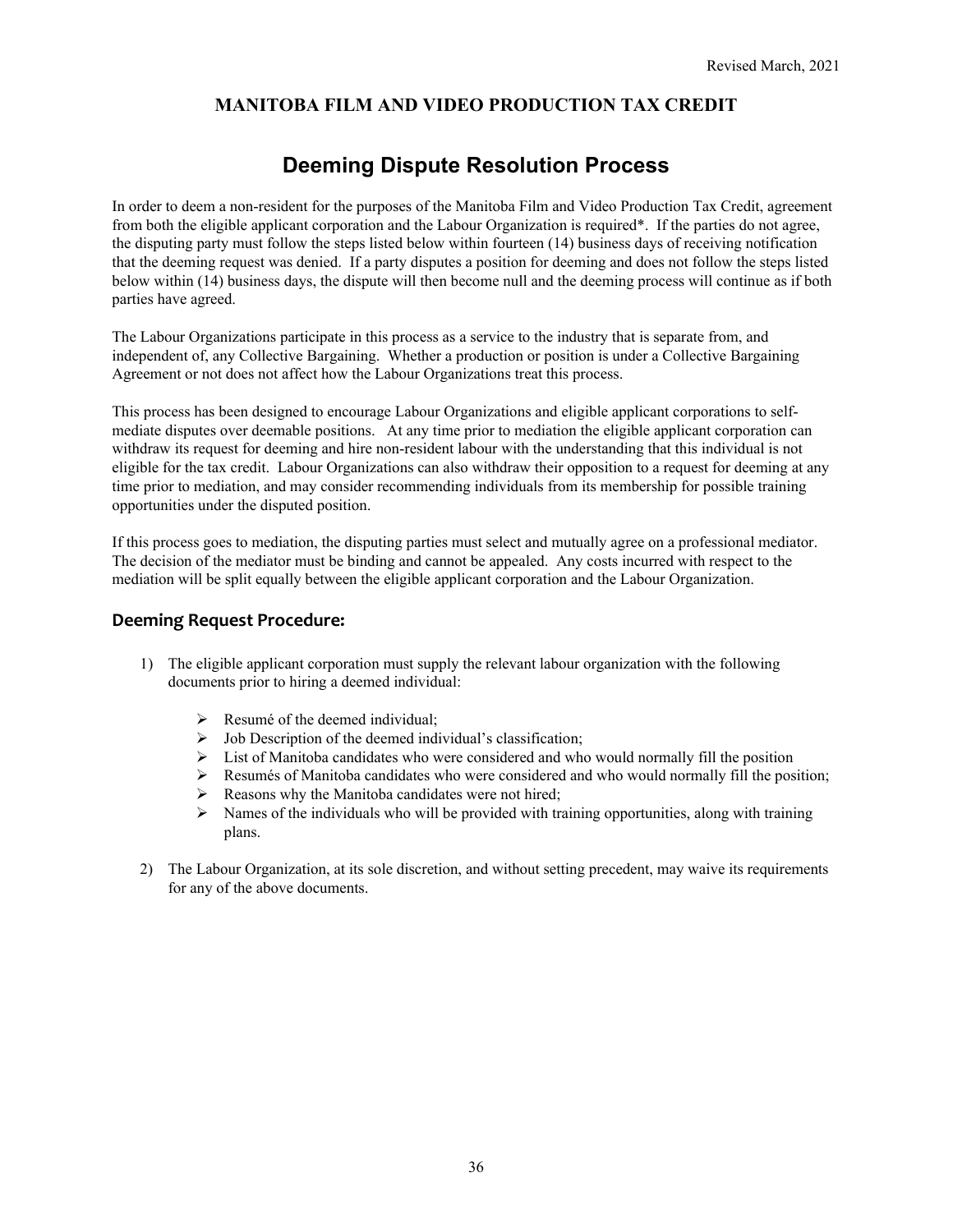## MANITOBA FILM AND VIDEO PRODUCTION TAX CREDIT

# Deeming Dispute Resolution Process

In order to deem a non-resident for the purposes of the Manitoba Film and Video Production Tax Credit, agreement from both the eligible applicant corporation and the Labour Organization is required*. If the parties do not agree, the disputing party must follow the steps listed below within fourteen (14) business days of receiving notification that the deeming request was denied. If a party disputes a position for deeming and does not follow the steps listed below within (14) business days, the dispute will then become null and the deeming process will continue as if both parties have agreed.

The Labour Organizations participate in this process as a service to the industry that is separate from, and independent of, any Collective Bargaining. Whether a production or position is under a Collective Bargaining Agreement or not does not affect how the Labour Organizations treat this process.

This process has been designed to encourage Labour Organizations and eligible applicant corporations to self-mediate disputes over deemable positions. At any time prior to mediation the eligible applicant corporation can withdraw its request for deeming and hire non-resident labour with the understanding that this individual is not eligible for the tax credit. Labour Organizations can also withdraw their opposition to a request for deeming at any time prior to mediation, and may consider recommending individuals from its membership for possible training opportunities under the disputed position.

If this process goes to mediation, the disputing parties must select and mutually agree on a professional mediator. The decision of the mediator must be binding and cannot be appealed. Any costs incurred with respect to the mediation will be split equally between the eligible applicant corporation and the Labour Organization.

## Deeming Request Procedure:

1) The eligible applicant corporation must supply the relevant labour organization with the following documents prior to hiring a deemed individual:

   - Resumé of the deemed individual;
   - Job Description of the deemed individual's classification;
   - List of Manitoba candidates who were considered and who would normally fill the position
   - Resumés of Manitoba candidates who were considered and who would normally fill the position;
   - Reasons why the Manitoba candidates were not hired;
   - Names of the individuals who will be provided with training opportunities, along with training plans.

2) The Labour Organization, at its sole discretion, and without setting precedent, may waive its requirements for any of the above documents.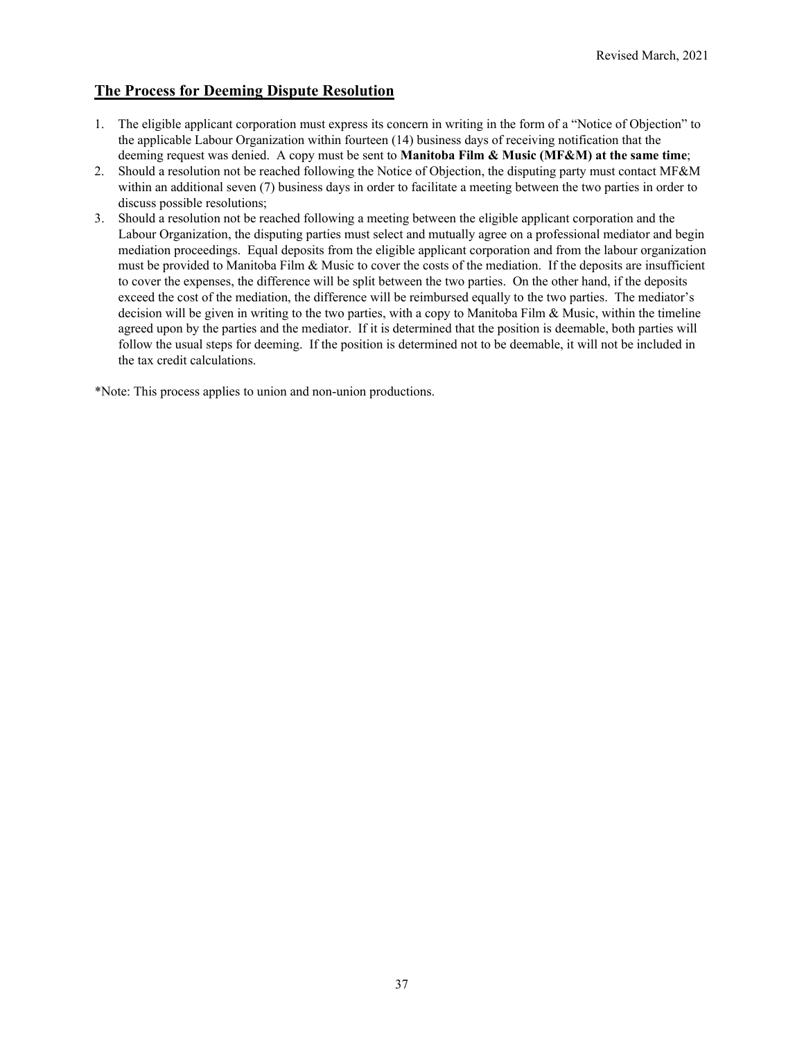## The Process for Deeming Dispute Resolution

1. The eligible applicant corporation must express its concern in writing in the form of a "Notice of Objection" to the applicable Labour Organization within fourteen (14) business days of receiving notification that the deeming request was denied. A copy must be sent to **Manitoba Film & Music (MF&M) at the same time**;
2. Should a resolution not be reached following the Notice of Objection, the disputing party must contact MF&M within an additional seven (7) business days in order to facilitate a meeting between the two parties in order to discuss possible resolutions;
3. Should a resolution not be reached following a meeting between the eligible applicant corporation and the Labour Organization, the disputing parties must select and mutually agree on a professional mediator and begin mediation proceedings. Equal deposits from the eligible applicant corporation and from the labour organization must be provided to Manitoba Film & Music to cover the costs of the mediation. If the deposits are insufficient to cover the expenses, the difference will be split between the two parties. On the other hand, if the deposits exceed the cost of the mediation, the difference will be reimbursed equally to the two parties. The mediator's decision will be given in writing to the two parties, with a copy to Manitoba Film & Music, within the timeline agreed upon by the parties and the mediator. If it is determined that the position is deemable, both parties will follow the usual steps for deeming. If the position is determined not to be deemable, it will not be included in the tax credit calculations.

*Note: This process applies to union and non-union productions.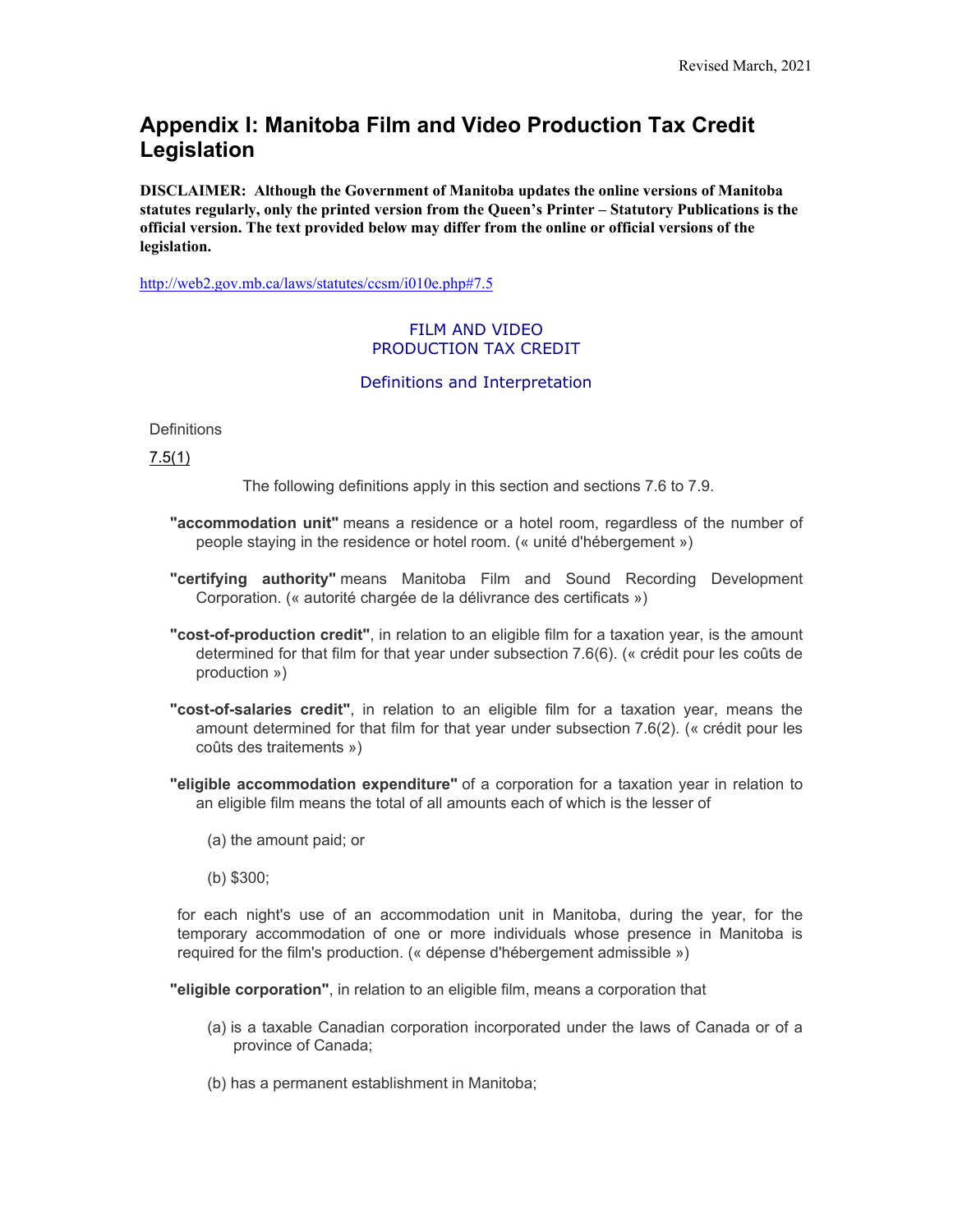Revised March, 2021

# Appendix I: Manitoba Film and Video Production Tax Credit Legislation

**DISCLAIMER: Although the Government of Manitoba updates the online versions of Manitoba statutes regularly, only the printed version from the Queen's Printer – Statutory Publications is the official version. The text provided below may differ from the online or official versions of the legislation.**

http://web2.gov.mb.ca/laws/statutes/ccsm/i010e.php#7.5

## FILM AND VIDEO PRODUCTION TAX CREDIT

### Definitions and Interpretation

Definitions

7.5(1)

The following definitions apply in this section and sections 7.6 to 7.9.

**"accommodation unit"** means a residence or a hotel room, regardless of the number of people staying in the residence or hotel room. (« unité d'hébergement »)

**"certifying authority"** means Manitoba Film and Sound Recording Development Corporation. (« autorité chargée de la délivrance des certificats »)

**"cost-of-production credit"**, in relation to an eligible film for a taxation year, is the amount determined for that film for that year under subsection 7.6(6). (« crédit pour les coûts de production »)

**"cost-of-salaries credit"**, in relation to an eligible film for a taxation year, means the amount determined for that film for that year under subsection 7.6(2). (« crédit pour les coûts des traitements »)

**"eligible accommodation expenditure"** of a corporation for a taxation year in relation to an eligible film means the total of all amounts each of which is the lesser of

(a) the amount paid; or

(b) $300;

for each night's use of an accommodation unit in Manitoba, during the year, for the temporary accommodation of one or more individuals whose presence in Manitoba is required for the film's production. (« dépense d'hébergement admissible »)

**"eligible corporation"**, in relation to an eligible film, means a corporation that

(a) is a taxable Canadian corporation incorporated under the laws of Canada or of a province of Canada;

(b) has a permanent establishment in Manitoba;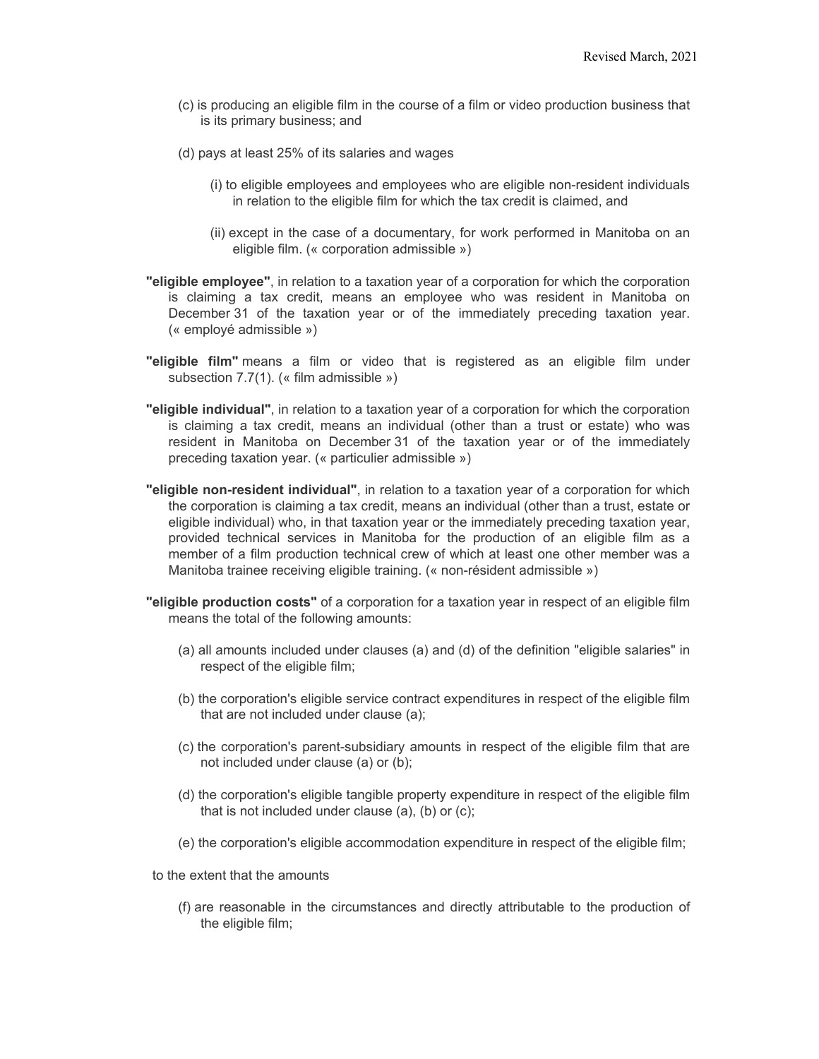(c) is producing an eligible film in the course of a film or video production business that is its primary business; and

(d) pays at least 25% of its salaries and wages

(i) to eligible employees and employees who are eligible non-resident individuals in relation to the eligible film for which the tax credit is claimed, and

(ii) except in the case of a documentary, for work performed in Manitoba on an eligible film. (« corporation admissible »)

**"eligible employee"**, in relation to a taxation year of a corporation for which the corporation is claiming a tax credit, means an employee who was resident in Manitoba on December 31 of the taxation year or of the immediately preceding taxation year. (« employé admissible »)

**"eligible film"** means a film or video that is registered as an eligible film under subsection 7.7(1). (« film admissible »)

**"eligible individual"**, in relation to a taxation year of a corporation for which the corporation is claiming a tax credit, means an individual (other than a trust or estate) who was resident in Manitoba on December 31 of the taxation year or of the immediately preceding taxation year. (« particulier admissible »)

**"eligible non-resident individual"**, in relation to a taxation year of a corporation for which the corporation is claiming a tax credit, means an individual (other than a trust, estate or eligible individual) who, in that taxation year or the immediately preceding taxation year, provided technical services in Manitoba for the production of an eligible film as a member of a film production technical crew of which at least one other member was a Manitoba trainee receiving eligible training. (« non-résident admissible »)

**"eligible production costs"** of a corporation for a taxation year in respect of an eligible film means the total of the following amounts:

(a) all amounts included under clauses (a) and (d) of the definition "eligible salaries" in respect of the eligible film;

(b) the corporation's eligible service contract expenditures in respect of the eligible film that are not included under clause (a);

(c) the corporation's parent-subsidiary amounts in respect of the eligible film that are not included under clause (a) or (b);

(d) the corporation's eligible tangible property expenditure in respect of the eligible film that is not included under clause (a), (b) or (c);

(e) the corporation's eligible accommodation expenditure in respect of the eligible film;

to the extent that the amounts

(f) are reasonable in the circumstances and directly attributable to the production of the eligible film;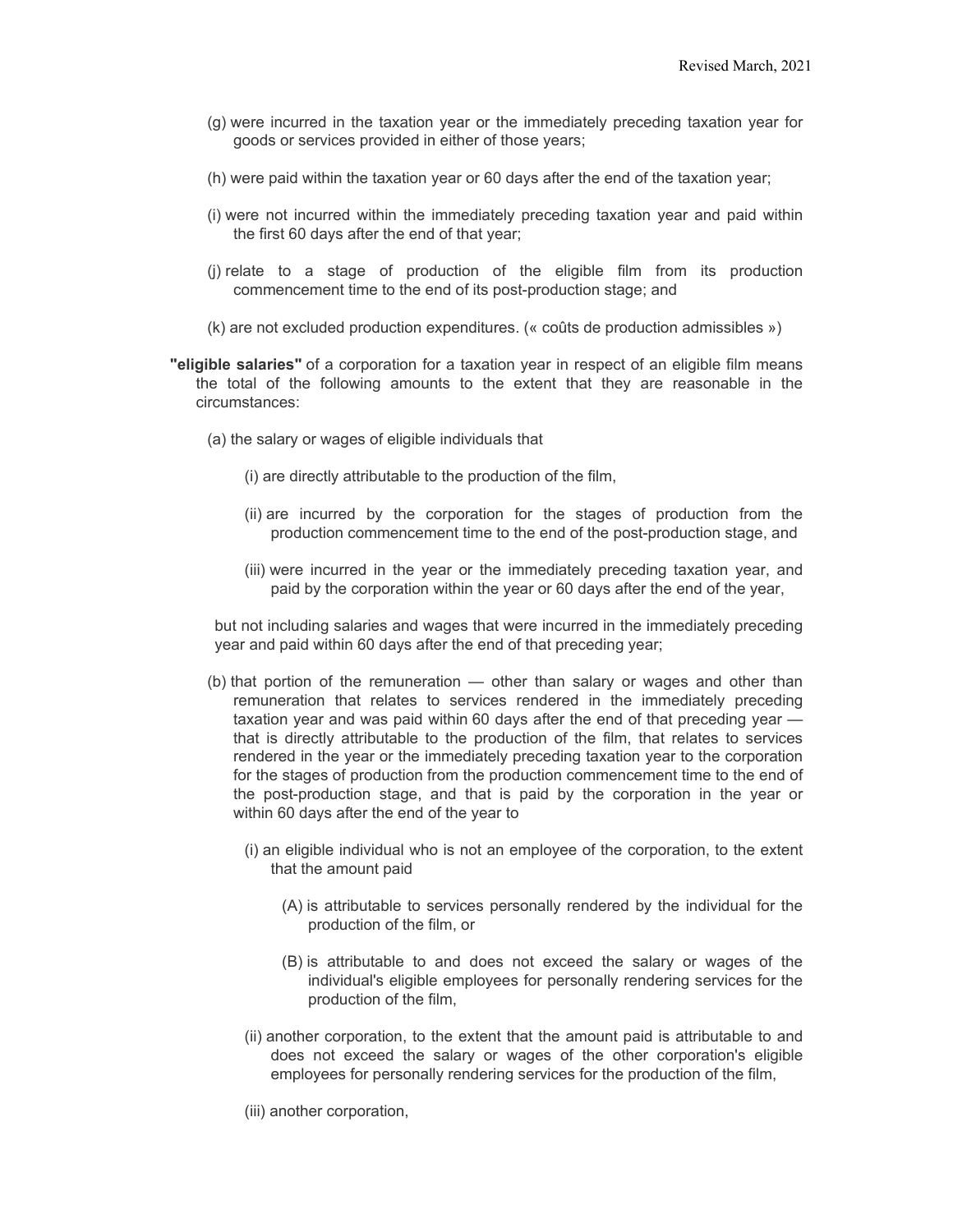(g) were incurred in the taxation year or the immediately preceding taxation year for goods or services provided in either of those years;

(h) were paid within the taxation year or 60 days after the end of the taxation year;

(i) were not incurred within the immediately preceding taxation year and paid within the first 60 days after the end of that year;

(j) relate to a stage of production of the eligible film from its production commencement time to the end of its post-production stage; and

(k) are not excluded production expenditures. (« coûts de production admissibles »)

**"eligible salaries"** of a corporation for a taxation year in respect of an eligible film means the total of the following amounts to the extent that they are reasonable in the circumstances:

(a) the salary or wages of eligible individuals that

(i) are directly attributable to the production of the film,

(ii) are incurred by the corporation for the stages of production from the production commencement time to the end of the post-production stage, and

(iii) were incurred in the year or the immediately preceding taxation year, and paid by the corporation within the year or 60 days after the end of the year,

but not including salaries and wages that were incurred in the immediately preceding year and paid within 60 days after the end of that preceding year;

(b) that portion of the remuneration — other than salary or wages and other than remuneration that relates to services rendered in the immediately preceding taxation year and was paid within 60 days after the end of that preceding year — that is directly attributable to the production of the film, that relates to services rendered in the year or the immediately preceding taxation year to the corporation for the stages of production from the production commencement time to the end of the post-production stage, and that is paid by the corporation in the year or within 60 days after the end of the year to

(i) an eligible individual who is not an employee of the corporation, to the extent that the amount paid

(A) is attributable to services personally rendered by the individual for the production of the film, or

(B) is attributable to and does not exceed the salary or wages of the individual's eligible employees for personally rendering services for the production of the film,

(ii) another corporation, to the extent that the amount paid is attributable to and does not exceed the salary or wages of the other corporation's eligible employees for personally rendering services for the production of the film,

(iii) another corporation,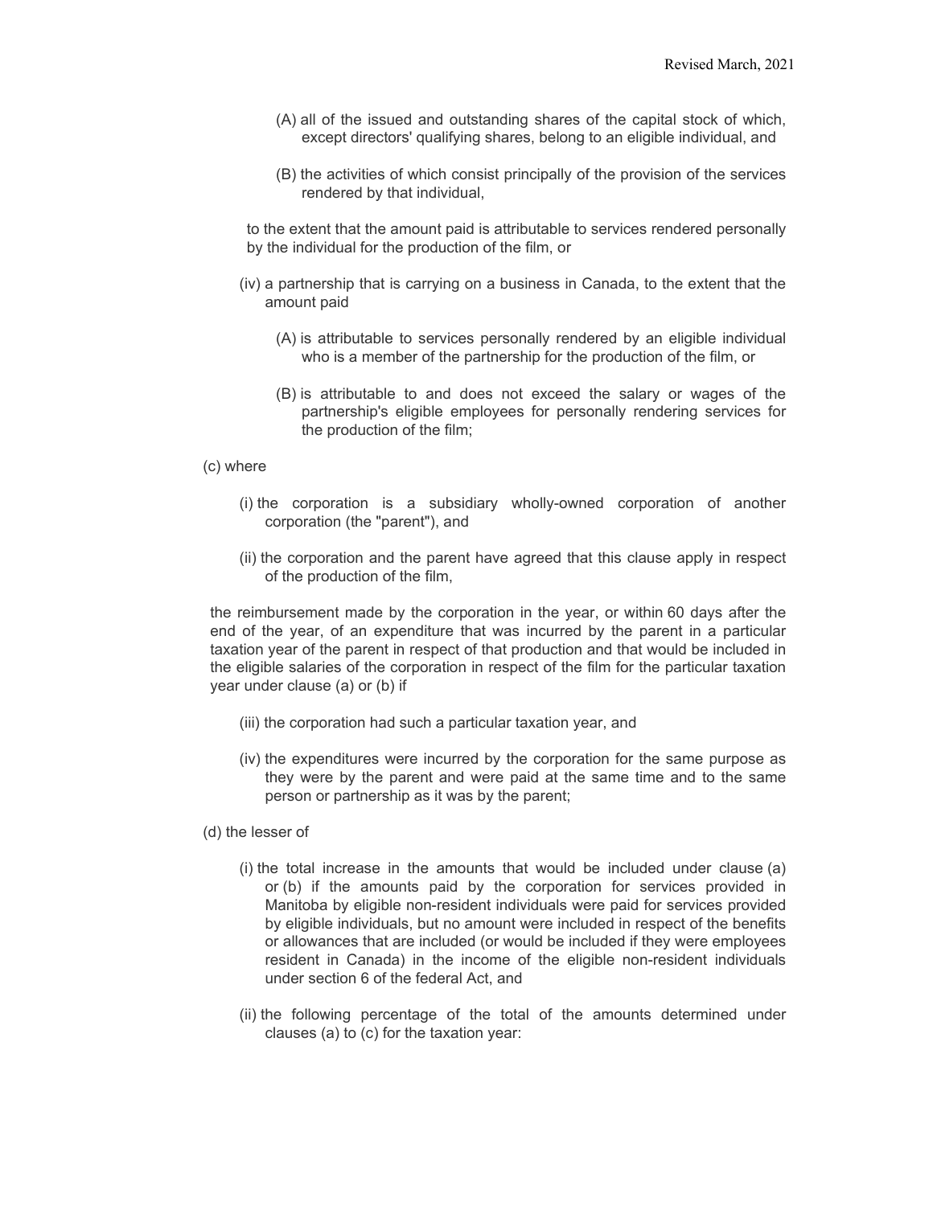(A) all of the issued and outstanding shares of the capital stock of which, except directors' qualifying shares, belong to an eligible individual, and

(B) the activities of which consist principally of the provision of the services rendered by that individual,

to the extent that the amount paid is attributable to services rendered personally by the individual for the production of the film, or

(iv) a partnership that is carrying on a business in Canada, to the extent that the amount paid

(A) is attributable to services personally rendered by an eligible individual who is a member of the partnership for the production of the film, or

(B) is attributable to and does not exceed the salary or wages of the partnership's eligible employees for personally rendering services for the production of the film;

(c) where

(i) the corporation is a subsidiary wholly-owned corporation of another corporation (the "parent"), and

(ii) the corporation and the parent have agreed that this clause apply in respect of the production of the film,

the reimbursement made by the corporation in the year, or within 60 days after the end of the year, of an expenditure that was incurred by the parent in a particular taxation year of the parent in respect of that production and that would be included in the eligible salaries of the corporation in respect of the film for the particular taxation year under clause (a) or (b) if

(iii) the corporation had such a particular taxation year, and

(iv) the expenditures were incurred by the corporation for the same purpose as they were by the parent and were paid at the same time and to the same person or partnership as it was by the parent;

(d) the lesser of

(i) the total increase in the amounts that would be included under clause (a) or (b) if the amounts paid by the corporation for services provided in Manitoba by eligible non-resident individuals were paid for services provided by eligible individuals, but no amount were included in respect of the benefits or allowances that are included (or would be included if they were employees resident in Canada) in the income of the eligible non-resident individuals under section 6 of the federal Act, and

(ii) the following percentage of the total of the amounts determined under clauses (a) to (c) for the taxation year: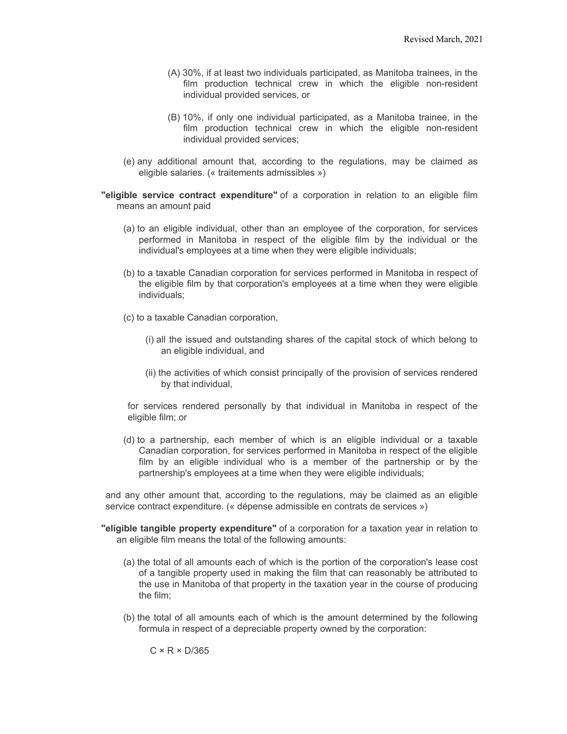(A) 30%, if at least two individuals participated, as Manitoba trainees, in the film production technical crew in which the eligible non-resident individual provided services, or

(B) 10%, if only one individual participated, as a Manitoba trainee, in the film production technical crew in which the eligible non-resident individual provided services;

(e) any additional amount that, according to the regulations, may be claimed as eligible salaries. (« traitements admissibles »)

**"eligible service contract expenditure"** of a corporation in relation to an eligible film means an amount paid

(a) to an eligible individual, other than an employee of the corporation, for services performed in Manitoba in respect of the eligible film by the individual or the individual's employees at a time when they were eligible individuals;

(b) to a taxable Canadian corporation for services performed in Manitoba in respect of the eligible film by that corporation's employees at a time when they were eligible individuals;

(c) to a taxable Canadian corporation,

(i) all the issued and outstanding shares of the capital stock of which belong to an eligible individual, and

(ii) the activities of which consist principally of the provision of services rendered by that individual,

for services rendered personally by that individual in Manitoba in respect of the eligible film; or

(d) to a partnership, each member of which is an eligible individual or a taxable Canadian corporation, for services performed in Manitoba in respect of the eligible film by an eligible individual who is a member of the partnership or by the partnership's employees at a time when they were eligible individuals;

and any other amount that, according to the regulations, may be claimed as an eligible service contract expenditure. (« dépense admissible en contrats de services »)

**"eligible tangible property expenditure"** of a corporation for a taxation year in relation to an eligible film means the total of the following amounts:

(a) the total of all amounts each of which is the portion of the corporation's lease cost of a tangible property used in making the film that can reasonably be attributed to the use in Manitoba of that property in the taxation year in the course of producing the film;

(b) the total of all amounts each of which is the amount determined by the following formula in respect of a depreciable property owned by the corporation:

$$C \times R \times D/365$$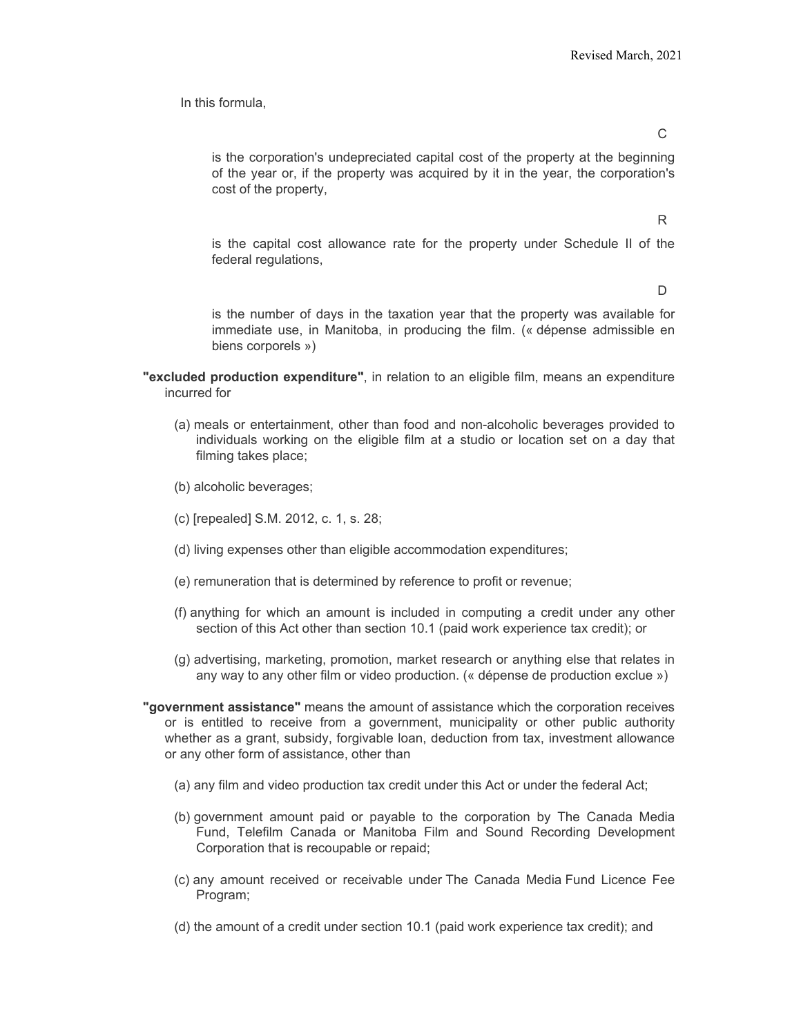In this formula,

$C$

is the corporation's undepreciated capital cost of the property at the beginning of the year or, if the property was acquired by it in the year, the corporation's cost of the property,

$R$

is the capital cost allowance rate for the property under Schedule II of the federal regulations,

$D$

is the number of days in the taxation year that the property was available for immediate use, in Manitoba, in producing the film. (« dépense admissible en biens corporels »)

**"excluded production expenditure"**, in relation to an eligible film, means an expenditure incurred for

(a) meals or entertainment, other than food and non-alcoholic beverages provided to individuals working on the eligible film at a studio or location set on a day that filming takes place;

(b) alcoholic beverages;

(c) [repealed] S.M. 2012, c. 1, s. 28;

(d) living expenses other than eligible accommodation expenditures;

(e) remuneration that is determined by reference to profit or revenue;

(f) anything for which an amount is included in computing a credit under any other section of this Act other than section 10.1 (paid work experience tax credit); or

(g) advertising, marketing, promotion, market research or anything else that relates in any way to any other film or video production. (« dépense de production exclue »)

**"government assistance"** means the amount of assistance which the corporation receives or is entitled to receive from a government, municipality or other public authority whether as a grant, subsidy, forgivable loan, deduction from tax, investment allowance or any other form of assistance, other than

(a) any film and video production tax credit under this Act or under the federal Act;

(b) government amount paid or payable to the corporation by The Canada Media Fund, Telefilm Canada or Manitoba Film and Sound Recording Development Corporation that is recoupable or repaid;

(c) any amount received or receivable under The Canada Media Fund Licence Fee Program;

(d) the amount of a credit under section 10.1 (paid work experience tax credit); and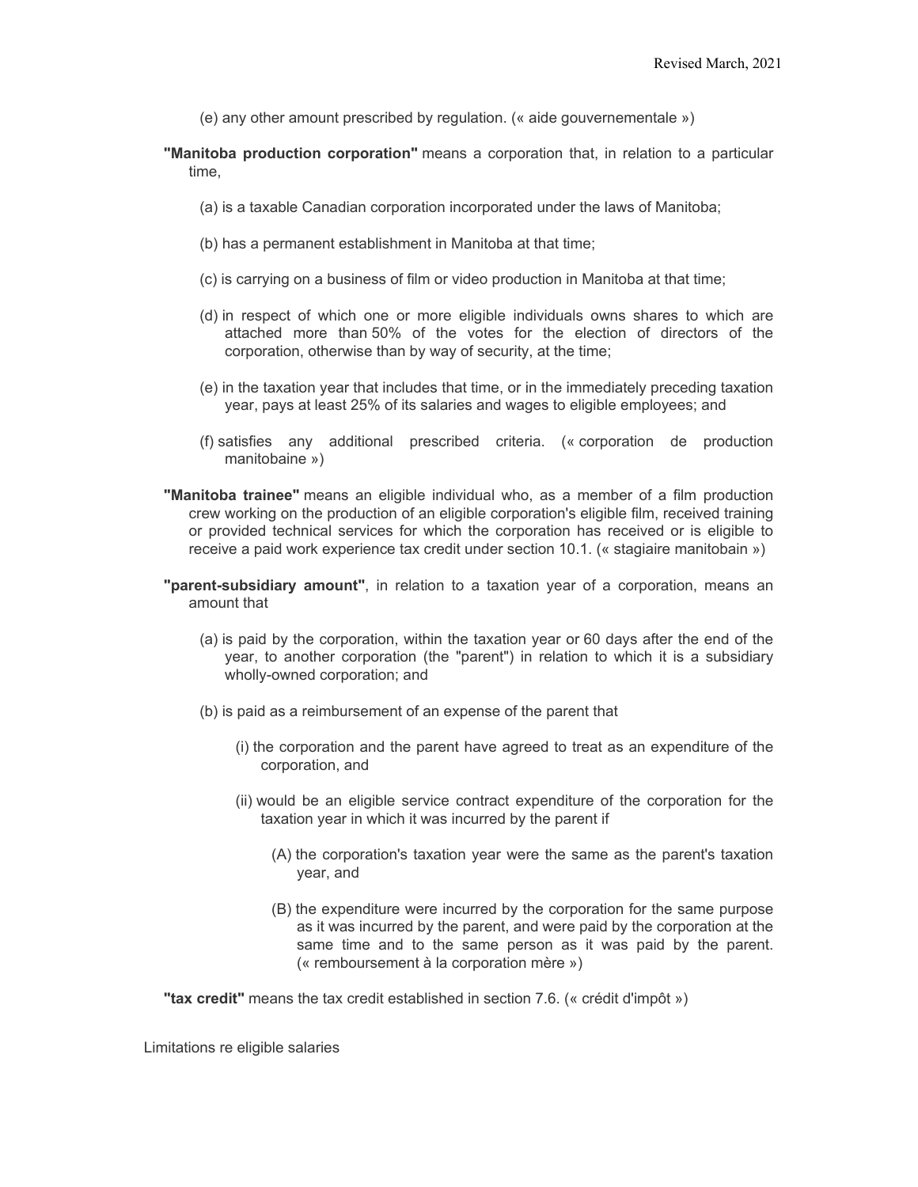(e) any other amount prescribed by regulation. (« aide gouvernementale »)

**"Manitoba production corporation"** means a corporation that, in relation to a particular time,

(a) is a taxable Canadian corporation incorporated under the laws of Manitoba;

(b) has a permanent establishment in Manitoba at that time;

(c) is carrying on a business of film or video production in Manitoba at that time;

(d) in respect of which one or more eligible individuals owns shares to which are attached more than 50% of the votes for the election of directors of the corporation, otherwise than by way of security, at the time;

(e) in the taxation year that includes that time, or in the immediately preceding taxation year, pays at least 25% of its salaries and wages to eligible employees; and

(f) satisfies any additional prescribed criteria. (« corporation de production manitobaine »)

**"Manitoba trainee"** means an eligible individual who, as a member of a film production crew working on the production of an eligible corporation's eligible film, received training or provided technical services for which the corporation has received or is eligible to receive a paid work experience tax credit under section 10.1. (« stagiaire manitobain »)

**"parent-subsidiary amount"**, in relation to a taxation year of a corporation, means an amount that

(a) is paid by the corporation, within the taxation year or 60 days after the end of the year, to another corporation (the "parent") in relation to which it is a subsidiary wholly-owned corporation; and

(b) is paid as a reimbursement of an expense of the parent that

(i) the corporation and the parent have agreed to treat as an expenditure of the corporation, and

(ii) would be an eligible service contract expenditure of the corporation for the taxation year in which it was incurred by the parent if

(A) the corporation's taxation year were the same as the parent's taxation year, and

(B) the expenditure were incurred by the corporation for the same purpose as it was incurred by the parent, and were paid by the corporation at the same time and to the same person as it was paid by the parent. (« remboursement à la corporation mère »)

**"tax credit"** means the tax credit established in section 7.6. (« crédit d'impôt »)

Limitations re eligible salaries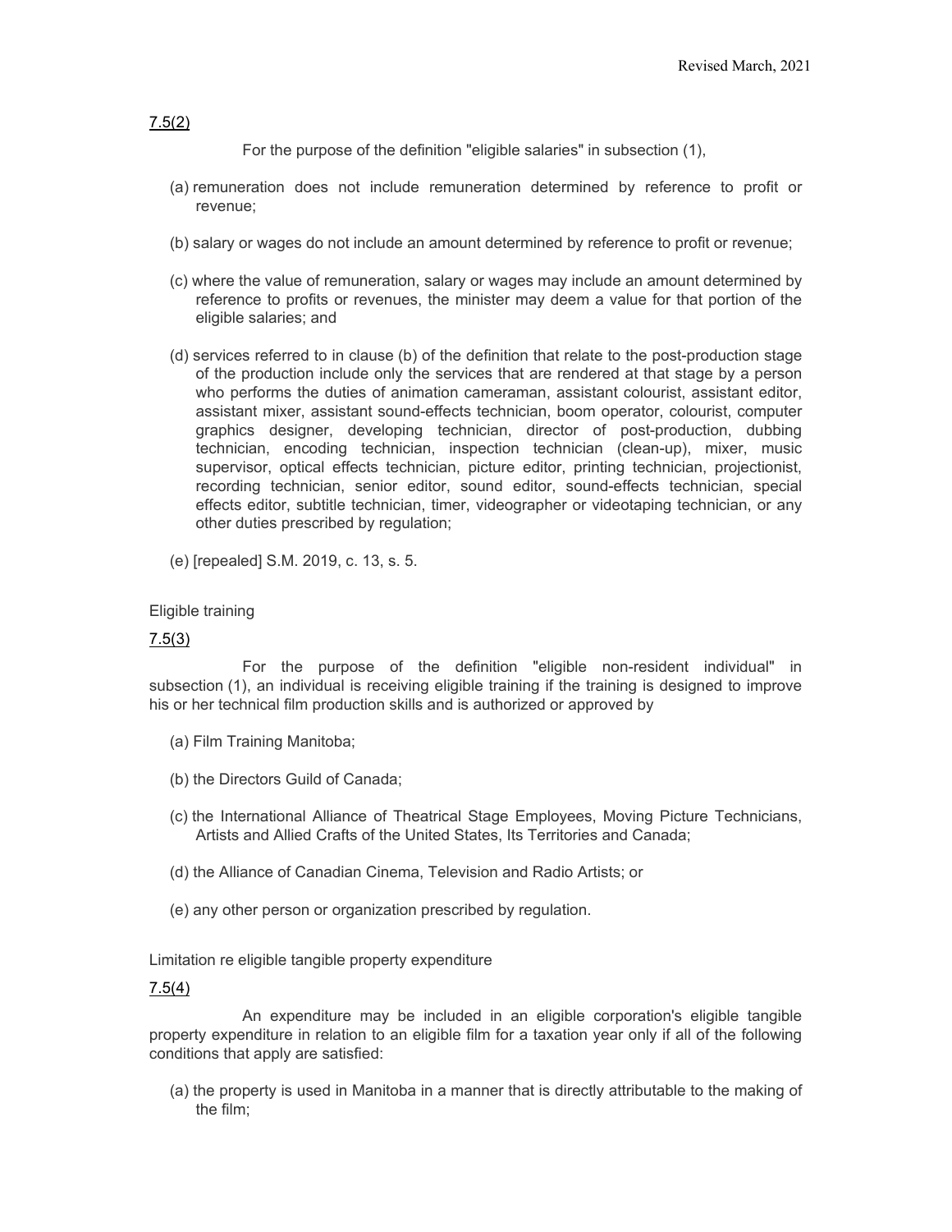7.5(2)

For the purpose of the definition "eligible salaries" in subsection (1),

(a) remuneration does not include remuneration determined by reference to profit or revenue;

(b) salary or wages do not include an amount determined by reference to profit or revenue;

(c) where the value of remuneration, salary or wages may include an amount determined by reference to profits or revenues, the minister may deem a value for that portion of the eligible salaries; and

(d) services referred to in clause (b) of the definition that relate to the post-production stage of the production include only the services that are rendered at that stage by a person who performs the duties of animation cameraman, assistant colourist, assistant editor, assistant mixer, assistant sound-effects technician, boom operator, colourist, computer graphics designer, developing technician, director of post-production, dubbing technician, encoding technician, inspection technician (clean-up), mixer, music supervisor, optical effects technician, picture editor, printing technician, projectionist, recording technician, senior editor, sound editor, sound-effects technician, special effects editor, subtitle technician, timer, videographer or videotaping technician, or any other duties prescribed by regulation;

(e) [repealed] S.M. 2019, c. 13, s. 5.

Eligible training

7.5(3)

For the purpose of the definition "eligible non-resident individual" in subsection (1), an individual is receiving eligible training if the training is designed to improve his or her technical film production skills and is authorized or approved by

(a) Film Training Manitoba;

(b) the Directors Guild of Canada;

(c) the International Alliance of Theatrical Stage Employees, Moving Picture Technicians, Artists and Allied Crafts of the United States, Its Territories and Canada;

(d) the Alliance of Canadian Cinema, Television and Radio Artists; or

(e) any other person or organization prescribed by regulation.

Limitation re eligible tangible property expenditure

7.5(4)

An expenditure may be included in an eligible corporation's eligible tangible property expenditure in relation to an eligible film for a taxation year only if all of the following conditions that apply are satisfied:

(a) the property is used in Manitoba in a manner that is directly attributable to the making of the film;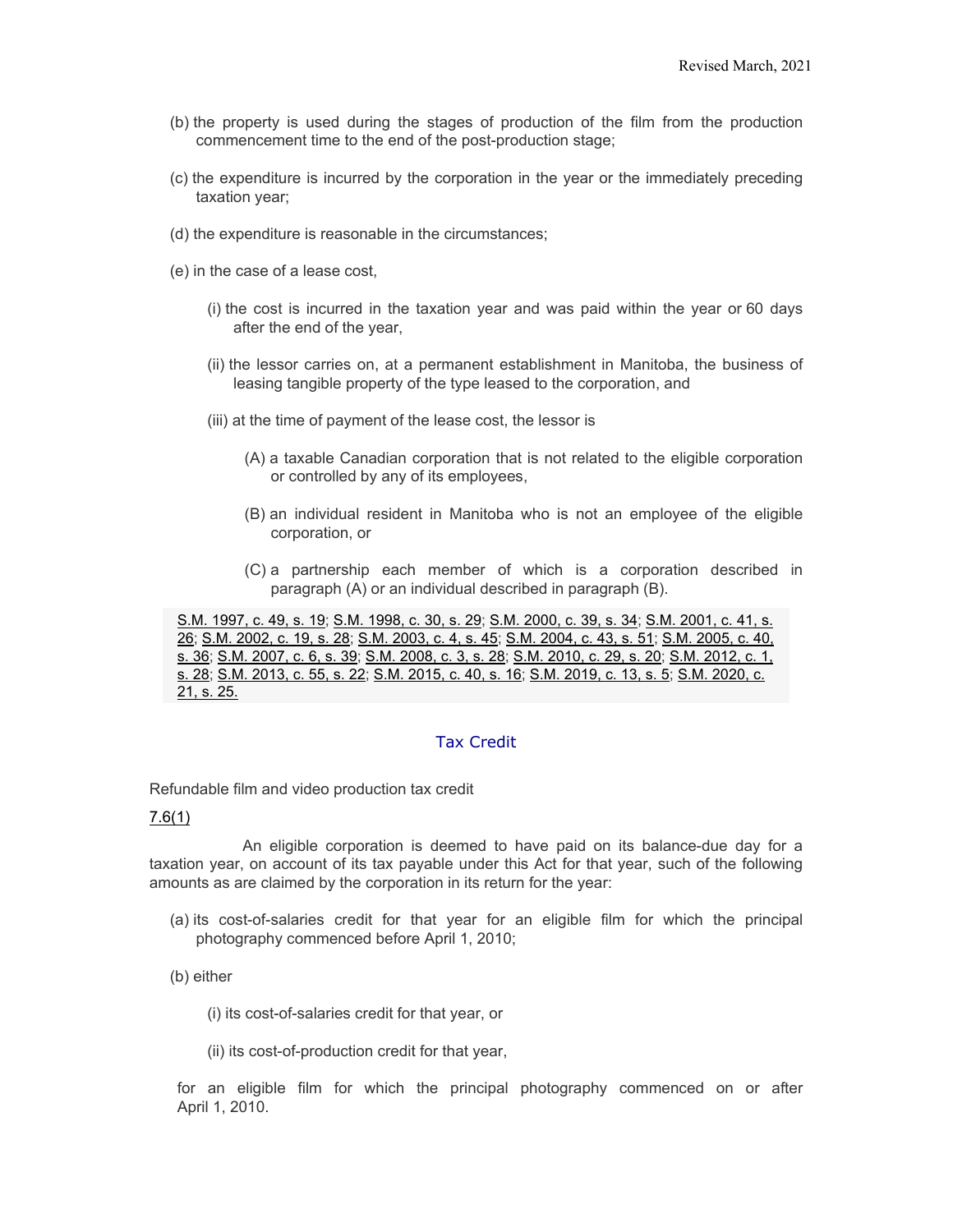(b) the property is used during the stages of production of the film from the production commencement time to the end of the post-production stage;

(c) the expenditure is incurred by the corporation in the year or the immediately preceding taxation year;

(d) the expenditure is reasonable in the circumstances;

(e) in the case of a lease cost,

> (i) the cost is incurred in the taxation year and was paid within the year or 60 days after the end of the year,
>
> (ii) the lessor carries on, at a permanent establishment in Manitoba, the business of leasing tangible property of the type leased to the corporation, and
>
> (iii) at the time of payment of the lease cost, the lessor is
>
> > (A) a taxable Canadian corporation that is not related to the eligible corporation or controlled by any of its employees,
> >
> > (B) an individual resident in Manitoba who is not an employee of the eligible corporation, or
> >
> > (C) a partnership each member of which is a corporation described in paragraph (A) or an individual described in paragraph (B).

S.M. 1997, c. 49, s. 19; S.M. 1998, c. 30, s. 29; S.M. 2000, c. 39, s. 34; S.M. 2001, c. 41, s. 26; S.M. 2002, c. 19, s. 28; S.M. 2003, c. 4, s. 45; S.M. 2004, c. 43, s. 51; S.M. 2005, c. 40, s. 36; S.M. 2007, c. 6, s. 39; S.M. 2008, c. 3, s. 28; S.M. 2010, c. 29, s. 20; S.M. 2012, c. 1, s. 28; S.M. 2013, c. 55, s. 22; S.M. 2015, c. 40, s. 16; S.M. 2019, c. 13, s. 5; S.M. 2020, c. 21, s. 25.

## Tax Credit

Refundable film and video production tax credit

7.6(1)

An eligible corporation is deemed to have paid on its balance-due day for a taxation year, on account of its tax payable under this Act for that year, such of the following amounts as are claimed by the corporation in its return for the year:

(a) its cost-of-salaries credit for that year for an eligible film for which the principal photography commenced before April 1, 2010;

(b) either

> (i) its cost-of-salaries credit for that year, or
>
> (ii) its cost-of-production credit for that year,

for an eligible film for which the principal photography commenced on or after April 1, 2010.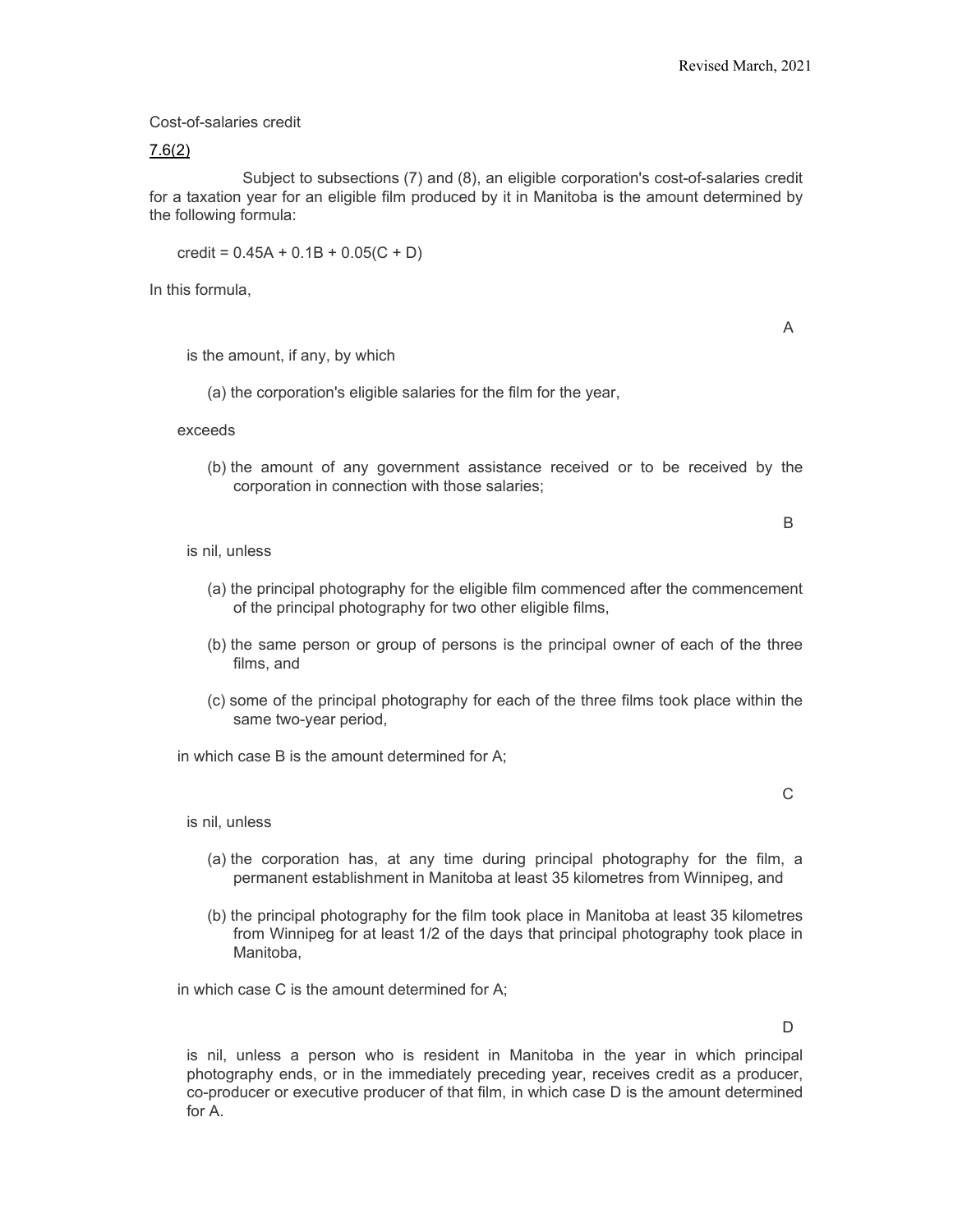Cost-of-salaries credit

7.6(2)

Subject to subsections (7) and (8), an eligible corporation's cost-of-salaries credit for a taxation year for an eligible film produced by it in Manitoba is the amount determined by the following formula:

$$\text{credit} = 0.45A + 0.1B + 0.05(C + D)$$

In this formula,

**A** is the amount, if any, by which

(a) the corporation's eligible salaries for the film for the year,

exceeds

(b) the amount of any government assistance received or to be received by the corporation in connection with those salaries;

**B** is nil, unless

(a) the principal photography for the eligible film commenced after the commencement of the principal photography for two other eligible films,

(b) the same person or group of persons is the principal owner of each of the three films, and

(c) some of the principal photography for each of the three films took place within the same two-year period,

in which case B is the amount determined for A;

**C** is nil, unless

(a) the corporation has, at any time during principal photography for the film, a permanent establishment in Manitoba at least 35 kilometres from Winnipeg, and

(b) the principal photography for the film took place in Manitoba at least 35 kilometres from Winnipeg for at least 1/2 of the days that principal photography took place in Manitoba,

in which case C is the amount determined for A;

**D** is nil, unless a person who is resident in Manitoba in the year in which principal photography ends, or in the immediately preceding year, receives credit as a producer, co-producer or executive producer of that film, in which case D is the amount determined for A.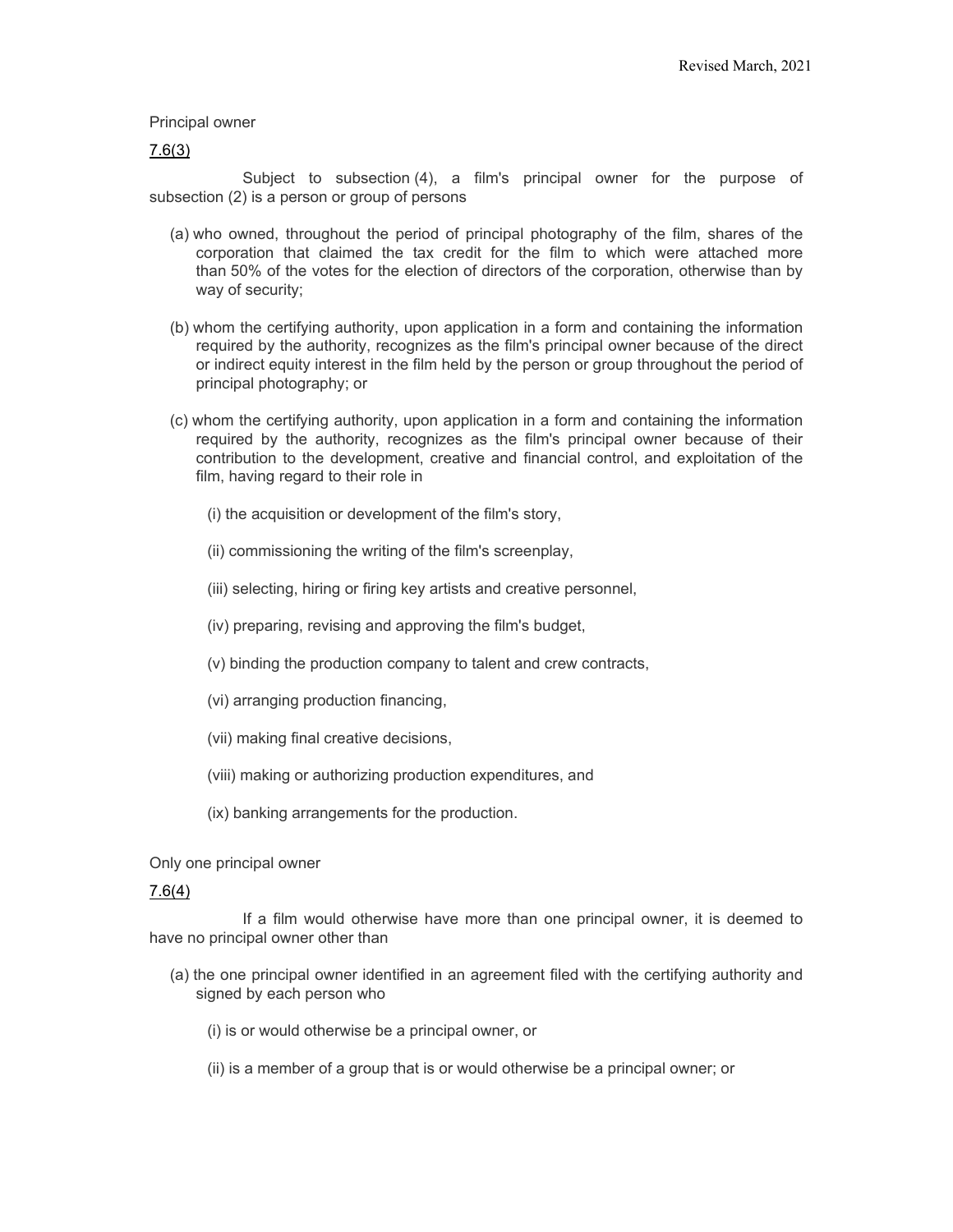Principal owner

7.6(3)

Subject to subsection (4), a film's principal owner for the purpose of subsection (2) is a person or group of persons

(a) who owned, throughout the period of principal photography of the film, shares of the corporation that claimed the tax credit for the film to which were attached more than 50% of the votes for the election of directors of the corporation, otherwise than by way of security;

(b) whom the certifying authority, upon application in a form and containing the information required by the authority, recognizes as the film's principal owner because of the direct or indirect equity interest in the film held by the person or group throughout the period of principal photography; or

(c) whom the certifying authority, upon application in a form and containing the information required by the authority, recognizes as the film's principal owner because of their contribution to the development, creative and financial control, and exploitation of the film, having regard to their role in

(i) the acquisition or development of the film's story,

(ii) commissioning the writing of the film's screenplay,

(iii) selecting, hiring or firing key artists and creative personnel,

(iv) preparing, revising and approving the film's budget,

(v) binding the production company to talent and crew contracts,

(vi) arranging production financing,

(vii) making final creative decisions,

(viii) making or authorizing production expenditures, and

(ix) banking arrangements for the production.

Only one principal owner

7.6(4)

If a film would otherwise have more than one principal owner, it is deemed to have no principal owner other than

(a) the one principal owner identified in an agreement filed with the certifying authority and signed by each person who

(i) is or would otherwise be a principal owner, or

(ii) is a member of a group that is or would otherwise be a principal owner; or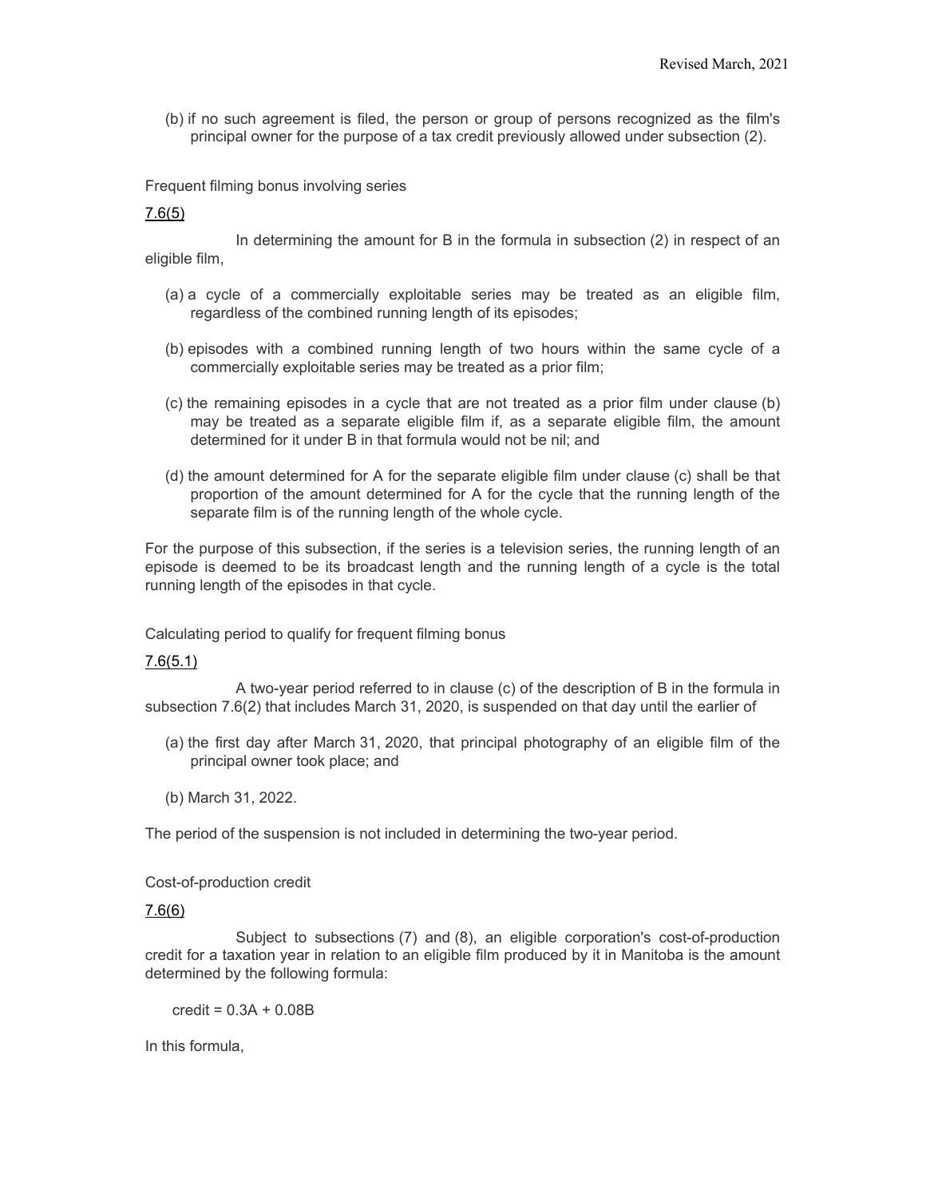(b) if no such agreement is filed, the person or group of persons recognized as the film's principal owner for the purpose of a tax credit previously allowed under subsection (2).

Frequent filming bonus involving series

7.6(5)

In determining the amount for B in the formula in subsection (2) in respect of an eligible film,

(a) a cycle of a commercially exploitable series may be treated as an eligible film, regardless of the combined running length of its episodes;

(b) episodes with a combined running length of two hours within the same cycle of a commercially exploitable series may be treated as a prior film;

(c) the remaining episodes in a cycle that are not treated as a prior film under clause (b) may be treated as a separate eligible film if, as a separate eligible film, the amount determined for it under B in that formula would not be nil; and

(d) the amount determined for A for the separate eligible film under clause (c) shall be that proportion of the amount determined for A for the cycle that the running length of the separate film is of the running length of the whole cycle.

For the purpose of this subsection, if the series is a television series, the running length of an episode is deemed to be its broadcast length and the running length of a cycle is the total running length of the episodes in that cycle.

Calculating period to qualify for frequent filming bonus

7.6(5.1)

A two-year period referred to in clause (c) of the description of B in the formula in subsection 7.6(2) that includes March 31, 2020, is suspended on that day until the earlier of

(a) the first day after March 31, 2020, that principal photography of an eligible film of the principal owner took place; and

(b) March 31, 2022.

The period of the suspension is not included in determining the two-year period.

Cost-of-production credit

7.6(6)

Subject to subsections (7) and (8), an eligible corporation's cost-of-production credit for a taxation year in relation to an eligible film produced by it in Manitoba is the amount determined by the following formula:

$$\text{credit} = 0.3A + 0.08B$$

In this formula,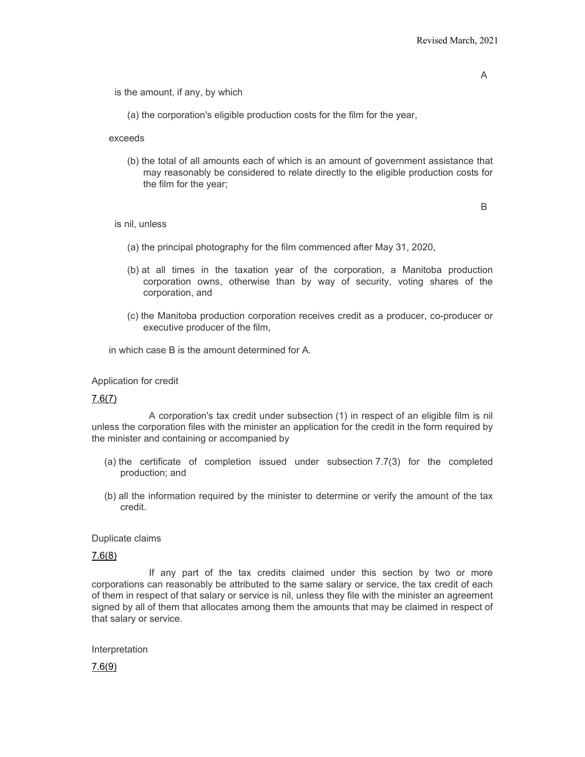A

is the amount, if any, by which

(a) the corporation's eligible production costs for the film for the year,

exceeds

(b) the total of all amounts each of which is an amount of government assistance that may reasonably be considered to relate directly to the eligible production costs for the film for the year;

B

is nil, unless

(a) the principal photography for the film commenced after May 31, 2020,

(b) at all times in the taxation year of the corporation, a Manitoba production corporation owns, otherwise than by way of security, voting shares of the corporation, and

(c) the Manitoba production corporation receives credit as a producer, co-producer or executive producer of the film,

in which case B is the amount determined for A.

Application for credit

7.6(7)

A corporation's tax credit under subsection (1) in respect of an eligible film is nil unless the corporation files with the minister an application for the credit in the form required by the minister and containing or accompanied by

(a) the certificate of completion issued under subsection 7.7(3) for the completed production; and

(b) all the information required by the minister to determine or verify the amount of the tax credit.

Duplicate claims

7.6(8)

If any part of the tax credits claimed under this section by two or more corporations can reasonably be attributed to the same salary or service, the tax credit of each of them in respect of that salary or service is nil, unless they file with the minister an agreement signed by all of them that allocates among them the amounts that may be claimed in respect of that salary or service.

Interpretation

7.6(9)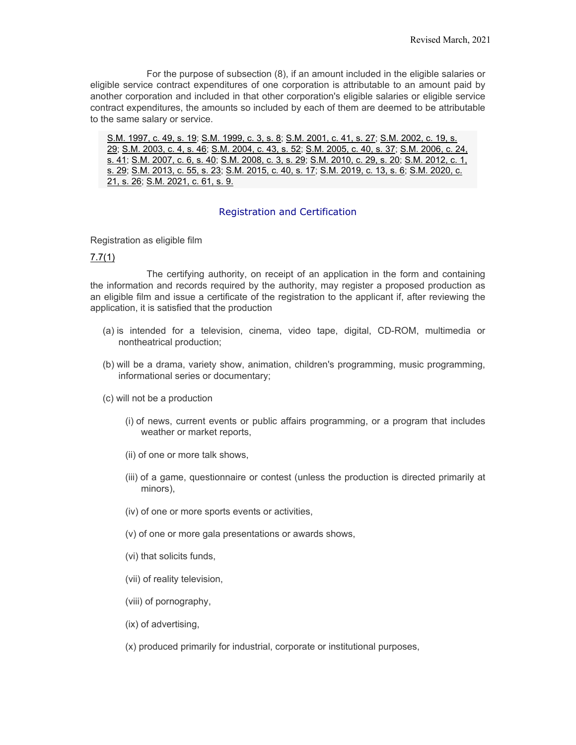For the purpose of subsection (8), if an amount included in the eligible salaries or eligible service contract expenditures of one corporation is attributable to an amount paid by another corporation and included in that other corporation's eligible salaries or eligible service contract expenditures, the amounts so included by each of them are deemed to be attributable to the same salary or service.

> S.M. 1997, c. 49, s. 19; S.M. 1999, c. 3, s. 8; S.M. 2001, c. 41, s. 27; S.M. 2002, c. 19, s. 29; S.M. 2003, c. 4, s. 46; S.M. 2004, c. 43, s. 52; S.M. 2005, c. 40, s. 37; S.M. 2006, c. 24, s. 41; S.M. 2007, c. 6, s. 40; S.M. 2008, c. 3, s. 29; S.M. 2010, c. 29, s. 20; S.M. 2012, c. 1, s. 29; S.M. 2013, c. 55, s. 23; S.M. 2015, c. 40, s. 17; S.M. 2019, c. 13, s. 6; S.M. 2020, c. 21, s. 26; S.M. 2021, c. 61, s. 9.

## Registration and Certification

Registration as eligible film

7.7(1)

The certifying authority, on receipt of an application in the form and containing the information and records required by the authority, may register a proposed production as an eligible film and issue a certificate of the registration to the applicant if, after reviewing the application, it is satisfied that the production

(a) is intended for a television, cinema, video tape, digital, CD-ROM, multimedia or nontheatrical production;

(b) will be a drama, variety show, animation, children's programming, music programming, informational series or documentary;

(c) will not be a production

(i) of news, current events or public affairs programming, or a program that includes weather or market reports,

(ii) of one or more talk shows,

(iii) of a game, questionnaire or contest (unless the production is directed primarily at minors),

(iv) of one or more sports events or activities,

(v) of one or more gala presentations or awards shows,

(vi) that solicits funds,

(vii) of reality television,

(viii) of pornography,

(ix) of advertising,

(x) produced primarily for industrial, corporate or institutional purposes,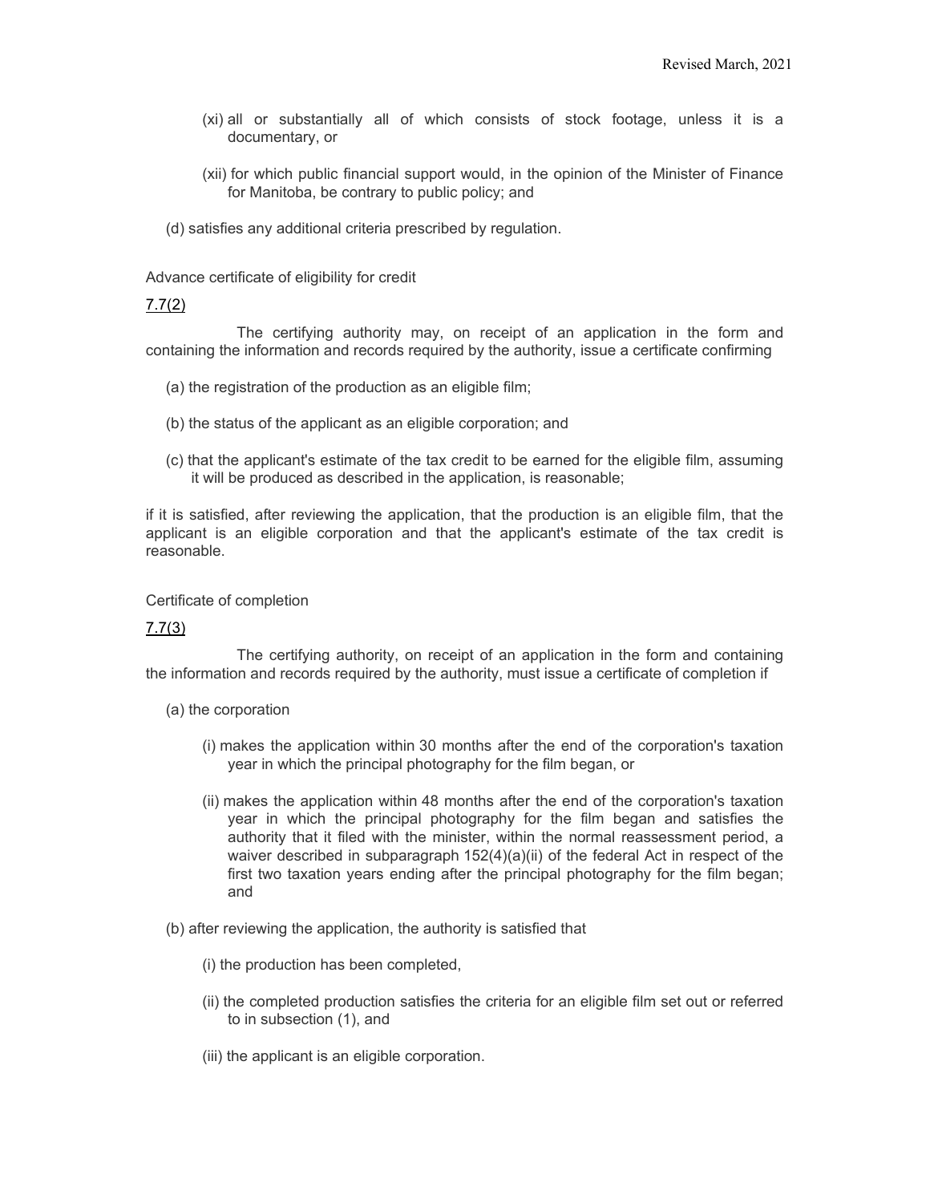(xi) all or substantially all of which consists of stock footage, unless it is a documentary, or

(xii) for which public financial support would, in the opinion of the Minister of Finance for Manitoba, be contrary to public policy; and

(d) satisfies any additional criteria prescribed by regulation.

Advance certificate of eligibility for credit

7.7(2)

The certifying authority may, on receipt of an application in the form and containing the information and records required by the authority, issue a certificate confirming

(a) the registration of the production as an eligible film;

(b) the status of the applicant as an eligible corporation; and

(c) that the applicant's estimate of the tax credit to be earned for the eligible film, assuming it will be produced as described in the application, is reasonable;

if it is satisfied, after reviewing the application, that the production is an eligible film, that the applicant is an eligible corporation and that the applicant's estimate of the tax credit is reasonable.

Certificate of completion

7.7(3)

The certifying authority, on receipt of an application in the form and containing the information and records required by the authority, must issue a certificate of completion if

(a) the corporation

(i) makes the application within 30 months after the end of the corporation's taxation year in which the principal photography for the film began, or

(ii) makes the application within 48 months after the end of the corporation's taxation year in which the principal photography for the film began and satisfies the authority that it filed with the minister, within the normal reassessment period, a waiver described in subparagraph 152(4)(a)(ii) of the federal Act in respect of the first two taxation years ending after the principal photography for the film began; and

(b) after reviewing the application, the authority is satisfied that

(i) the production has been completed,

(ii) the completed production satisfies the criteria for an eligible film set out or referred to in subsection (1), and

(iii) the applicant is an eligible corporation.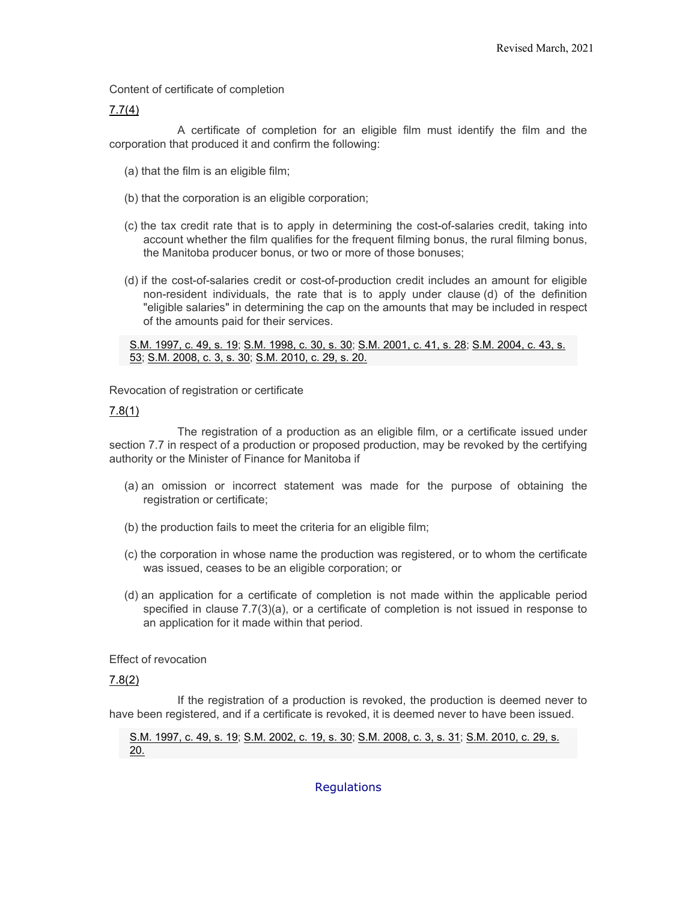Content of certificate of completion

7.7(4)

A certificate of completion for an eligible film must identify the film and the corporation that produced it and confirm the following:

(a) that the film is an eligible film;

(b) that the corporation is an eligible corporation;

(c) the tax credit rate that is to apply in determining the cost-of-salaries credit, taking into account whether the film qualifies for the frequent filming bonus, the rural filming bonus, the Manitoba producer bonus, or two or more of those bonuses;

(d) if the cost-of-salaries credit or cost-of-production credit includes an amount for eligible non-resident individuals, the rate that is to apply under clause (d) of the definition "eligible salaries" in determining the cap on the amounts that may be included in respect of the amounts paid for their services.

S.M. 1997, c. 49, s. 19; S.M. 1998, c. 30, s. 30; S.M. 2001, c. 41, s. 28; S.M. 2004, c. 43, s. 53; S.M. 2008, c. 3, s. 30; S.M. 2010, c. 29, s. 20.

Revocation of registration or certificate

7.8(1)

The registration of a production as an eligible film, or a certificate issued under section 7.7 in respect of a production or proposed production, may be revoked by the certifying authority or the Minister of Finance for Manitoba if

(a) an omission or incorrect statement was made for the purpose of obtaining the registration or certificate;

(b) the production fails to meet the criteria for an eligible film;

(c) the corporation in whose name the production was registered, or to whom the certificate was issued, ceases to be an eligible corporation; or

(d) an application for a certificate of completion is not made within the applicable period specified in clause 7.7(3)(a), or a certificate of completion is not issued in response to an application for it made within that period.

Effect of revocation

7.8(2)

If the registration of a production is revoked, the production is deemed never to have been registered, and if a certificate is revoked, it is deemed never to have been issued.

S.M. 1997, c. 49, s. 19; S.M. 2002, c. 19, s. 30; S.M. 2008, c. 3, s. 31; S.M. 2010, c. 29, s. 20.

Regulations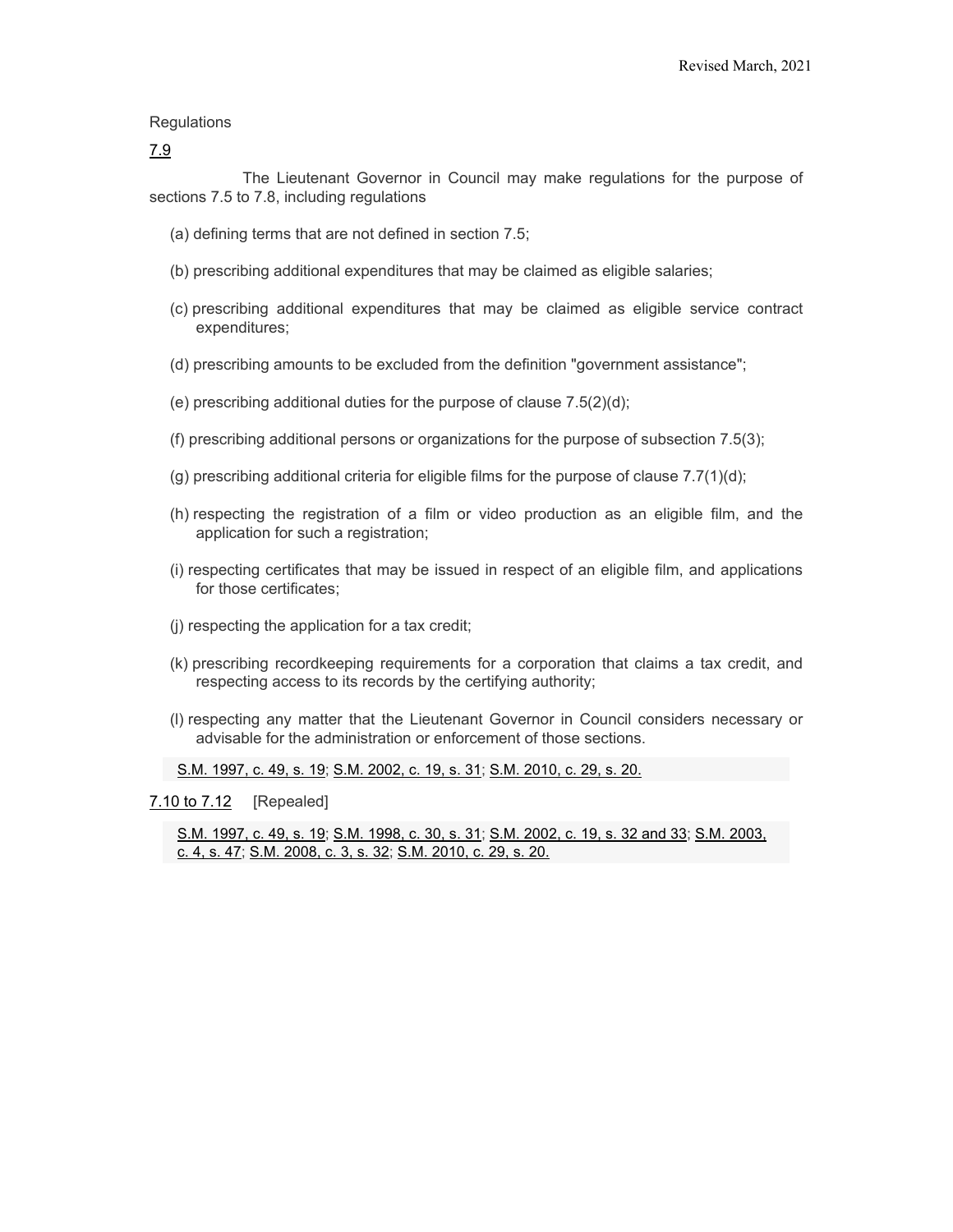Regulations

7.9

The Lieutenant Governor in Council may make regulations for the purpose of sections 7.5 to 7.8, including regulations

(a) defining terms that are not defined in section 7.5;

(b) prescribing additional expenditures that may be claimed as eligible salaries;

(c) prescribing additional expenditures that may be claimed as eligible service contract expenditures;

(d) prescribing amounts to be excluded from the definition "government assistance";

(e) prescribing additional duties for the purpose of clause 7.5(2)(d);

(f) prescribing additional persons or organizations for the purpose of subsection 7.5(3);

(g) prescribing additional criteria for eligible films for the purpose of clause 7.7(1)(d);

(h) respecting the registration of a film or video production as an eligible film, and the application for such a registration;

(i) respecting certificates that may be issued in respect of an eligible film, and applications for those certificates;

(j) respecting the application for a tax credit;

(k) prescribing recordkeeping requirements for a corporation that claims a tax credit, and respecting access to its records by the certifying authority;

(l) respecting any matter that the Lieutenant Governor in Council considers necessary or advisable for the administration or enforcement of those sections.

S.M. 1997, c. 49, s. 19; S.M. 2002, c. 19, s. 31; S.M. 2010, c. 29, s. 20.

7.10 to 7.12 [Repealed]

S.M. 1997, c. 49, s. 19; S.M. 1998, c. 30, s. 31; S.M. 2002, c. 19, s. 32 and 33; S.M. 2003, c. 4, s. 47; S.M. 2008, c. 3, s. 32; S.M. 2010, c. 29, s. 20.